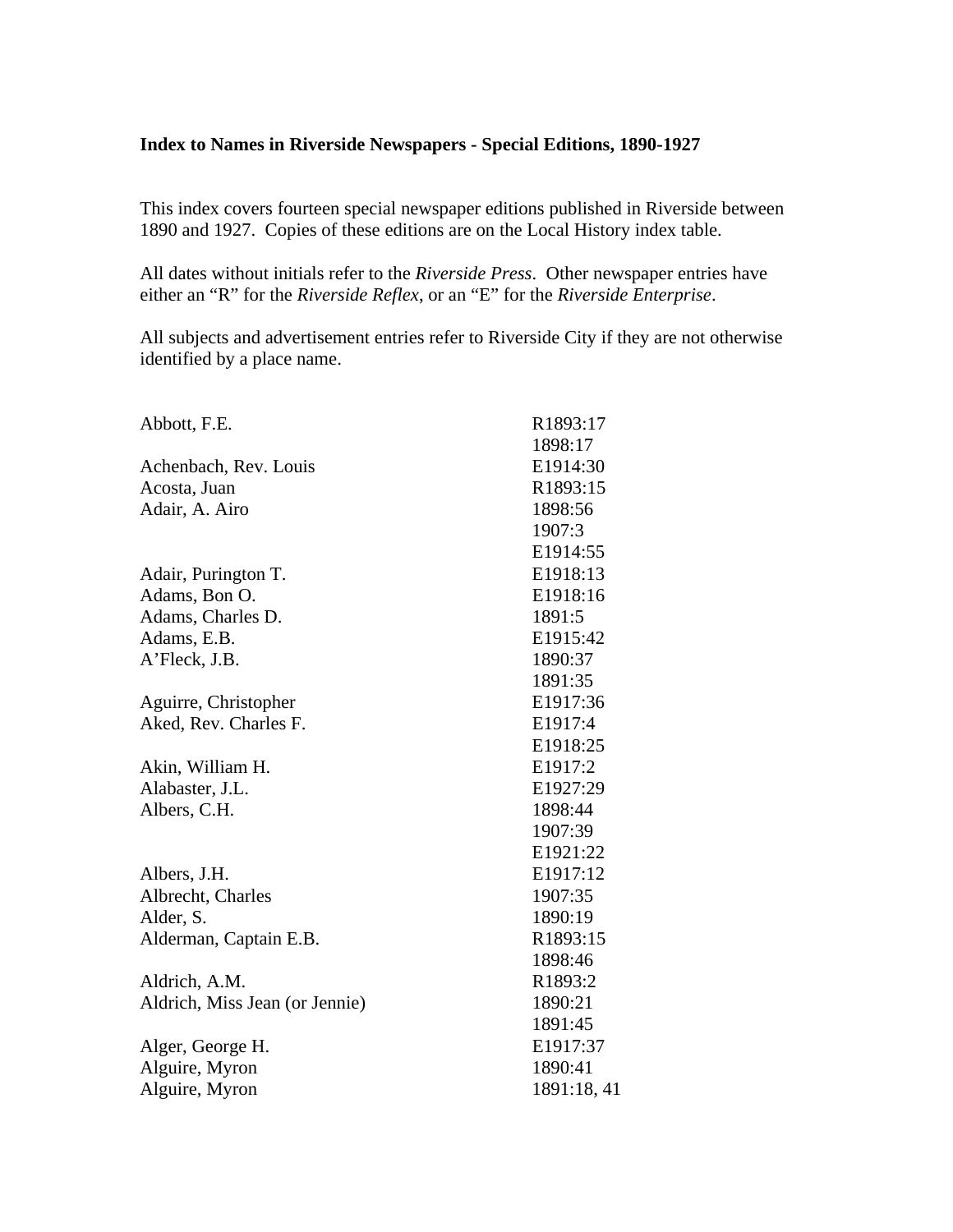**Index to Names in Riverside Newspapers - Special Editions, 1890-1927**

This index covers fourteen special newspaper editions published in Riverside between 1890 and 1927. Copies of these editions are on the Local History index table.

All dates without initials refer to the *Riverside Press*. Other newspaper entries have either an "R" for the *Riverside Reflex*, or an "E" for the *Riverside Enterprise*.

All subjects and advertisement entries refer to Riverside City if they are not otherwise identified by a place name.

| | |
|---|---|
| Abbott, F.E. | R1893:17 |
| | 1898:17 |
| Achenbach, Rev. Louis | E1914:30 |
| Acosta, Juan | R1893:15 |
| Adair, A. Airo | 1898:56 |
| | 1907:3 |
| | E1914:55 |
| Adair, Purington T. | E1918:13 |
| Adams, Bon O. | E1918:16 |
| Adams, Charles D. | 1891:5 |
| Adams, E.B. | E1915:42 |
| A'Fleck, J.B. | 1890:37 |
| | 1891:35 |
| Aguirre, Christopher | E1917:36 |
| Aked, Rev. Charles F. | E1917:4 |
| | E1918:25 |
| Akin, William H. | E1917:2 |
| Alabaster, J.L. | E1927:29 |
| Albers, C.H. | 1898:44 |
| | 1907:39 |
| | E1921:22 |
| Albers, J.H. | E1917:12 |
| Albrecht, Charles | 1907:35 |
| Alder, S. | 1890:19 |
| Alderman, Captain E.B. | R1893:15 |
| | 1898:46 |
| Aldrich, A.M. | R1893:2 |
| Aldrich, Miss Jean (or Jennie) | 1890:21 |
| | 1891:45 |
| Alger, George H. | E1917:37 |
| Alguire, Myron | 1890:41 |
| Alguire, Myron | 1891:18, 41 |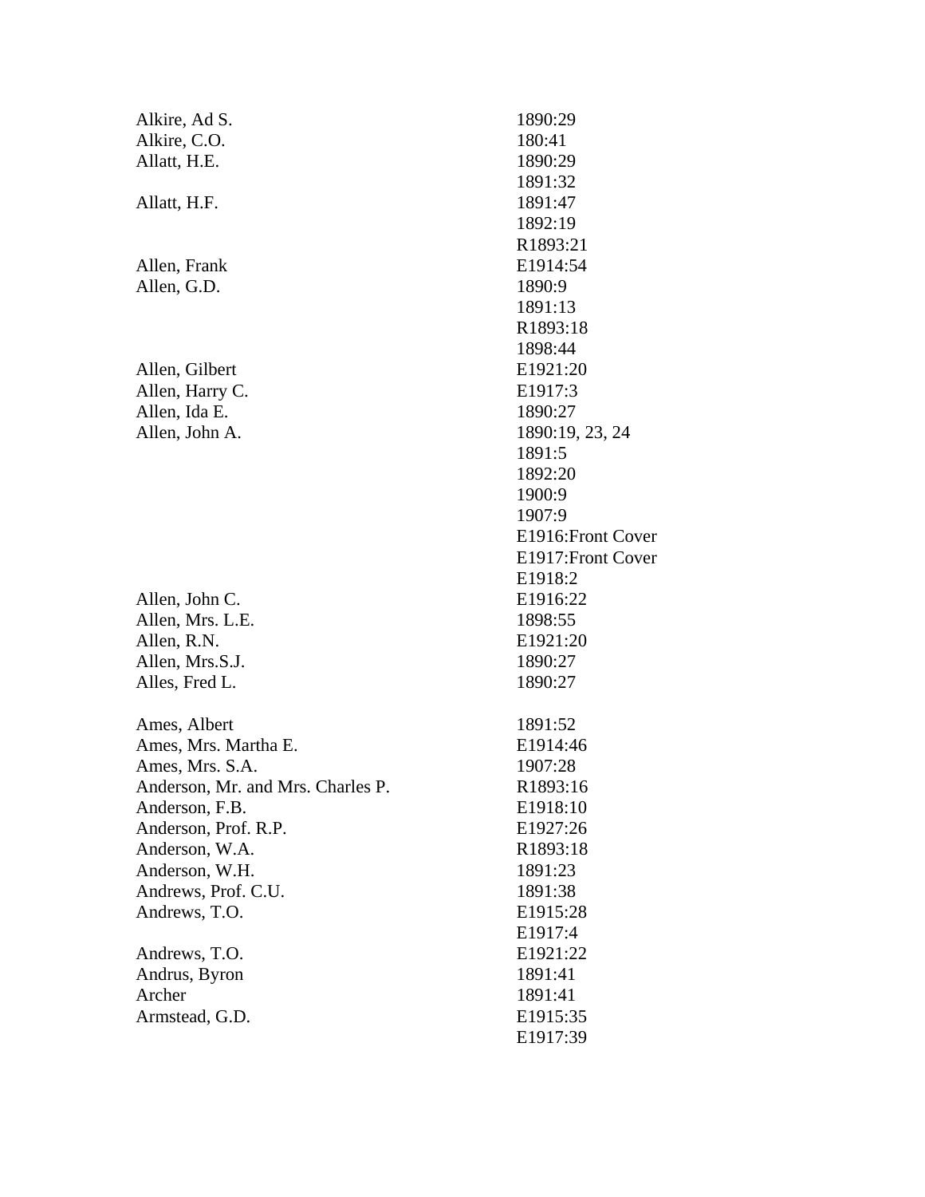| | |
|---|---|
| Alkire, Ad S. | 1890:29 |
| Alkire, C.O. | 180:41 |
| Allatt, H.E. | 1890:29 |
| | 1891:32 |
| Allatt, H.F. | 1891:47 |
| | 1892:19 |
| | R1893:21 |
| Allen, Frank | E1914:54 |
| Allen, G.D. | 1890:9 |
| | 1891:13 |
| | R1893:18 |
| | 1898:44 |
| Allen, Gilbert | E1921:20 |
| Allen, Harry C. | E1917:3 |
| Allen, Ida E. | 1890:27 |
| Allen, John A. | 1890:19, 23, 24 |
| | 1891:5 |
| | 1892:20 |
| | 1900:9 |
| | 1907:9 |
| | E1916:Front Cover |
| | E1917:Front Cover |
| | E1918:2 |
| Allen, John C. | E1916:22 |
| Allen, Mrs. L.E. | 1898:55 |
| Allen, R.N. | E1921:20 |
| Allen, Mrs.S.J. | 1890:27 |
| Alles, Fred L. | 1890:27 |
| | |
| Ames, Albert | 1891:52 |
| Ames, Mrs. Martha E. | E1914:46 |
| Ames, Mrs. S.A. | 1907:28 |
| Anderson, Mr. and Mrs. Charles P. | R1893:16 |
| Anderson, F.B. | E1918:10 |
| Anderson, Prof. R.P. | E1927:26 |
| Anderson, W.A. | R1893:18 |
| Anderson, W.H. | 1891:23 |
| Andrews, Prof. C.U. | 1891:38 |
| Andrews, T.O. | E1915:28 |
| | E1917:4 |
| Andrews, T.O. | E1921:22 |
| Andrus, Byron | 1891:41 |
| Archer | 1891:41 |
| Armstead, G.D. | E1915:35 |
| | E1917:39 |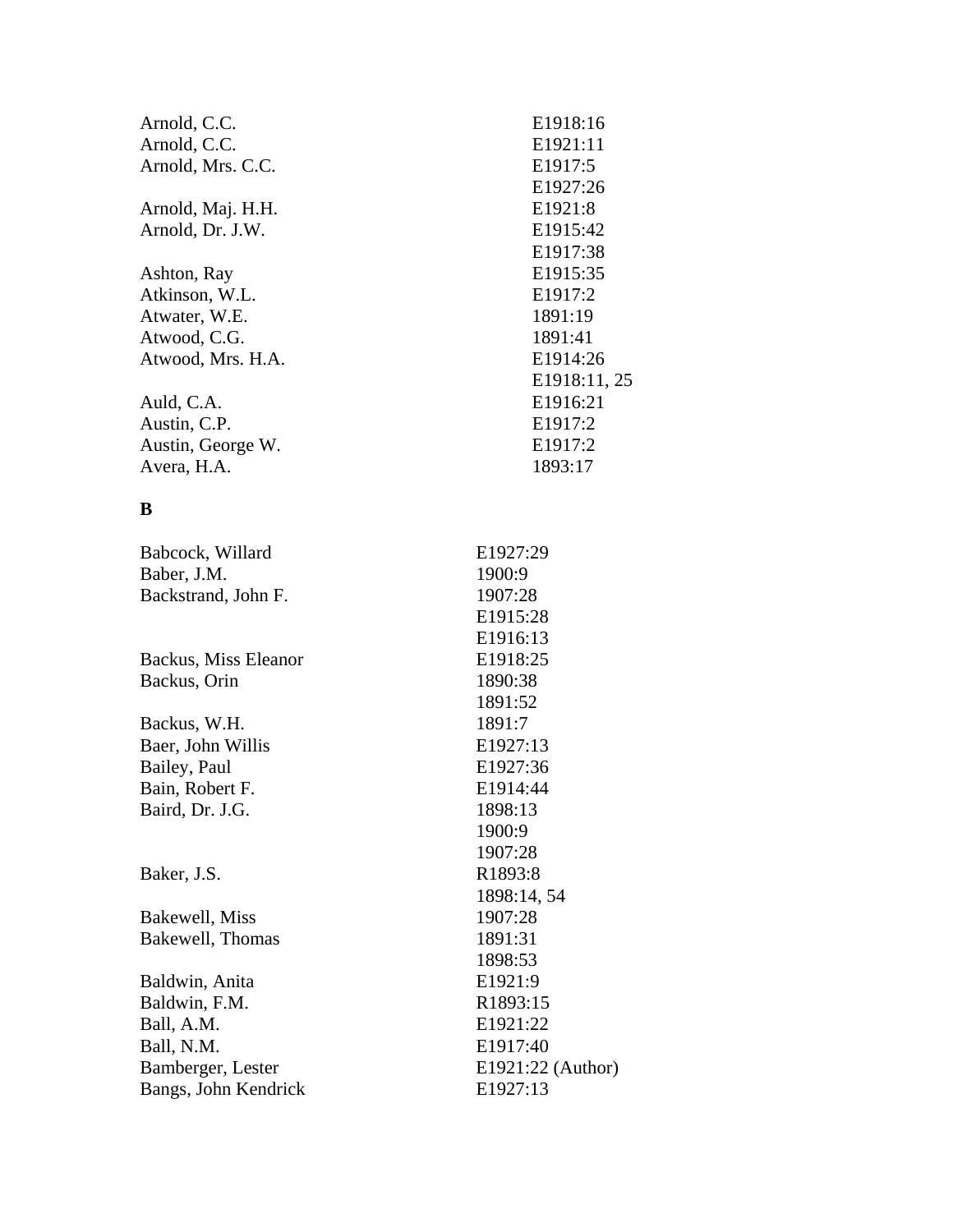| | |
|---|---|
| Arnold, C.C. | E1918:16 |
| Arnold, C.C. | E1921:11 |
| Arnold, Mrs. C.C. | E1917:5 |
| | E1927:26 |
| Arnold, Maj. H.H. | E1921:8 |
| Arnold, Dr. J.W. | E1915:42 |
| | E1917:38 |
| Ashton, Ray | E1915:35 |
| Atkinson, W.L. | E1917:2 |
| Atwater, W.E. | 1891:19 |
| Atwood, C.G. | 1891:41 |
| Atwood, Mrs. H.A. | E1914:26 |
| | E1918:11, 25 |
| Auld, C.A. | E1916:21 |
| Austin, C.P. | E1917:2 |
| Austin, George W. | E1917:2 |
| Avera, H.A. | 1893:17 |

**B**

| | |
|---|---|
| Babcock, Willard | E1927:29 |
| Baber, J.M. | 1900:9 |
| Backstrand, John F. | 1907:28 |
| | E1915:28 |
| | E1916:13 |
| Backus, Miss Eleanor | E1918:25 |
| Backus, Orin | 1890:38 |
| | 1891:52 |
| Backus, W.H. | 1891:7 |
| Baer, John Willis | E1927:13 |
| Bailey, Paul | E1927:36 |
| Bain, Robert F. | E1914:44 |
| Baird, Dr. J.G. | 1898:13 |
| | 1900:9 |
| | 1907:28 |
| Baker, J.S. | R1893:8 |
| | 1898:14, 54 |
| Bakewell, Miss | 1907:28 |
| Bakewell, Thomas | 1891:31 |
| | 1898:53 |
| Baldwin, Anita | E1921:9 |
| Baldwin, F.M. | R1893:15 |
| Ball, A.M. | E1921:22 |
| Ball, N.M. | E1917:40 |
| Bamberger, Lester | E1921:22 (Author) |
| Bangs, John Kendrick | E1927:13 |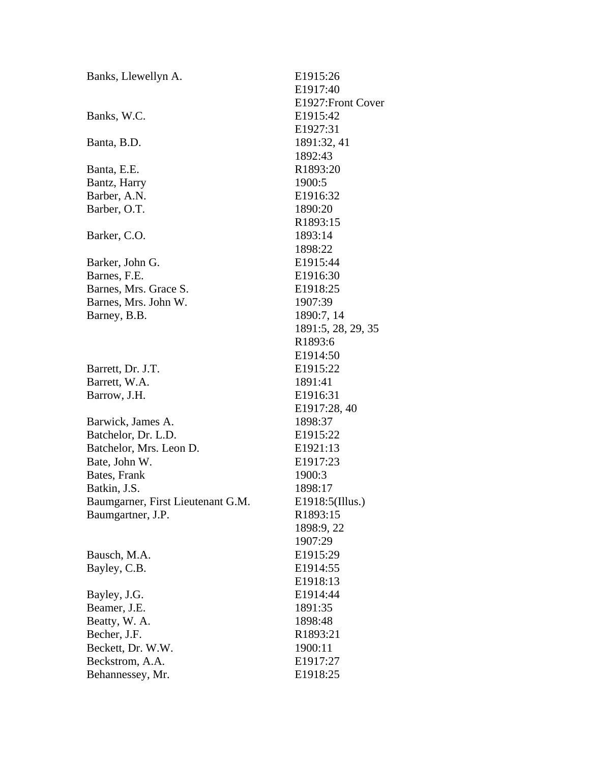| | |
|---|---|
| Banks, Llewellyn A. | E1915:26 |
| | E1917:40 |
| | E1927:Front Cover |
| Banks, W.C. | E1915:42 |
| | E1927:31 |
| Banta, B.D. | 1891:32, 41 |
| | 1892:43 |
| Banta, E.E. | R1893:20 |
| Bantz, Harry | 1900:5 |
| Barber, A.N. | E1916:32 |
| Barber, O.T. | 1890:20 |
| | R1893:15 |
| Barker, C.O. | 1893:14 |
| | 1898:22 |
| Barker, John G. | E1915:44 |
| Barnes, F.E. | E1916:30 |
| Barnes, Mrs. Grace S. | E1918:25 |
| Barnes, Mrs. John W. | 1907:39 |
| Barney, B.B. | 1890:7, 14 |
| | 1891:5, 28, 29, 35 |
| | R1893:6 |
| | E1914:50 |
| Barrett, Dr. J.T. | E1915:22 |
| Barrett, W.A. | 1891:41 |
| Barrow, J.H. | E1916:31 |
| | E1917:28, 40 |
| Barwick, James A. | 1898:37 |
| Batchelor, Dr. L.D. | E1915:22 |
| Batchelor, Mrs. Leon D. | E1921:13 |
| Bate, John W. | E1917:23 |
| Bates, Frank | 1900:3 |
| Batkin, J.S. | 1898:17 |
| Baumgarner, First Lieutenant G.M. | E1918:5(Illus.) |
| Baumgartner, J.P. | R1893:15 |
| | 1898:9, 22 |
| | 1907:29 |
| Bausch, M.A. | E1915:29 |
| Bayley, C.B. | E1914:55 |
| | E1918:13 |
| Bayley, J.G. | E1914:44 |
| Beamer, J.E. | 1891:35 |
| Beatty, W. A. | 1898:48 |
| Becher, J.F. | R1893:21 |
| Beckett, Dr. W.W. | 1900:11 |
| Beckstrom, A.A. | E1917:27 |
| Behannessey, Mr. | E1918:25 |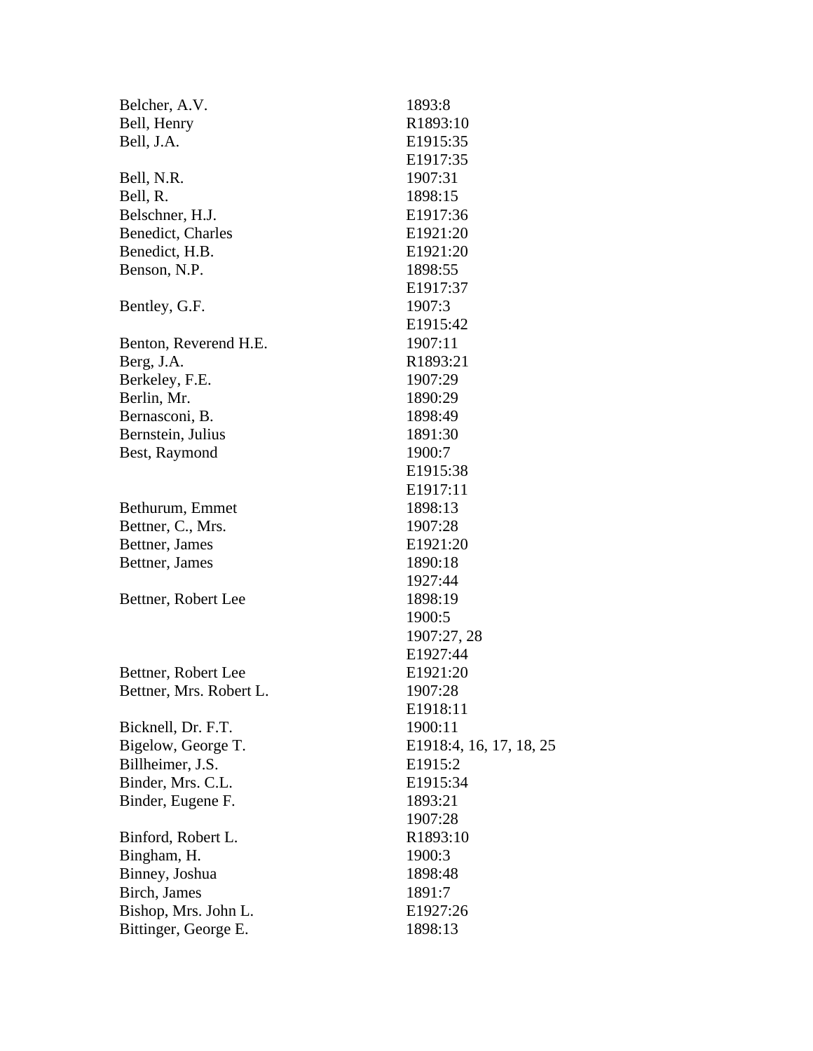| | |
|---|---|
| Belcher, A.V. | 1893:8 |
| Bell, Henry | R1893:10 |
| Bell, J.A. | E1915:35 |
| | E1917:35 |
| Bell, N.R. | 1907:31 |
| Bell, R. | 1898:15 |
| Belschner, H.J. | E1917:36 |
| Benedict, Charles | E1921:20 |
| Benedict, H.B. | E1921:20 |
| Benson, N.P. | 1898:55 |
| | E1917:37 |
| Bentley, G.F. | 1907:3 |
| | E1915:42 |
| Benton, Reverend H.E. | 1907:11 |
| Berg, J.A. | R1893:21 |
| Berkeley, F.E. | 1907:29 |
| Berlin, Mr. | 1890:29 |
| Bernasconi, B. | 1898:49 |
| Bernstein, Julius | 1891:30 |
| Best, Raymond | 1900:7 |
| | E1915:38 |
| | E1917:11 |
| Bethurum, Emmet | 1898:13 |
| Bettner, C., Mrs. | 1907:28 |
| Bettner, James | E1921:20 |
| Bettner, James | 1890:18 |
| | 1927:44 |
| Bettner, Robert Lee | 1898:19 |
| | 1900:5 |
| | 1907:27, 28 |
| | E1927:44 |
| Bettner, Robert Lee | E1921:20 |
| Bettner, Mrs. Robert L. | 1907:28 |
| | E1918:11 |
| Bicknell, Dr. F.T. | 1900:11 |
| Bigelow, George T. | E1918:4, 16, 17, 18, 25 |
| Billheimer, J.S. | E1915:2 |
| Binder, Mrs. C.L. | E1915:34 |
| Binder, Eugene F. | 1893:21 |
| | 1907:28 |
| Binford, Robert L. | R1893:10 |
| Bingham, H. | 1900:3 |
| Binney, Joshua | 1898:48 |
| Birch, James | 1891:7 |
| Bishop, Mrs. John L. | E1927:26 |
| Bittinger, George E. | 1898:13 |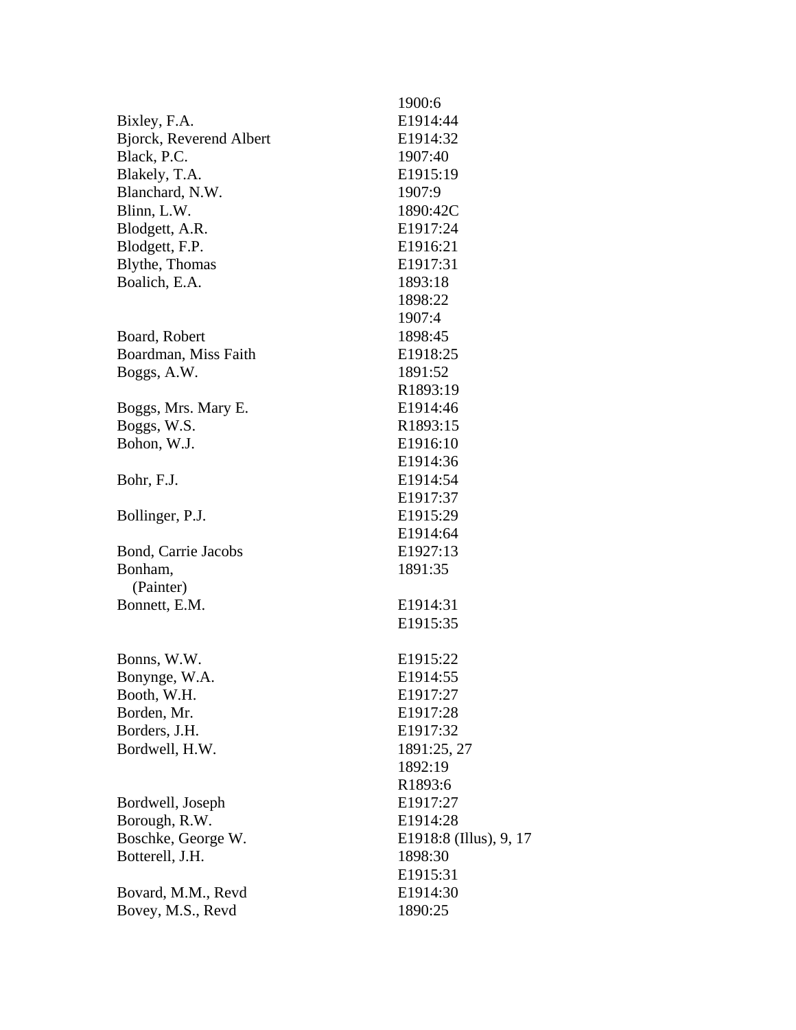| | |
|---|---|
| | 1900:6 |
| Bixley, F.A. | E1914:44 |
| Bjorck, Reverend Albert | E1914:32 |
| Black, P.C. | 1907:40 |
| Blakely, T.A. | E1915:19 |
| Blanchard, N.W. | 1907:9 |
| Blinn, L.W. | 1890:42C |
| Blodgett, A.R. | E1917:24 |
| Blodgett, F.P. | E1916:21 |
| Blythe, Thomas | E1917:31 |
| Boalich, E.A. | 1893:18 |
| | 1898:22 |
| | 1907:4 |
| Board, Robert | 1898:45 |
| Boardman, Miss Faith | E1918:25 |
| Boggs, A.W. | 1891:52 |
| | R1893:19 |
| Boggs, Mrs. Mary E. | E1914:46 |
| Boggs, W.S. | R1893:15 |
| Bohon, W.J. | E1916:10 |
| | E1914:36 |
| Bohr, F.J. | E1914:54 |
| | E1917:37 |
| Bollinger, P.J. | E1915:29 |
| | E1914:64 |
| Bond, Carrie Jacobs | E1927:13 |
| Bonham, (Painter) | 1891:35 |
| Bonnett, E.M. | E1914:31 |
| | E1915:35 |
| Bonns, W.W. | E1915:22 |
| Bonynge, W.A. | E1914:55 |
| Booth, W.H. | E1917:27 |
| Borden, Mr. | E1917:28 |
| Borders, J.H. | E1917:32 |
| Bordwell, H.W. | 1891:25, 27 |
| | 1892:19 |
| | R1893:6 |
| Bordwell, Joseph | E1917:27 |
| Borough, R.W. | E1914:28 |
| Boschke, George W. | E1918:8 (Illus), 9, 17 |
| Botterell, J.H. | 1898:30 |
| | E1915:31 |
| Bovard, M.M., Revd | E1914:30 |
| Bovey, M.S., Revd | 1890:25 |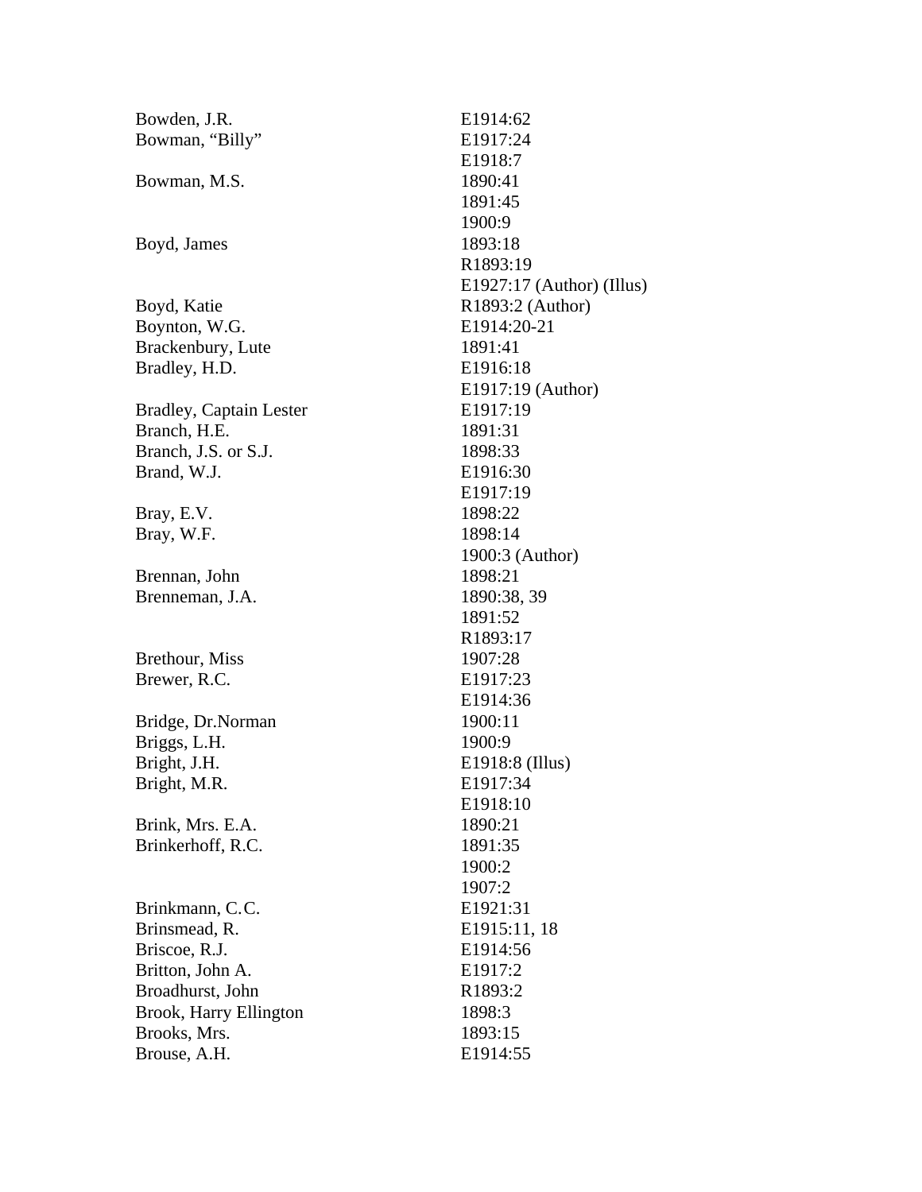| | |
|---|---|
| Bowden, J.R. | E1914:62 |
| Bowman, "Billy" | E1917:24 |
| | E1918:7 |
| Bowman, M.S. | 1890:41 |
| | 1891:45 |
| | 1900:9 |
| Boyd, James | 1893:18 |
| | R1893:19 |
| | E1927:17 (Author) (Illus) |
| Boyd, Katie | R1893:2 (Author) |
| Boynton, W.G. | E1914:20-21 |
| Brackenbury, Lute | 1891:41 |
| Bradley, H.D. | E1916:18 |
| | E1917:19 (Author) |
| Bradley, Captain Lester | E1917:19 |
| Branch, H.E. | 1891:31 |
| Branch, J.S. or S.J. | 1898:33 |
| Brand, W.J. | E1916:30 |
| | E1917:19 |
| Bray, E.V. | 1898:22 |
| Bray, W.F. | 1898:14 |
| | 1900:3 (Author) |
| Brennan, John | 1898:21 |
| Brenneman, J.A. | 1890:38, 39 |
| | 1891:52 |
| | R1893:17 |
| Brethour, Miss | 1907:28 |
| Brewer, R.C. | E1917:23 |
| | E1914:36 |
| Bridge, Dr.Norman | 1900:11 |
| Briggs, L.H. | 1900:9 |
| Bright, J.H. | E1918:8 (Illus) |
| Bright, M.R. | E1917:34 |
| | E1918:10 |
| Brink, Mrs. E.A. | 1890:21 |
| Brinkerhoff, R.C. | 1891:35 |
| | 1900:2 |
| | 1907:2 |
| Brinkmann, C.C. | E1921:31 |
| Brinsmead, R. | E1915:11, 18 |
| Briscoe, R.J. | E1914:56 |
| Britton, John A. | E1917:2 |
| Broadhurst, John | R1893:2 |
| Brook, Harry Ellington | 1898:3 |
| Brooks, Mrs. | 1893:15 |
| Brouse, A.H. | E1914:55 |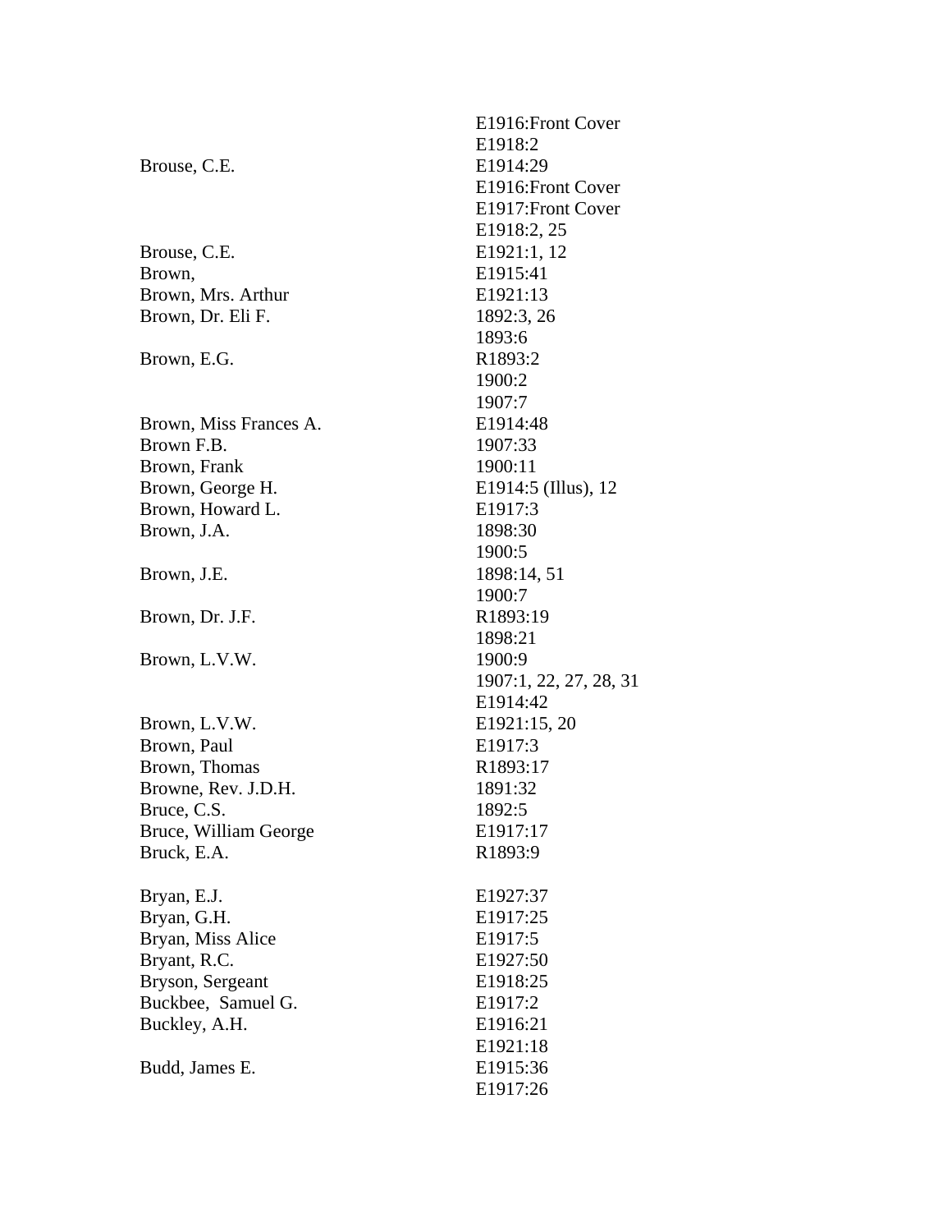| | |
|---|---|
| | E1916:Front Cover |
| | E1918:2 |
| Brouse, C.E. | E1914:29 |
| | E1916:Front Cover |
| | E1917:Front Cover |
| | E1918:2, 25 |
| Brouse, C.E. | E1921:1, 12 |
| Brown, | E1915:41 |
| Brown, Mrs. Arthur | E1921:13 |
| Brown, Dr. Eli F. | 1892:3, 26 |
| | 1893:6 |
| Brown, E.G. | R1893:2 |
| | 1900:2 |
| | 1907:7 |
| Brown, Miss Frances A. | E1914:48 |
| Brown F.B. | 1907:33 |
| Brown, Frank | 1900:11 |
| Brown, George H. | E1914:5 (Illus), 12 |
| Brown, Howard L. | E1917:3 |
| Brown, J.A. | 1898:30 |
| | 1900:5 |
| Brown, J.E. | 1898:14, 51 |
| | 1900:7 |
| Brown, Dr. J.F. | R1893:19 |
| | 1898:21 |
| Brown, L.V.W. | 1900:9 |
| | 1907:1, 22, 27, 28, 31 |
| | E1914:42 |
| Brown, L.V.W. | E1921:15, 20 |
| Brown, Paul | E1917:3 |
| Brown, Thomas | R1893:17 |
| Browne, Rev. J.D.H. | 1891:32 |
| Bruce, C.S. | 1892:5 |
| Bruce, William George | E1917:17 |
| Bruck, E.A. | R1893:9 |
| Bryan, E.J. | E1927:37 |
| Bryan, G.H. | E1917:25 |
| Bryan, Miss Alice | E1917:5 |
| Bryant, R.C. | E1927:50 |
| Bryson, Sergeant | E1918:25 |
| Buckbee, Samuel G. | E1917:2 |
| Buckley, A.H. | E1916:21 |
| | E1921:18 |
| Budd, James E. | E1915:36 |
| | E1917:26 |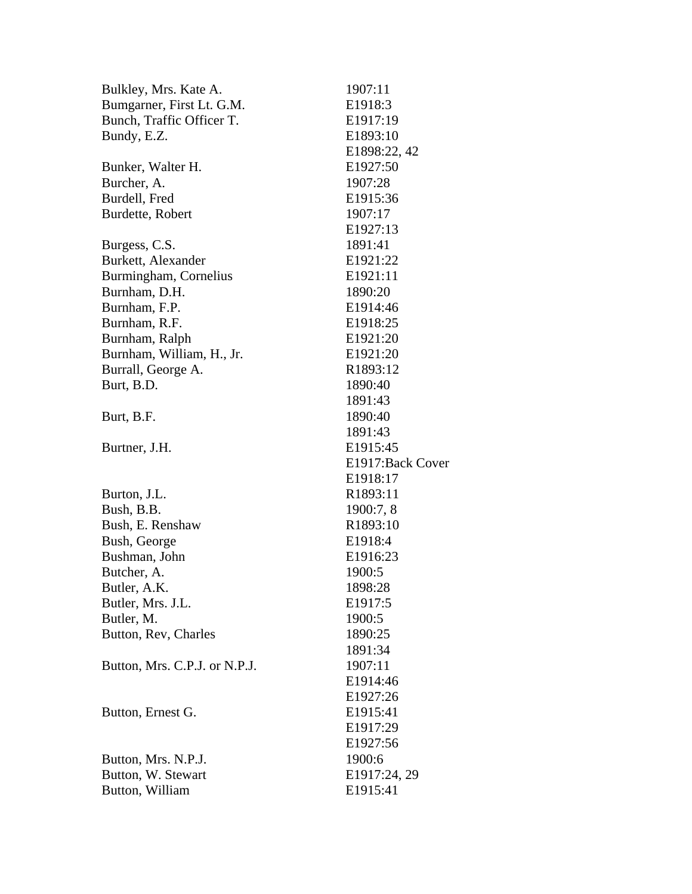| | |
|---|---|
| Bulkley, Mrs. Kate A. | 1907:11 |
| Bumgarner, First Lt. G.M. | E1918:3 |
| Bunch, Traffic Officer T. | E1917:19 |
| Bundy, E.Z. | E1893:10 |
| | E1898:22, 42 |
| Bunker, Walter H. | E1927:50 |
| Burcher, A. | 1907:28 |
| Burdell, Fred | E1915:36 |
| Burdette, Robert | 1907:17 |
| | E1927:13 |
| Burgess, C.S. | 1891:41 |
| Burkett, Alexander | E1921:22 |
| Burmingham, Cornelius | E1921:11 |
| Burnham, D.H. | 1890:20 |
| Burnham, F.P. | E1914:46 |
| Burnham, R.F. | E1918:25 |
| Burnham, Ralph | E1921:20 |
| Burnham, William, H., Jr. | E1921:20 |
| Burrall, George A. | R1893:12 |
| Burt, B.D. | 1890:40 |
| | 1891:43 |
| Burt, B.F. | 1890:40 |
| | 1891:43 |
| Burtner, J.H. | E1915:45 |
| | E1917:Back Cover |
| | E1918:17 |
| Burton, J.L. | R1893:11 |
| Bush, B.B. | 1900:7, 8 |
| Bush, E. Renshaw | R1893:10 |
| Bush, George | E1918:4 |
| Bushman, John | E1916:23 |
| Butcher, A. | 1900:5 |
| Butler, A.K. | 1898:28 |
| Butler, Mrs. J.L. | E1917:5 |
| Butler, M. | 1900:5 |
| Button, Rev, Charles | 1890:25 |
| | 1891:34 |
| Button, Mrs. C.P.J. or N.P.J. | 1907:11 |
| | E1914:46 |
| | E1927:26 |
| Button, Ernest G. | E1915:41 |
| | E1917:29 |
| | E1927:56 |
| Button, Mrs. N.P.J. | 1900:6 |
| Button, W. Stewart | E1917:24, 29 |
| Button, William | E1915:41 |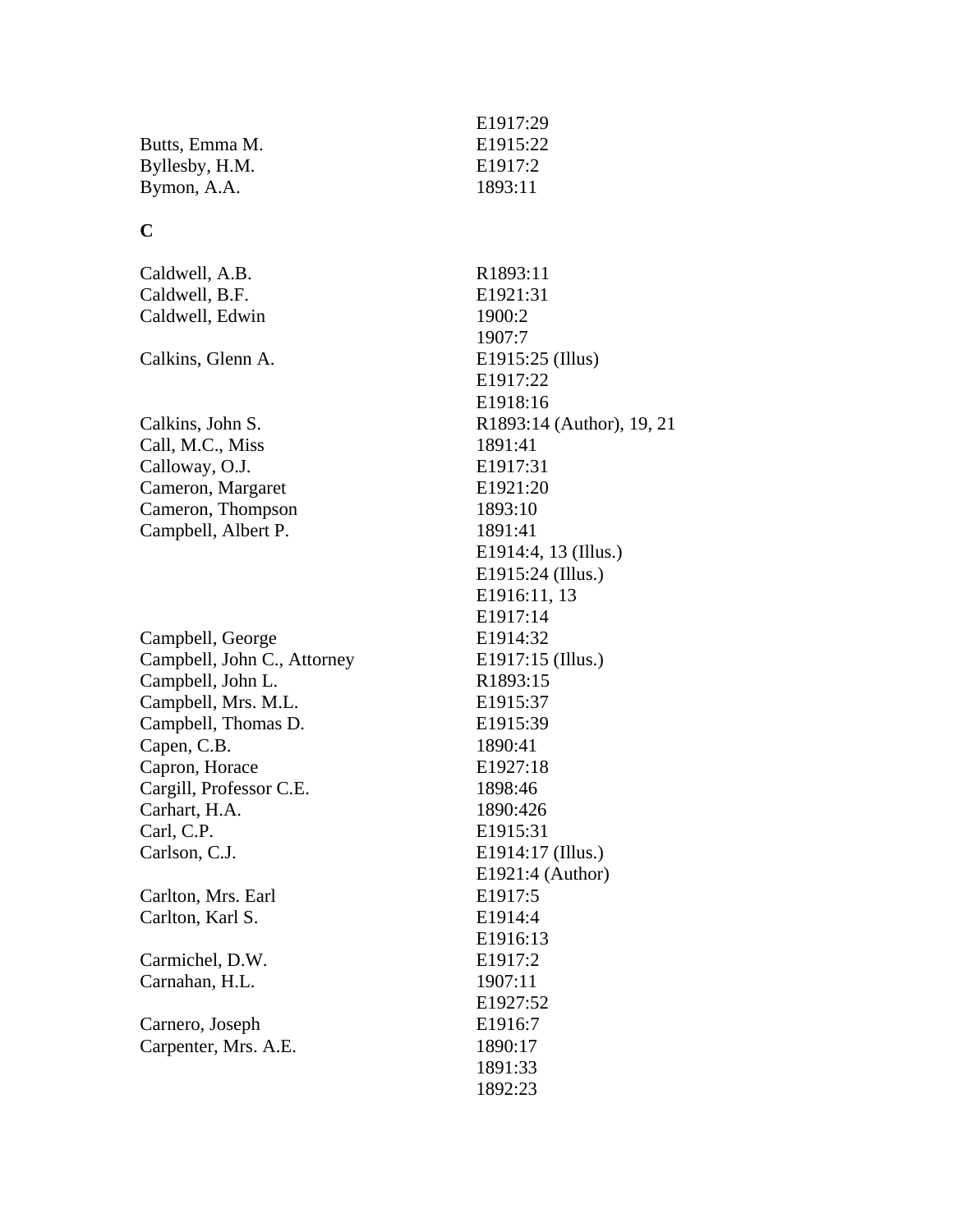| | |
|---|---|
| | E1917:29 |
| Butts, Emma M. | E1915:22 |
| Byllesby, H.M. | E1917:2 |
| Bymon, A.A. | 1893:11 |

**C**

| | |
|---|---|
| Caldwell, A.B. | R1893:11 |
| Caldwell, B.F. | E1921:31 |
| Caldwell, Edwin | 1900:2 |
| | 1907:7 |
| Calkins, Glenn A. | E1915:25 (Illus) |
| | E1917:22 |
| | E1918:16 |
| Calkins, John S. | R1893:14 (Author), 19, 21 |
| Call, M.C., Miss | 1891:41 |
| Calloway, O.J. | E1917:31 |
| Cameron, Margaret | E1921:20 |
| Cameron, Thompson | 1893:10 |
| Campbell, Albert P. | 1891:41 |
| | E1914:4, 13 (Illus.) |
| | E1915:24 (Illus.) |
| | E1916:11, 13 |
| | E1917:14 |
| Campbell, George | E1914:32 |
| Campbell, John C., Attorney | E1917:15 (Illus.) |
| Campbell, John L. | R1893:15 |
| Campbell, Mrs. M.L. | E1915:37 |
| Campbell, Thomas D. | E1915:39 |
| Capen, C.B. | 1890:41 |
| Capron, Horace | E1927:18 |
| Cargill, Professor C.E. | 1898:46 |
| Carhart, H.A. | 1890:426 |
| Carl, C.P. | E1915:31 |
| Carlson, C.J. | E1914:17 (Illus.) |
| | E1921:4 (Author) |
| Carlton, Mrs. Earl | E1917:5 |
| Carlton, Karl S. | E1914:4 |
| | E1916:13 |
| Carmichel, D.W. | E1917:2 |
| Carnahan, H.L. | 1907:11 |
| | E1927:52 |
| Carnero, Joseph | E1916:7 |
| Carpenter, Mrs. A.E. | 1890:17 |
| | 1891:33 |
| | 1892:23 |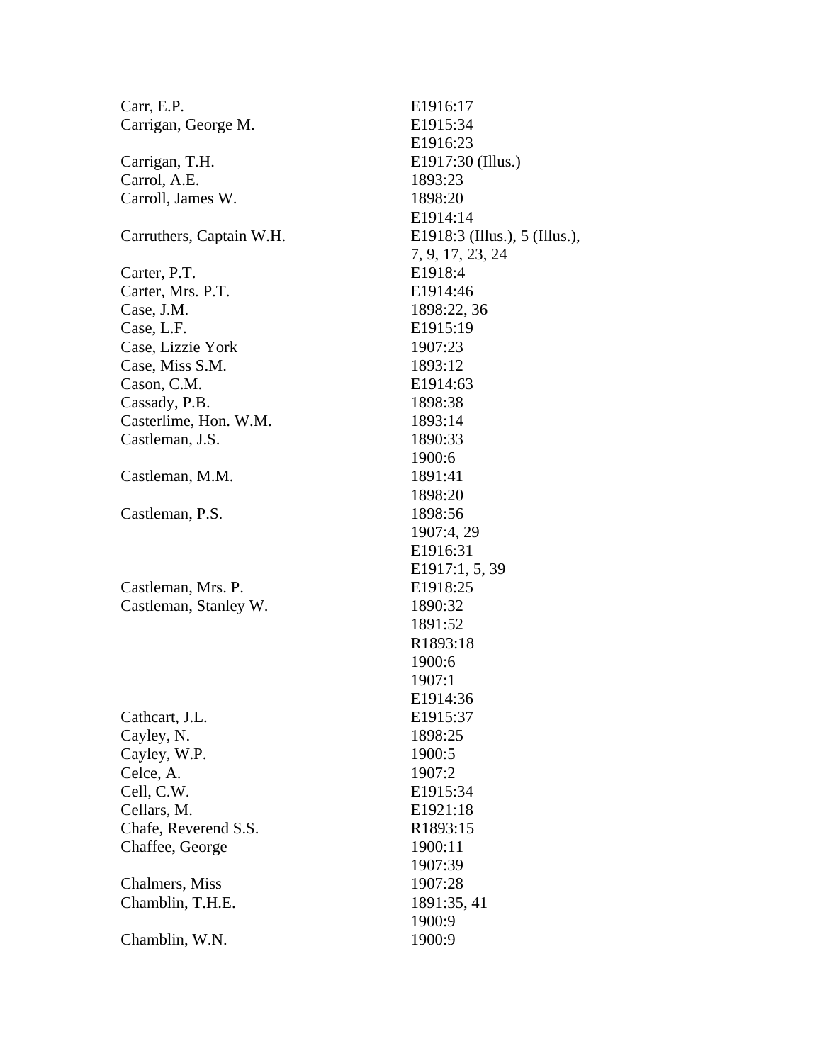| | |
|---|---|
| Carr, E.P. | E1916:17 |
| Carrigan, George M. | E1915:34 |
| | E1916:23 |
| Carrigan, T.H. | E1917:30 (Illus.) |
| Carrol, A.E. | 1893:23 |
| Carroll, James W. | 1898:20 |
| | E1914:14 |
| Carruthers, Captain W.H. | E1918:3 (Illus.), 5 (Illus.), 7, 9, 17, 23, 24 |
| Carter, P.T. | E1918:4 |
| Carter, Mrs. P.T. | E1914:46 |
| Case, J.M. | 1898:22, 36 |
| Case, L.F. | E1915:19 |
| Case, Lizzie York | 1907:23 |
| Case, Miss S.M. | 1893:12 |
| Cason, C.M. | E1914:63 |
| Cassady, P.B. | 1898:38 |
| Casterlime, Hon. W.M. | 1893:14 |
| Castleman, J.S. | 1890:33 |
| | 1900:6 |
| Castleman, M.M. | 1891:41 |
| | 1898:20 |
| Castleman, P.S. | 1898:56 |
| | 1907:4, 29 |
| | E1916:31 |
| | E1917:1, 5, 39 |
| Castleman, Mrs. P. | E1918:25 |
| Castleman, Stanley W. | 1890:32 |
| | 1891:52 |
| | R1893:18 |
| | 1900:6 |
| | 1907:1 |
| | E1914:36 |
| Cathcart, J.L. | E1915:37 |
| Cayley, N. | 1898:25 |
| Cayley, W.P. | 1900:5 |
| Celce, A. | 1907:2 |
| Cell, C.W. | E1915:34 |
| Cellars, M. | E1921:18 |
| Chafe, Reverend S.S. | R1893:15 |
| Chaffee, George | 1900:11 |
| | 1907:39 |
| Chalmers, Miss | 1907:28 |
| Chamblin, T.H.E. | 1891:35, 41 |
| | 1900:9 |
| Chamblin, W.N. | 1900:9 |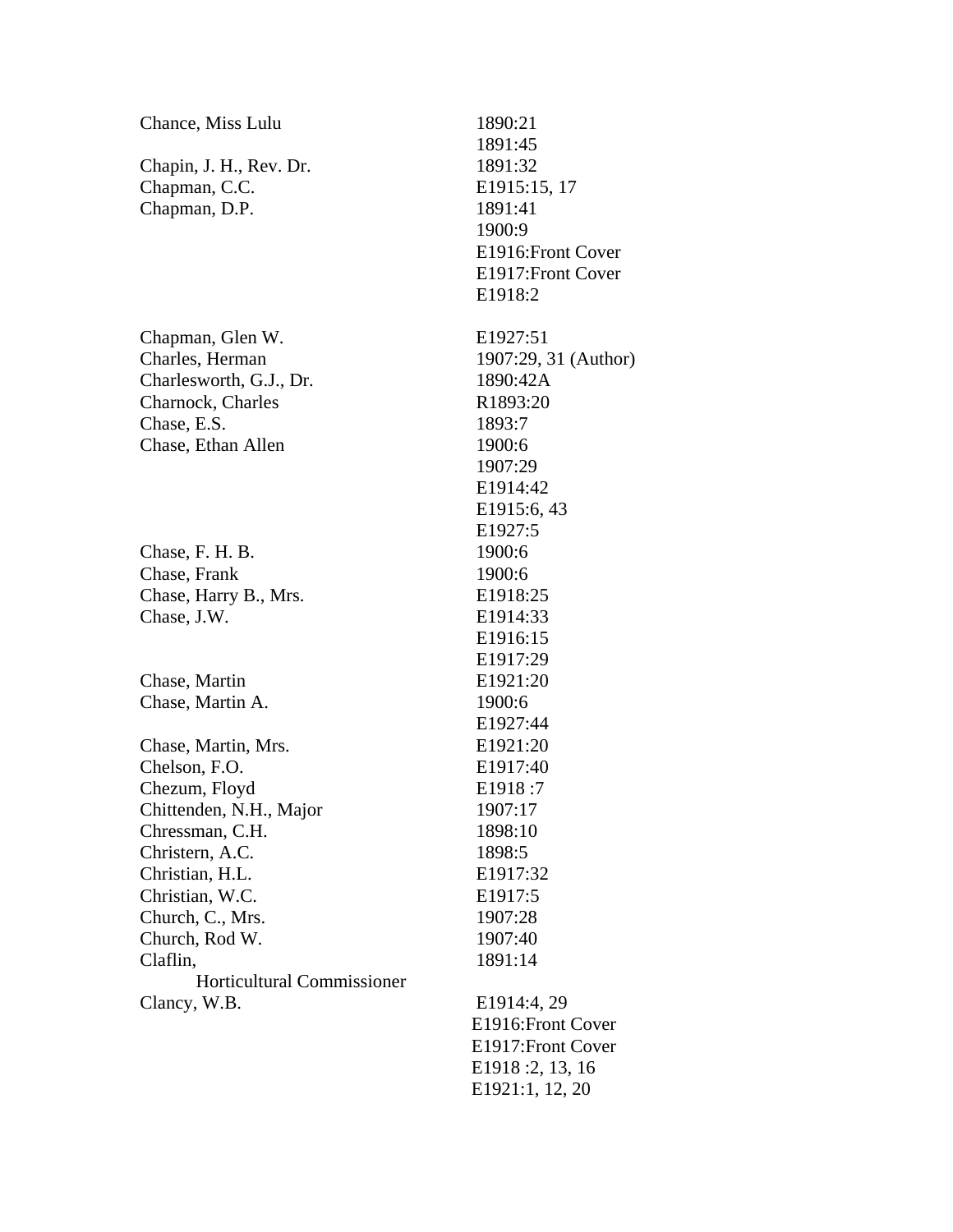| Name | References |
|---|---|
| Chance, Miss Lulu | 1890:21 |
| | 1891:45 |
| Chapin, J. H., Rev. Dr. | 1891:32 |
| Chapman, C.C. | E1915:15, 17 |
| Chapman, D.P. | 1891:41 |
| | 1900:9 |
| | E1916:Front Cover |
| | E1917:Front Cover |
| | E1918:2 |
| Chapman, Glen W. | E1927:51 |
| Charles, Herman | 1907:29, 31 (Author) |
| Charlesworth, G.J., Dr. | 1890:42A |
| Charnock, Charles | R1893:20 |
| Chase, E.S. | 1893:7 |
| Chase, Ethan Allen | 1900:6 |
| | 1907:29 |
| | E1914:42 |
| | E1915:6, 43 |
| | E1927:5 |
| Chase, F. H. B. | 1900:6 |
| Chase, Frank | 1900:6 |
| Chase, Harry B., Mrs. | E1918:25 |
| Chase, J.W. | E1914:33 |
| | E1916:15 |
| | E1917:29 |
| Chase, Martin | E1921:20 |
| Chase, Martin A. | 1900:6 |
| | E1927:44 |
| Chase, Martin, Mrs. | E1921:20 |
| Chelson, F.O. | E1917:40 |
| Chezum, Floyd | E1918 :7 |
| Chittenden, N.H., Major | 1907:17 |
| Chressman, C.H. | 1898:10 |
| Christern, A.C. | 1898:5 |
| Christian, H.L. | E1917:32 |
| Christian, W.C. | E1917:5 |
| Church, C., Mrs. | 1907:28 |
| Church, Rod W. | 1907:40 |
| Claflin, Horticultural Commissioner | 1891:14 |
| Clancy, W.B. | E1914:4, 29 |
| | E1916:Front Cover |
| | E1917:Front Cover |
| | E1918 :2, 13, 16 |
| | E1921:1, 12, 20 |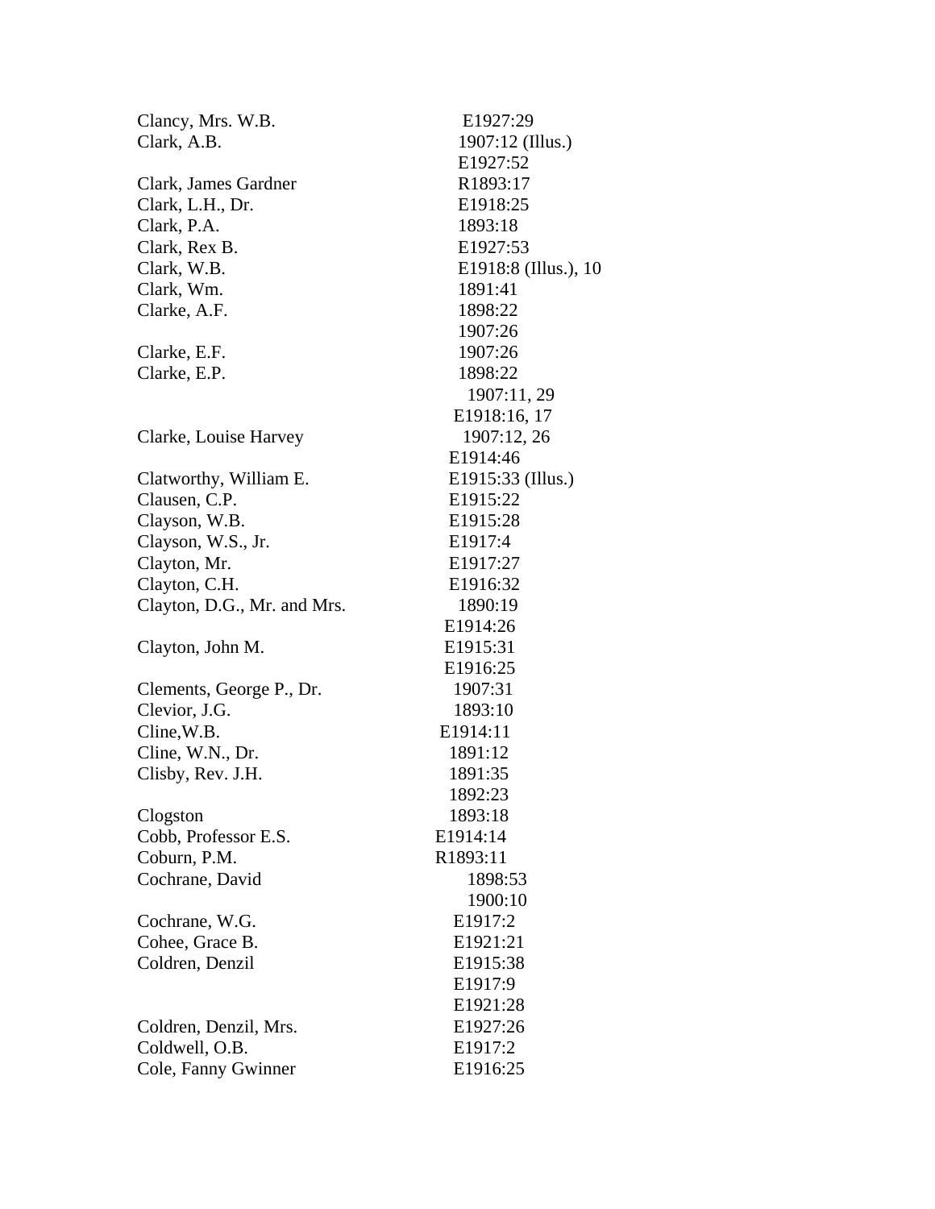| | |
|---|---|
| Clancy, Mrs. W.B. | E1927:29 |
| Clark, A.B. | 1907:12 (Illus.) |
| | E1927:52 |
| Clark, James Gardner | R1893:17 |
| Clark, L.H., Dr. | E1918:25 |
| Clark, P.A. | 1893:18 |
| Clark, Rex B. | E1927:53 |
| Clark, W.B. | E1918:8 (Illus.), 10 |
| Clark, Wm. | 1891:41 |
| Clarke, A.F. | 1898:22 |
| | 1907:26 |
| Clarke, E.F. | 1907:26 |
| Clarke, E.P. | 1898:22 |
| | 1907:11, 29 |
| | E1918:16, 17 |
| Clarke, Louise Harvey | 1907:12, 26 |
| | E1914:46 |
| Clatworthy, William E. | E1915:33 (Illus.) |
| Clausen, C.P. | E1915:22 |
| Clayson, W.B. | E1915:28 |
| Clayson, W.S., Jr. | E1917:4 |
| Clayton, Mr. | E1917:27 |
| Clayton, C.H. | E1916:32 |
| Clayton, D.G., Mr. and Mrs. | 1890:19 |
| | E1914:26 |
| Clayton, John M. | E1915:31 |
| | E1916:25 |
| Clements, George P., Dr. | 1907:31 |
| Clevior, J.G. | 1893:10 |
| Cline,W.B. | E1914:11 |
| Cline, W.N., Dr. | 1891:12 |
| Clisby, Rev. J.H. | 1891:35 |
| | 1892:23 |
| Clogston | 1893:18 |
| Cobb, Professor E.S. | E1914:14 |
| Coburn, P.M. | R1893:11 |
| Cochrane, David | 1898:53 |
| | 1900:10 |
| Cochrane, W.G. | E1917:2 |
| Cohee, Grace B. | E1921:21 |
| Coldren, Denzil | E1915:38 |
| | E1917:9 |
| | E1921:28 |
| Coldren, Denzil, Mrs. | E1927:26 |
| Coldwell, O.B. | E1917:2 |
| Cole, Fanny Gwinner | E1916:25 |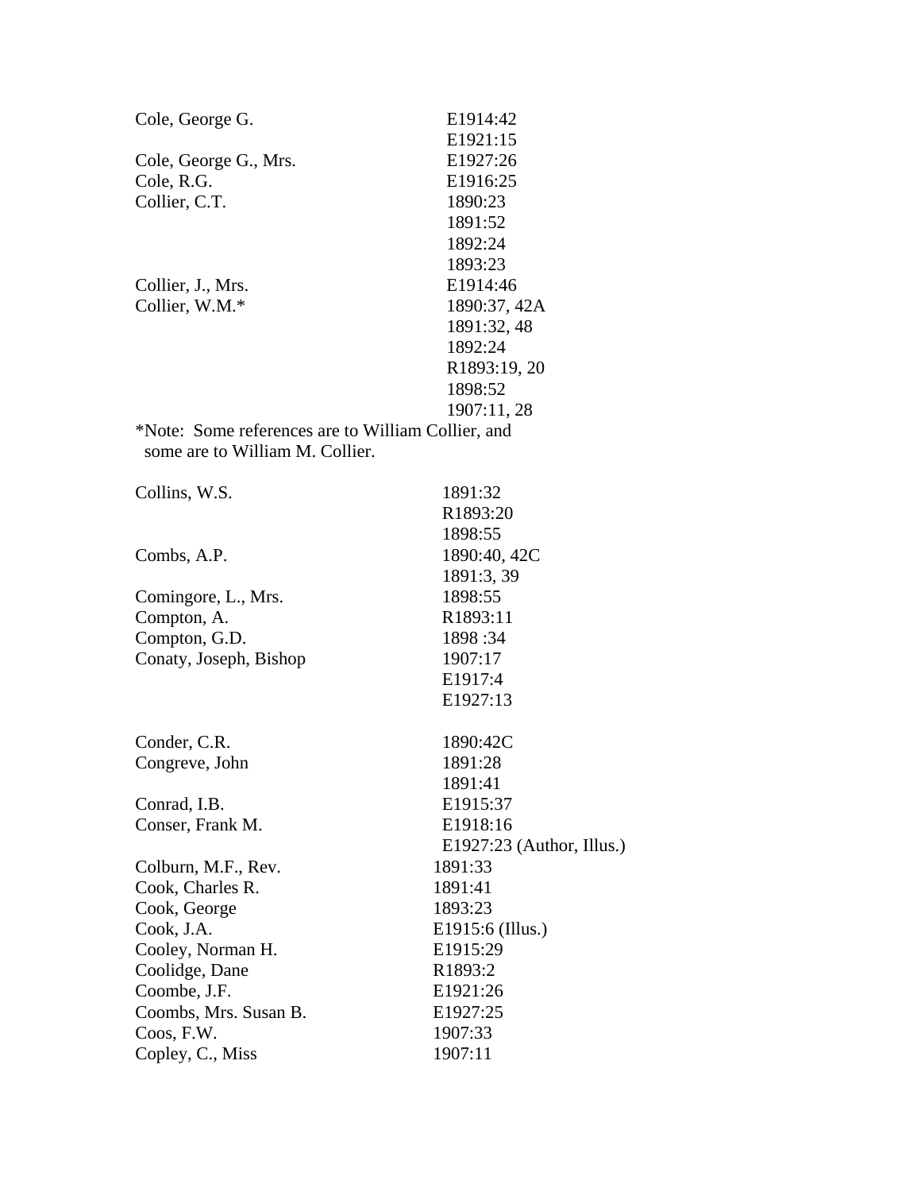| | |
|---|---|
| Cole, George G. | E1914:42 |
| | E1921:15 |
| Cole, George G., Mrs. | E1927:26 |
| Cole, R.G. | E1916:25 |
| Collier, C.T. | 1890:23 |
| | 1891:52 |
| | 1892:24 |
| | 1893:23 |
| Collier, J., Mrs. | E1914:46 |
| Collier, W.M.* | 1890:37, 42A |
| | 1891:32, 48 |
| | 1892:24 |
| | R1893:19, 20 |
| | 1898:52 |
| | 1907:11, 28 |

*Note: Some references are to William Collier, and some are to William M. Collier.

| | |
|---|---|
| Collins, W.S. | 1891:32 |
| | R1893:20 |
| | 1898:55 |
| Combs, A.P. | 1890:40, 42C |
| | 1891:3, 39 |
| Comingore, L., Mrs. | 1898:55 |
| Compton, A. | R1893:11 |
| Compton, G.D. | 1898 :34 |
| Conaty, Joseph, Bishop | 1907:17 |
| | E1917:4 |
| | E1927:13 |
| Conder, C.R. | 1890:42C |
| Congreve, John | 1891:28 |
| | 1891:41 |
| Conrad, I.B. | E1915:37 |
| Conser, Frank M. | E1918:16 |
| | E1927:23 (Author, Illus.) |
| Colburn, M.F., Rev. | 1891:33 |
| Cook, Charles R. | 1891:41 |
| Cook, George | 1893:23 |
| Cook, J.A. | E1915:6 (Illus.) |
| Cooley, Norman H. | E1915:29 |
| Coolidge, Dane | R1893:2 |
| Coombe, J.F. | E1921:26 |
| Coombs, Mrs. Susan B. | E1927:25 |
| Coos, F.W. | 1907:33 |
| Copley, C., Miss | 1907:11 |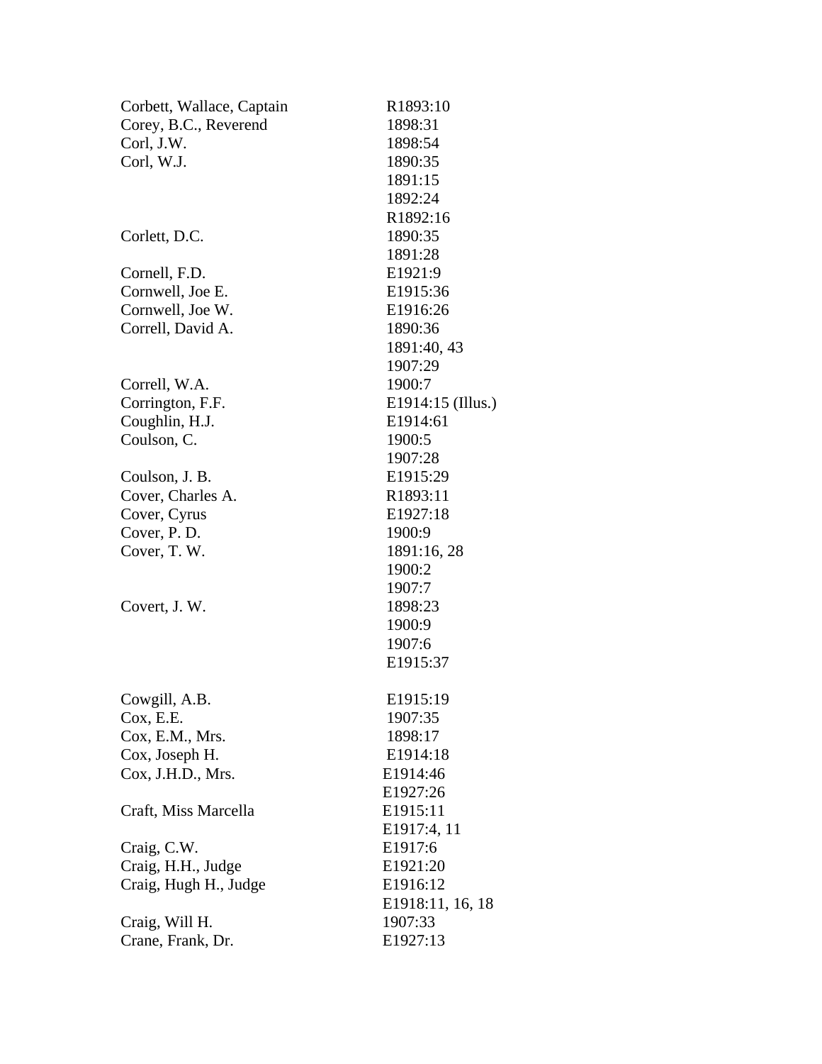| | |
|---|---|
| Corbett, Wallace, Captain | R1893:10 |
| Corey, B.C., Reverend | 1898:31 |
| Corl, J.W. | 1898:54 |
| Corl, W.J. | 1890:35 |
| | 1891:15 |
| | 1892:24 |
| | R1892:16 |
| Corlett, D.C. | 1890:35 |
| | 1891:28 |
| Cornell, F.D. | E1921:9 |
| Cornwell, Joe E. | E1915:36 |
| Cornwell, Joe W. | E1916:26 |
| Correll, David A. | 1890:36 |
| | 1891:40, 43 |
| | 1907:29 |
| Correll, W.A. | 1900:7 |
| Corrington, F.F. | E1914:15 (Illus.) |
| Coughlin, H.J. | E1914:61 |
| Coulson, C. | 1900:5 |
| | 1907:28 |
| Coulson, J. B. | E1915:29 |
| Cover, Charles A. | R1893:11 |
| Cover, Cyrus | E1927:18 |
| Cover, P. D. | 1900:9 |
| Cover, T. W. | 1891:16, 28 |
| | 1900:2 |
| | 1907:7 |
| Covert, J. W. | 1898:23 |
| | 1900:9 |
| | 1907:6 |
| | E1915:37 |
| Cowgill, A.B. | E1915:19 |
| Cox, E.E. | 1907:35 |
| Cox, E.M., Mrs. | 1898:17 |
| Cox, Joseph H. | E1914:18 |
| Cox, J.H.D., Mrs. | E1914:46 |
| | E1927:26 |
| Craft, Miss Marcella | E1915:11 |
| | E1917:4, 11 |
| Craig, C.W. | E1917:6 |
| Craig, H.H., Judge | E1921:20 |
| Craig, Hugh H., Judge | E1916:12 |
| | E1918:11, 16, 18 |
| Craig, Will H. | 1907:33 |
| Crane, Frank, Dr. | E1927:13 |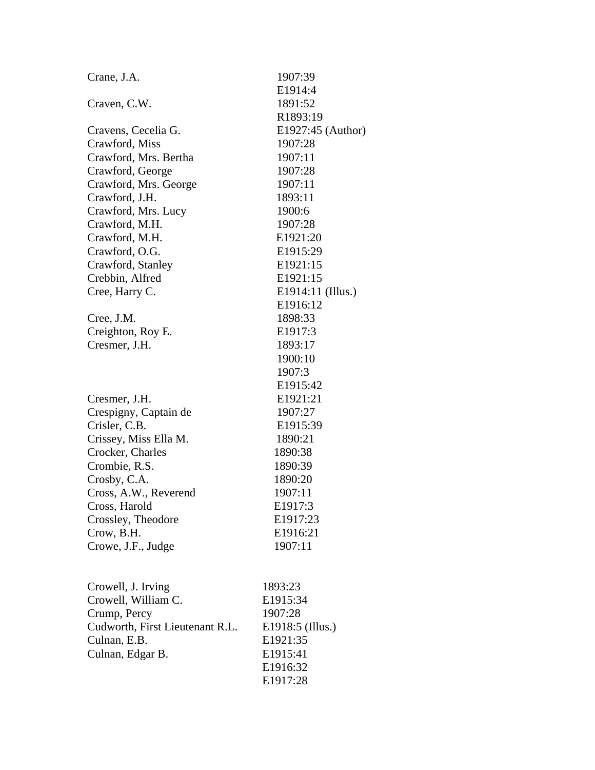| | |
|---|---|
| Crane, J.A. | 1907:39 |
| | E1914:4 |
| Craven, C.W. | 1891:52 |
| | R1893:19 |
| Cravens, Cecelia G. | E1927:45 (Author) |
| Crawford, Miss | 1907:28 |
| Crawford, Mrs. Bertha | 1907:11 |
| Crawford, George | 1907:28 |
| Crawford, Mrs. George | 1907:11 |
| Crawford, J.H. | 1893:11 |
| Crawford, Mrs. Lucy | 1900:6 |
| Crawford, M.H. | 1907:28 |
| Crawford, M.H. | E1921:20 |
| Crawford, O.G. | E1915:29 |
| Crawford, Stanley | E1921:15 |
| Crebbin, Alfred | E1921:15 |
| Cree, Harry C. | E1914:11 (Illus.) |
| | E1916:12 |
| Cree, J.M. | 1898:33 |
| Creighton, Roy E. | E1917:3 |
| Cresmer, J.H. | 1893:17 |
| | 1900:10 |
| | 1907:3 |
| | E1915:42 |
| Cresmer, J.H. | E1921:21 |
| Crespigny, Captain de | 1907:27 |
| Crisler, C.B. | E1915:39 |
| Crissey, Miss Ella M. | 1890:21 |
| Crocker, Charles | 1890:38 |
| Crombie, R.S. | 1890:39 |
| Crosby, C.A. | 1890:20 |
| Cross, A.W., Reverend | 1907:11 |
| Cross, Harold | E1917:3 |
| Crossley, Theodore | E1917:23 |
| Crow, B.H. | E1916:21 |
| Crowe, J.F., Judge | 1907:11 |

| | |
|---|---|
| Crowell, J. Irving | 1893:23 |
| Crowell, William C. | E1915:34 |
| Crump, Percy | 1907:28 |
| Cudworth, First Lieutenant R.L. | E1918:5 (Illus.) |
| Culnan, E.B. | E1921:35 |
| Culnan, Edgar B. | E1915:41 |
| | E1916:32 |
| | E1917:28 |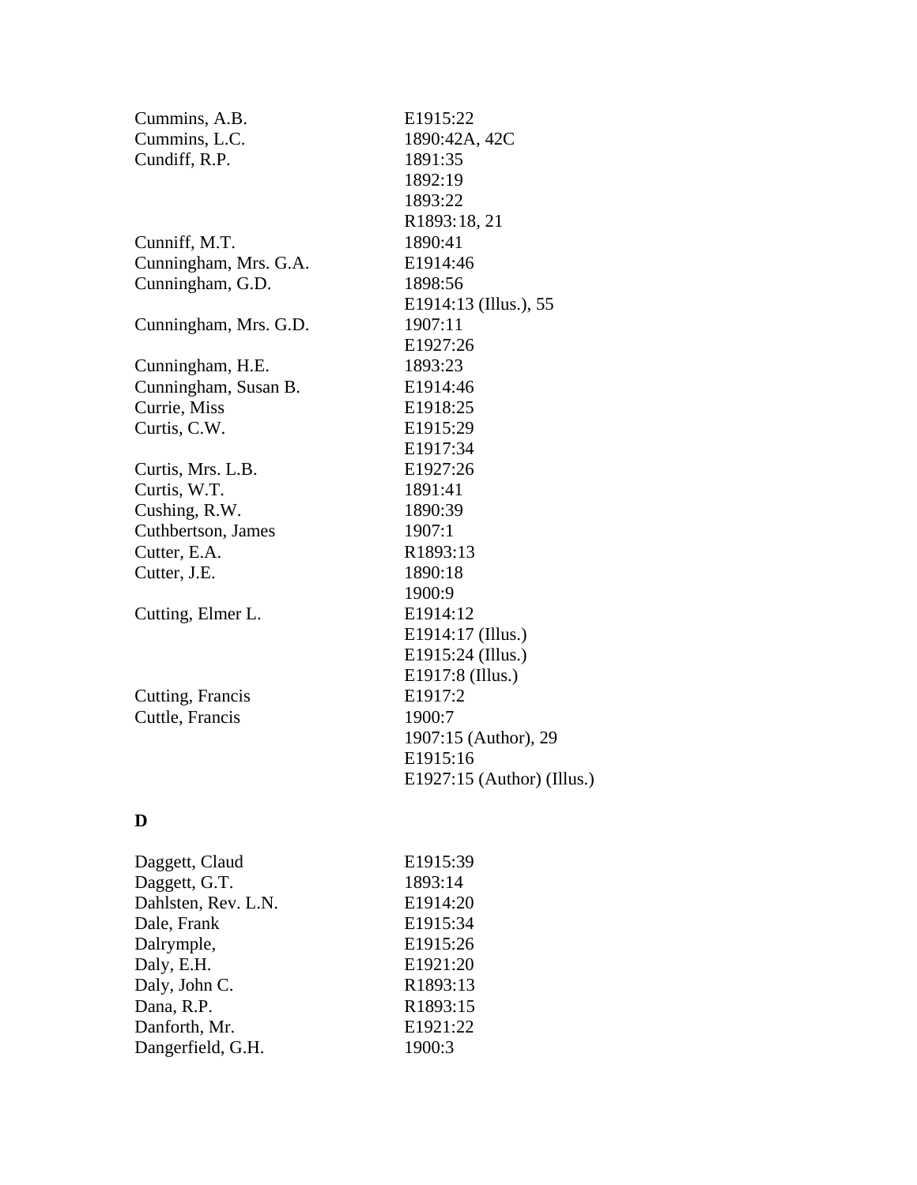| | |
|---|---|
| Cummins, A.B. | E1915:22 |
| Cummins, L.C. | 1890:42A, 42C |
| Cundiff, R.P. | 1891:35 |
| | 1892:19 |
| | 1893:22 |
| | R1893:18, 21 |
| Cunniff, M.T. | 1890:41 |
| Cunningham, Mrs. G.A. | E1914:46 |
| Cunningham, G.D. | 1898:56 |
| | E1914:13 (Illus.), 55 |
| Cunningham, Mrs. G.D. | 1907:11 |
| | E1927:26 |
| Cunningham, H.E. | 1893:23 |
| Cunningham, Susan B. | E1914:46 |
| Currie, Miss | E1918:25 |
| Curtis, C.W. | E1915:29 |
| | E1917:34 |
| Curtis, Mrs. L.B. | E1927:26 |
| Curtis, W.T. | 1891:41 |
| Cushing, R.W. | 1890:39 |
| Cuthbertson, James | 1907:1 |
| Cutter, E.A. | R1893:13 |
| Cutter, J.E. | 1890:18 |
| | 1900:9 |
| Cutting, Elmer L. | E1914:12 |
| | E1914:17 (Illus.) |
| | E1915:24 (Illus.) |
| | E1917:8 (Illus.) |
| Cutting, Francis | E1917:2 |
| Cuttle, Francis | 1900:7 |
| | 1907:15 (Author), 29 |
| | E1915:16 |
| | E1927:15 (Author) (Illus.) |

**D**

| | |
|---|---|
| Daggett, Claud | E1915:39 |
| Daggett, G.T. | 1893:14 |
| Dahlsten, Rev. L.N. | E1914:20 |
| Dale, Frank | E1915:34 |
| Dalrymple, | E1915:26 |
| Daly, E.H. | E1921:20 |
| Daly, John C. | R1893:13 |
| Dana, R.P. | R1893:15 |
| Danforth, Mr. | E1921:22 |
| Dangerfield, G.H. | 1900:3 |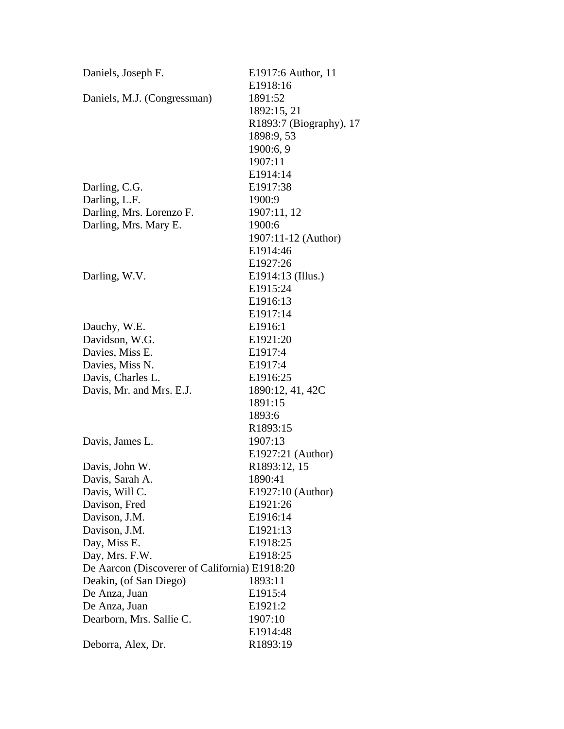| | |
|---|---|
| Daniels, Joseph F. | E1917:6 Author, 11 |
| | E1918:16 |
| Daniels, M.J. (Congressman) | 1891:52 |
| | 1892:15, 21 |
| | R1893:7 (Biography), 17 |
| | 1898:9, 53 |
| | 1900:6, 9 |
| | 1907:11 |
| | E1914:14 |
| Darling, C.G. | E1917:38 |
| Darling, L.F. | 1900:9 |
| Darling, Mrs. Lorenzo F. | 1907:11, 12 |
| Darling, Mrs. Mary E. | 1900:6 |
| | 1907:11-12 (Author) |
| | E1914:46 |
| | E1927:26 |
| Darling, W.V. | E1914:13 (Illus.) |
| | E1915:24 |
| | E1916:13 |
| | E1917:14 |
| Dauchy, W.E. | E1916:1 |
| Davidson, W.G. | E1921:20 |
| Davies, Miss E. | E1917:4 |
| Davies, Miss N. | E1917:4 |
| Davis, Charles L. | E1916:25 |
| Davis, Mr. and Mrs. E.J. | 1890:12, 41, 42C |
| | 1891:15 |
| | 1893:6 |
| | R1893:15 |
| Davis, James L. | 1907:13 |
| | E1927:21 (Author) |
| Davis, John W. | R1893:12, 15 |
| Davis, Sarah A. | 1890:41 |
| Davis, Will C. | E1927:10 (Author) |
| Davison, Fred | E1921:26 |
| Davison, J.M. | E1916:14 |
| Davison, J.M. | E1921:13 |
| Day, Miss E. | E1918:25 |
| Day, Mrs. F.W. | E1918:25 |
| De Aarcon (Discoverer of California) | E1918:20 |
| Deakin, (of San Diego) | 1893:11 |
| De Anza, Juan | E1915:4 |
| De Anza, Juan | E1921:2 |
| Dearborn, Mrs. Sallie C. | 1907:10 |
| | E1914:48 |
| Deborra, Alex, Dr. | R1893:19 |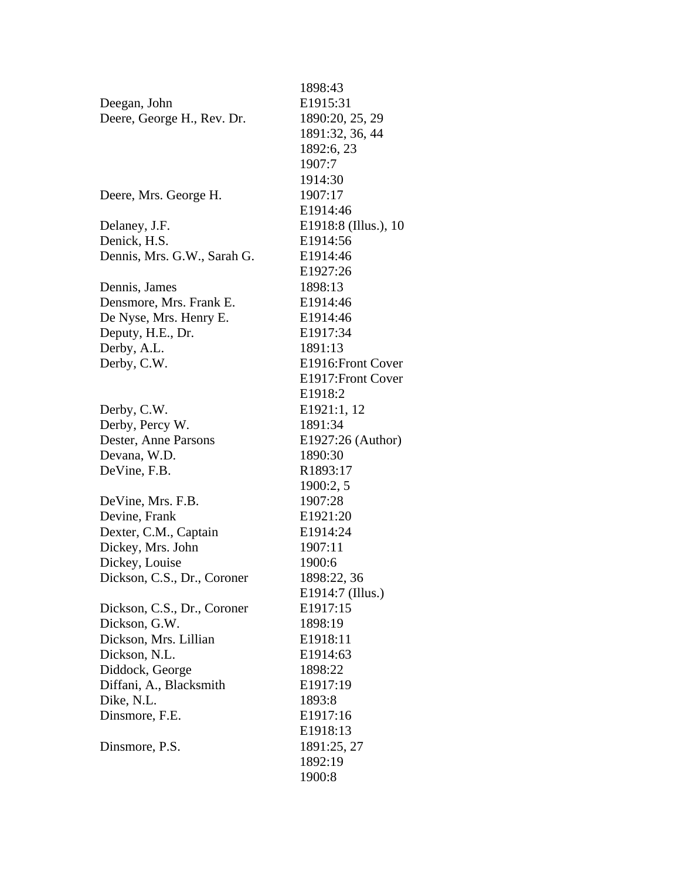| | |
|---|---|
| | 1898:43 |
| Deegan, John | E1915:31 |
| Deere, George H., Rev. Dr. | 1890:20, 25, 29 |
| | 1891:32, 36, 44 |
| | 1892:6, 23 |
| | 1907:7 |
| | 1914:30 |
| Deere, Mrs. George H. | 1907:17 |
| | E1914:46 |
| Delaney, J.F. | E1918:8 (Illus.), 10 |
| Denick, H.S. | E1914:56 |
| Dennis, Mrs. G.W., Sarah G. | E1914:46 |
| | E1927:26 |
| Dennis, James | 1898:13 |
| Densmore, Mrs. Frank E. | E1914:46 |
| De Nyse, Mrs. Henry E. | E1914:46 |
| Deputy, H.E., Dr. | E1917:34 |
| Derby, A.L. | 1891:13 |
| Derby, C.W. | E1916:Front Cover |
| | E1917:Front Cover |
| | E1918:2 |
| Derby, C.W. | E1921:1, 12 |
| Derby, Percy W. | 1891:34 |
| Dester, Anne Parsons | E1927:26 (Author) |
| Devana, W.D. | 1890:30 |
| DeVine, F.B. | R1893:17 |
| | 1900:2, 5 |
| DeVine, Mrs. F.B. | 1907:28 |
| Devine, Frank | E1921:20 |
| Dexter, C.M., Captain | E1914:24 |
| Dickey, Mrs. John | 1907:11 |
| Dickey, Louise | 1900:6 |
| Dickson, C.S., Dr., Coroner | 1898:22, 36 |
| | E1914:7 (Illus.) |
| Dickson, C.S., Dr., Coroner | E1917:15 |
| Dickson, G.W. | 1898:19 |
| Dickson, Mrs. Lillian | E1918:11 |
| Dickson, N.L. | E1914:63 |
| Diddock, George | 1898:22 |
| Diffani, A., Blacksmith | E1917:19 |
| Dike, N.L. | 1893:8 |
| Dinsmore, F.E. | E1917:16 |
| | E1918:13 |
| Dinsmore, P.S. | 1891:25, 27 |
| | 1892:19 |
| | 1900:8 |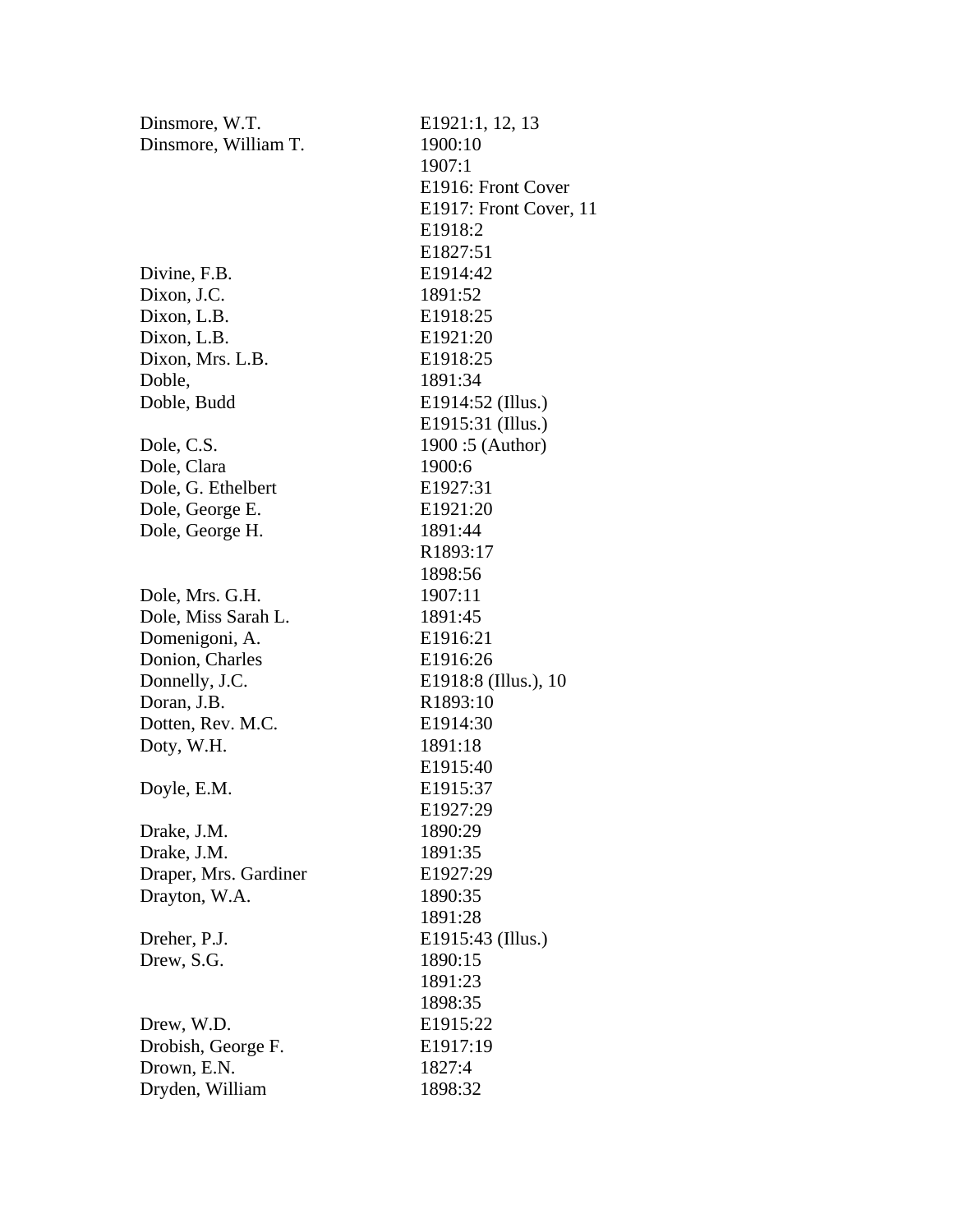| | |
|---|---|
| Dinsmore, W.T. | E1921:1, 12, 13 |
| Dinsmore, William T. | 1900:10 |
| | 1907:1 |
| | E1916: Front Cover |
| | E1917: Front Cover, 11 |
| | E1918:2 |
| | E1827:51 |
| Divine, F.B. | E1914:42 |
| Dixon, J.C. | 1891:52 |
| Dixon, L.B. | E1918:25 |
| Dixon, L.B. | E1921:20 |
| Dixon, Mrs. L.B. | E1918:25 |
| Doble, | 1891:34 |
| Doble, Budd | E1914:52 (Illus.) |
| | E1915:31 (Illus.) |
| Dole, C.S. | 1900 :5 (Author) |
| Dole, Clara | 1900:6 |
| Dole, G. Ethelbert | E1927:31 |
| Dole, George E. | E1921:20 |
| Dole, George H. | 1891:44 |
| | R1893:17 |
| | 1898:56 |
| Dole, Mrs. G.H. | 1907:11 |
| Dole, Miss Sarah L. | 1891:45 |
| Domenigoni, A. | E1916:21 |
| Donion, Charles | E1916:26 |
| Donnelly, J.C. | E1918:8 (Illus.), 10 |
| Doran, J.B. | R1893:10 |
| Dotten, Rev. M.C. | E1914:30 |
| Doty, W.H. | 1891:18 |
| | E1915:40 |
| Doyle, E.M. | E1915:37 |
| | E1927:29 |
| Drake, J.M. | 1890:29 |
| Drake, J.M. | 1891:35 |
| Draper, Mrs. Gardiner | E1927:29 |
| Drayton, W.A. | 1890:35 |
| | 1891:28 |
| Dreher, P.J. | E1915:43 (Illus.) |
| Drew, S.G. | 1890:15 |
| | 1891:23 |
| | 1898:35 |
| Drew, W.D. | E1915:22 |
| Drobish, George F. | E1917:19 |
| Drown, E.N. | 1827:4 |
| Dryden, William | 1898:32 |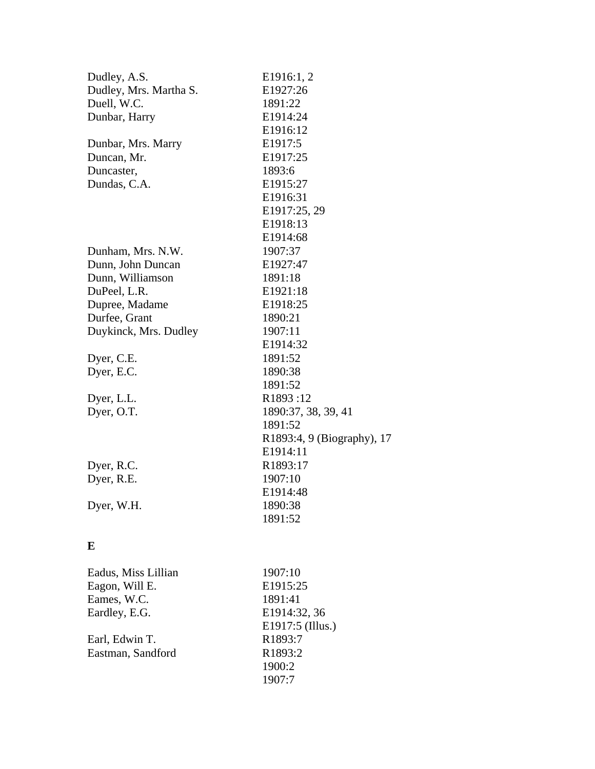| | |
|---|---|
| Dudley, A.S. | E1916:1, 2 |
| Dudley, Mrs. Martha S. | E1927:26 |
| Duell, W.C. | 1891:22 |
| Dunbar, Harry | E1914:24 |
| | E1916:12 |
| Dunbar, Mrs. Marry | E1917:5 |
| Duncan, Mr. | E1917:25 |
| Duncaster, | 1893:6 |
| Dundas, C.A. | E1915:27 |
| | E1916:31 |
| | E1917:25, 29 |
| | E1918:13 |
| | E1914:68 |
| Dunham, Mrs. N.W. | 1907:37 |
| Dunn, John Duncan | E1927:47 |
| Dunn, Williamson | 1891:18 |
| DuPeel, L.R. | E1921:18 |
| Dupree, Madame | E1918:25 |
| Durfee, Grant | 1890:21 |
| Duykinck, Mrs. Dudley | 1907:11 |
| | E1914:32 |
| Dyer, C.E. | 1891:52 |
| Dyer, E.C. | 1890:38 |
| | 1891:52 |
| Dyer, L.L. | R1893 :12 |
| Dyer, O.T. | 1890:37, 38, 39, 41 |
| | 1891:52 |
| | R1893:4, 9 (Biography), 17 |
| | E1914:11 |
| Dyer, R.C. | R1893:17 |
| Dyer, R.E. | 1907:10 |
| | E1914:48 |
| Dyer, W.H. | 1890:38 |
| | 1891:52 |

**E**

| | |
|---|---|
| Eadus, Miss Lillian | 1907:10 |
| Eagon, Will E. | E1915:25 |
| Eames, W.C. | 1891:41 |
| Eardley, E.G. | E1914:32, 36 |
| | E1917:5 (Illus.) |
| Earl, Edwin T. | R1893:7 |
| Eastman, Sandford | R1893:2 |
| | 1900:2 |
| | 1907:7 |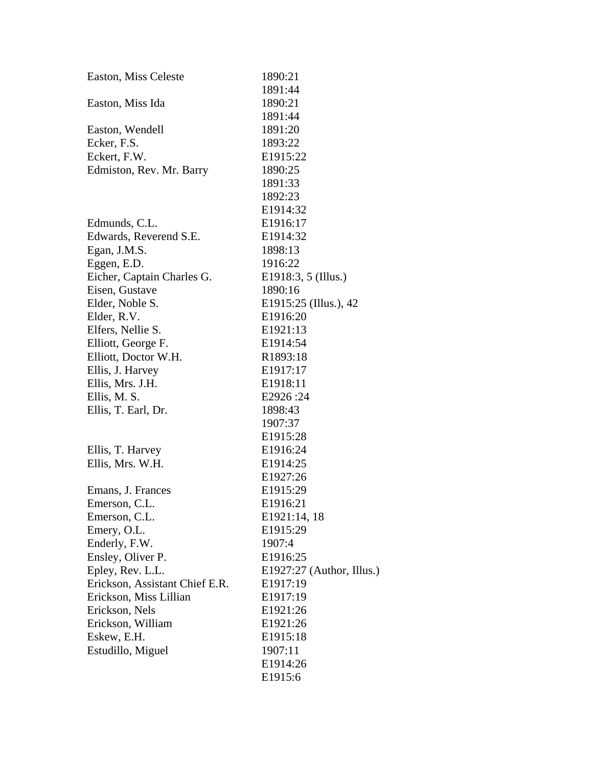| | |
|---|---|
| Easton, Miss Celeste | 1890:21 |
| | 1891:44 |
| Easton, Miss Ida | 1890:21 |
| | 1891:44 |
| Easton, Wendell | 1891:20 |
| Ecker, F.S. | 1893:22 |
| Eckert, F.W. | E1915:22 |
| Edmiston, Rev. Mr. Barry | 1890:25 |
| | 1891:33 |
| | 1892:23 |
| | E1914:32 |
| Edmunds, C.L. | E1916:17 |
| Edwards, Reverend S.E. | E1914:32 |
| Egan, J.M.S. | 1898:13 |
| Eggen, E.D. | 1916:22 |
| Eicher, Captain Charles G. | E1918:3, 5 (Illus.) |
| Eisen, Gustave | 1890:16 |
| Elder, Noble S. | E1915:25 (Illus.), 42 |
| Elder, R.V. | E1916:20 |
| Elfers, Nellie S. | E1921:13 |
| Elliott, George F. | E1914:54 |
| Elliott, Doctor W.H. | R1893:18 |
| Ellis, J. Harvey | E1917:17 |
| Ellis, Mrs. J.H. | E1918:11 |
| Ellis, M. S. | E2926 :24 |
| Ellis, T. Earl, Dr. | 1898:43 |
| | 1907:37 |
| | E1915:28 |
| Ellis, T. Harvey | E1916:24 |
| Ellis, Mrs. W.H. | E1914:25 |
| | E1927:26 |
| Emans, J. Frances | E1915:29 |
| Emerson, C.L. | E1916:21 |
| Emerson, C.L. | E1921:14, 18 |
| Emery, O.L. | E1915:29 |
| Enderly, F.W. | 1907:4 |
| Ensley, Oliver P. | E1916:25 |
| Epley, Rev. L.L. | E1927:27 (Author, Illus.) |
| Erickson, Assistant Chief E.R. | E1917:19 |
| Erickson, Miss Lillian | E1917:19 |
| Erickson, Nels | E1921:26 |
| Erickson, William | E1921:26 |
| Eskew, E.H. | E1915:18 |
| Estudillo, Miguel | 1907:11 |
| | E1914:26 |
| | E1915:6 |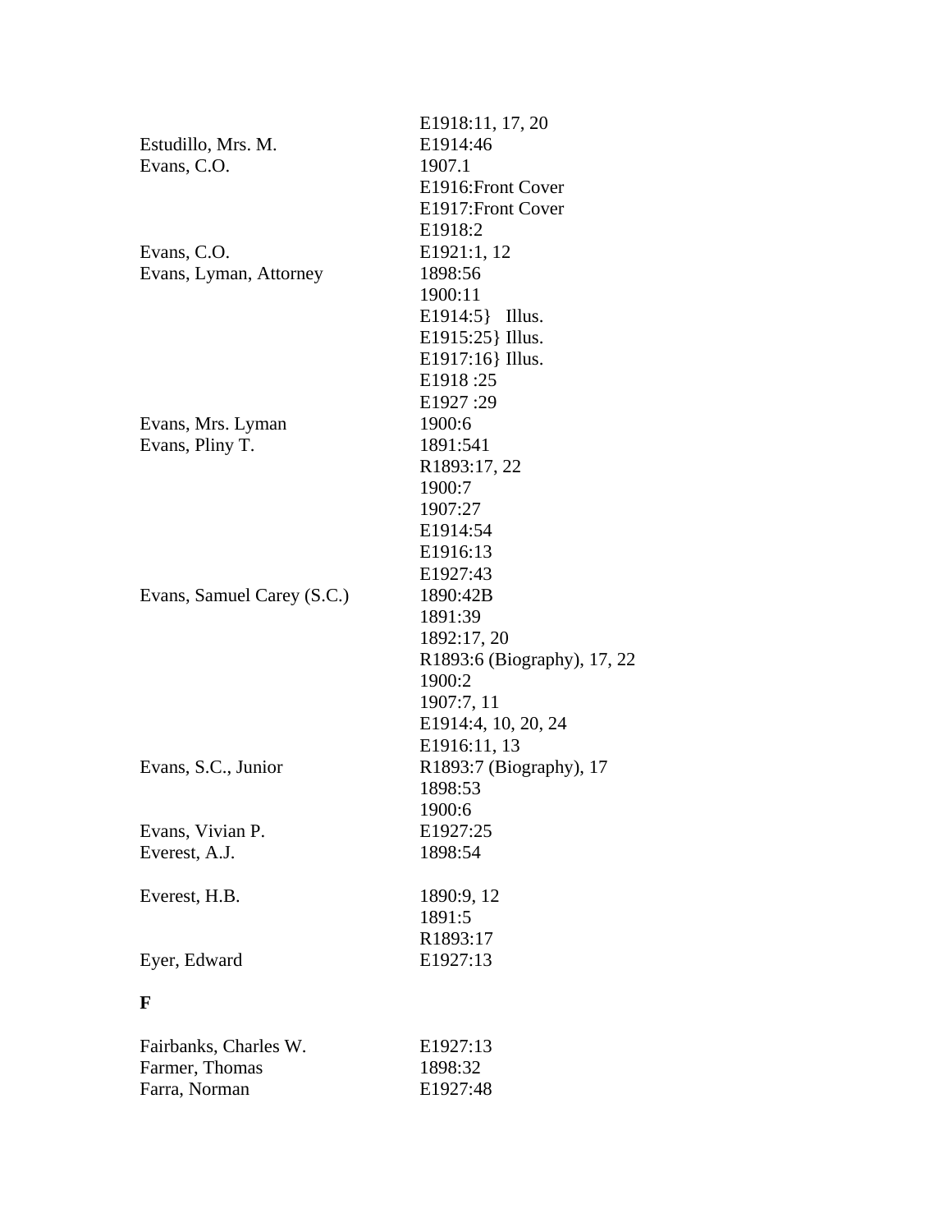| | |
|---|---|
| | E1918:11, 17, 20 |
| Estudillo, Mrs. M. | E1914:46 |
| Evans, C.O. | 1907.1 |
| | E1916:Front Cover |
| | E1917:Front Cover |
| | E1918:2 |
| Evans, C.O. | E1921:1, 12 |
| Evans, Lyman, Attorney | 1898:56 |
| | 1900:11 |
| | E1914:5}   Illus. |
| | E1915:25} Illus. |
| | E1917:16} Illus. |
| | E1918 :25 |
| | E1927 :29 |
| Evans, Mrs. Lyman | 1900:6 |
| Evans, Pliny T. | 1891:541 |
| | R1893:17, 22 |
| | 1900:7 |
| | 1907:27 |
| | E1914:54 |
| | E1916:13 |
| | E1927:43 |
| Evans, Samuel Carey (S.C.) | 1890:42B |
| | 1891:39 |
| | 1892:17, 20 |
| | R1893:6 (Biography), 17, 22 |
| | 1900:2 |
| | 1907:7, 11 |
| | E1914:4, 10, 20, 24 |
| | E1916:11, 13 |
| Evans, S.C., Junior | R1893:7 (Biography), 17 |
| | 1898:53 |
| | 1900:6 |
| Evans, Vivian P. | E1927:25 |
| Everest, A.J. | 1898:54 |
| Everest, H.B. | 1890:9, 12 |
| | 1891:5 |
| | R1893:17 |
| Eyer, Edward | E1927:13 |

**F**

| | |
|---|---|
| Fairbanks, Charles W. | E1927:13 |
| Farmer, Thomas | 1898:32 |
| Farra, Norman | E1927:48 |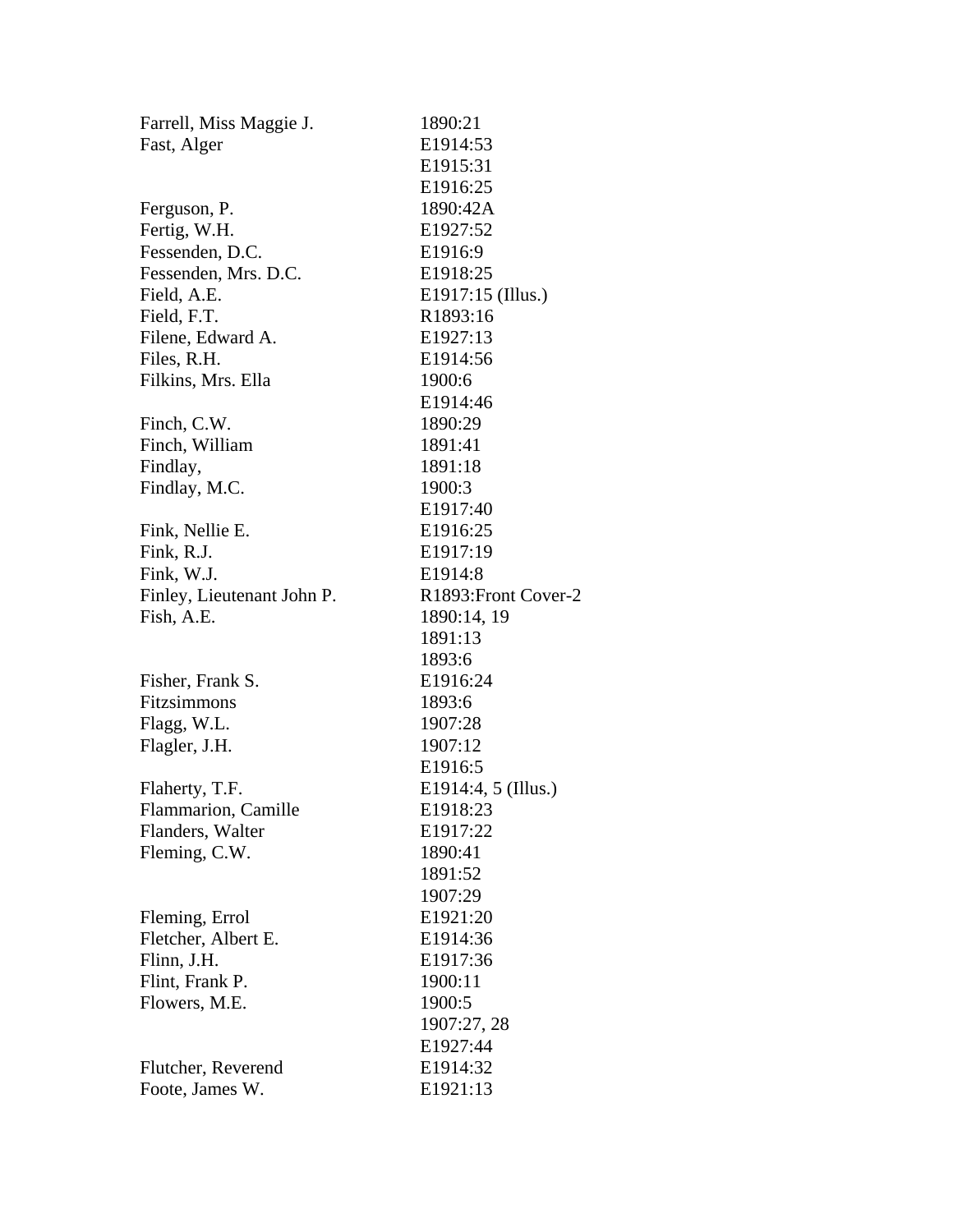| | |
|---|---|
| Farrell, Miss Maggie J. | 1890:21 |
| Fast, Alger | E1914:53 |
| | E1915:31 |
| | E1916:25 |
| Ferguson, P. | 1890:42A |
| Fertig, W.H. | E1927:52 |
| Fessenden, D.C. | E1916:9 |
| Fessenden, Mrs. D.C. | E1918:25 |
| Field, A.E. | E1917:15 (Illus.) |
| Field, F.T. | R1893:16 |
| Filene, Edward A. | E1927:13 |
| Files, R.H. | E1914:56 |
| Filkins, Mrs. Ella | 1900:6 |
| | E1914:46 |
| Finch, C.W. | 1890:29 |
| Finch, William | 1891:41 |
| Findlay, | 1891:18 |
| Findlay, M.C. | 1900:3 |
| | E1917:40 |
| Fink, Nellie E. | E1916:25 |
| Fink, R.J. | E1917:19 |
| Fink, W.J. | E1914:8 |
| Finley, Lieutenant John P. | R1893:Front Cover-2 |
| Fish, A.E. | 1890:14, 19 |
| | 1891:13 |
| | 1893:6 |
| Fisher, Frank S. | E1916:24 |
| Fitzsimmons | 1893:6 |
| Flagg, W.L. | 1907:28 |
| Flagler, J.H. | 1907:12 |
| | E1916:5 |
| Flaherty, T.F. | E1914:4, 5 (Illus.) |
| Flammarion, Camille | E1918:23 |
| Flanders, Walter | E1917:22 |
| Fleming, C.W. | 1890:41 |
| | 1891:52 |
| | 1907:29 |
| Fleming, Errol | E1921:20 |
| Fletcher, Albert E. | E1914:36 |
| Flinn, J.H. | E1917:36 |
| Flint, Frank P. | 1900:11 |
| Flowers, M.E. | 1900:5 |
| | 1907:27, 28 |
| | E1927:44 |
| Flutcher, Reverend | E1914:32 |
| Foote, James W. | E1921:13 |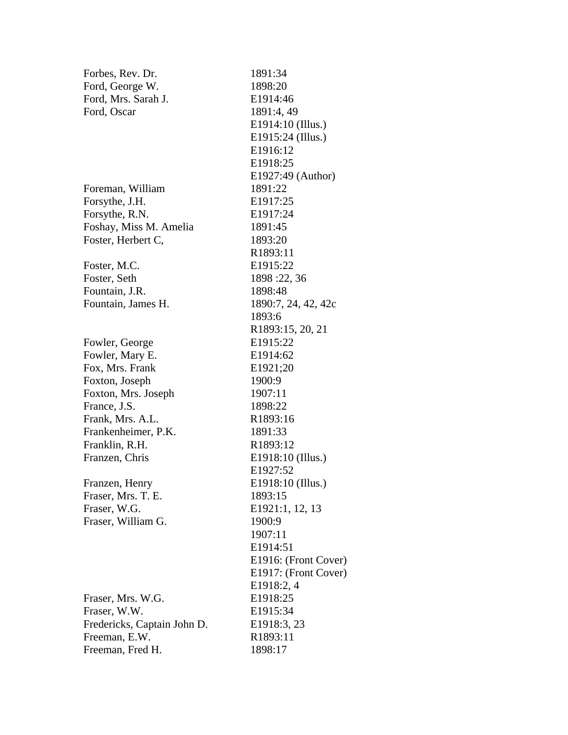| Name | Reference |
|---|---|
| Forbes, Rev. Dr. | 1891:34 |
| Ford, George W. | 1898:20 |
| Ford, Mrs. Sarah J. | E1914:46 |
| Ford, Oscar | 1891:4, 49 |
| | E1914:10 (Illus.) |
| | E1915:24 (Illus.) |
| | E1916:12 |
| | E1918:25 |
| | E1927:49 (Author) |
| Foreman, William | 1891:22 |
| Forsythe, J.H. | E1917:25 |
| Forsythe, R.N. | E1917:24 |
| Foshay, Miss M. Amelia | 1891:45 |
| Foster, Herbert C, | 1893:20 |
| | R1893:11 |
| Foster, M.C. | E1915:22 |
| Foster, Seth | 1898 :22, 36 |
| Fountain, J.R. | 1898:48 |
| Fountain, James H. | 1890:7, 24, 42, 42c |
| | 1893:6 |
| | R1893:15, 20, 21 |
| Fowler, George | E1915:22 |
| Fowler, Mary E. | E1914:62 |
| Fox, Mrs. Frank | E1921;20 |
| Foxton, Joseph | 1900:9 |
| Foxton, Mrs. Joseph | 1907:11 |
| France, J.S. | 1898:22 |
| Frank, Mrs. A.L. | R1893:16 |
| Frankenheimer, P.K. | 1891:33 |
| Franklin, R.H. | R1893:12 |
| Franzen, Chris | E1918:10 (Illus.) |
| | E1927:52 |
| Franzen, Henry | E1918:10 (Illus.) |
| Fraser, Mrs. T. E. | 1893:15 |
| Fraser, W.G. | E1921:1, 12, 13 |
| Fraser, William G. | 1900:9 |
| | 1907:11 |
| | E1914:51 |
| | E1916: (Front Cover) |
| | E1917: (Front Cover) |
| | E1918:2, 4 |
| Fraser, Mrs. W.G. | E1918:25 |
| Fraser, W.W. | E1915:34 |
| Fredericks, Captain John D. | E1918:3, 23 |
| Freeman, E.W. | R1893:11 |
| Freeman, Fred H. | 1898:17 |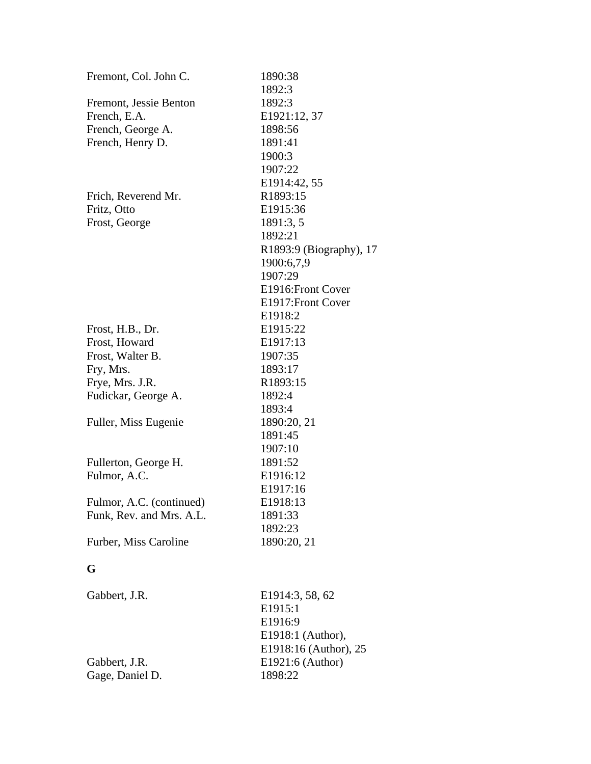| | |
|---|---|
| Fremont, Col. John C. | 1890:38 |
| | 1892:3 |
| Fremont, Jessie Benton | 1892:3 |
| French, E.A. | E1921:12, 37 |
| French, George A. | 1898:56 |
| French, Henry D. | 1891:41 |
| | 1900:3 |
| | 1907:22 |
| | E1914:42, 55 |
| Frich, Reverend Mr. | R1893:15 |
| Fritz, Otto | E1915:36 |
| Frost, George | 1891:3, 5 |
| | 1892:21 |
| | R1893:9 (Biography), 17 |
| | 1900:6,7,9 |
| | 1907:29 |
| | E1916:Front Cover |
| | E1917:Front Cover |
| | E1918:2 |
| Frost, H.B., Dr. | E1915:22 |
| Frost, Howard | E1917:13 |
| Frost, Walter B. | 1907:35 |
| Fry, Mrs. | 1893:17 |
| Frye, Mrs. J.R. | R1893:15 |
| Fudickar, George A. | 1892:4 |
| | 1893:4 |
| Fuller, Miss Eugenie | 1890:20, 21 |
| | 1891:45 |
| | 1907:10 |
| Fullerton, George H. | 1891:52 |
| Fulmor, A.C. | E1916:12 |
| | E1917:16 |
| Fulmor, A.C. (continued) | E1918:13 |
| Funk, Rev. and Mrs. A.L. | 1891:33 |
| | 1892:23 |
| Furber, Miss Caroline | 1890:20, 21 |

**G**

| | |
|---|---|
| Gabbert, J.R. | E1914:3, 58, 62 |
| | E1915:1 |
| | E1916:9 |
| | E1918:1 (Author), |
| | E1918:16 (Author), 25 |
| Gabbert, J.R. | E1921:6 (Author) |
| Gage, Daniel D. | 1898:22 |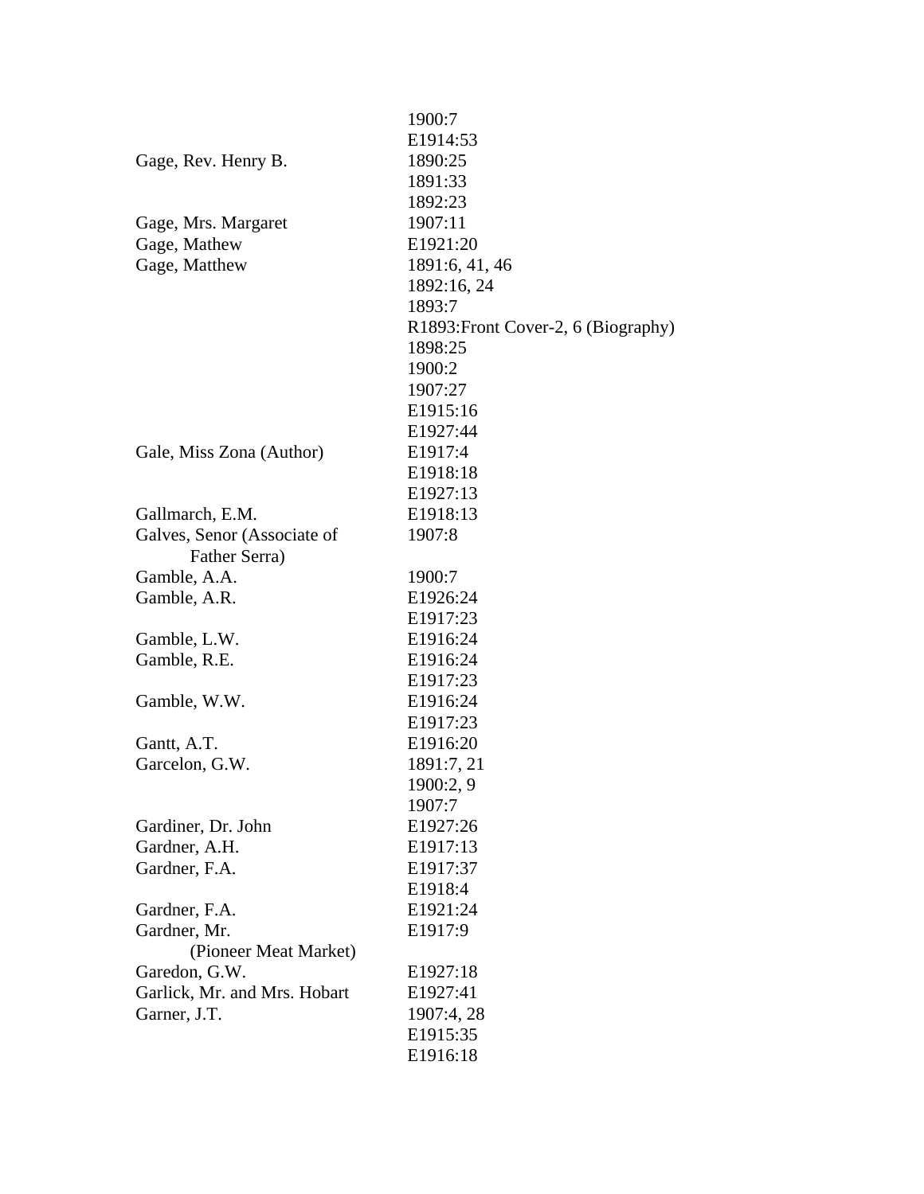| | |
|---|---|
| | 1900:7 |
| | E1914:53 |
| Gage, Rev. Henry B. | 1890:25 |
| | 1891:33 |
| | 1892:23 |
| Gage, Mrs. Margaret | 1907:11 |
| Gage, Mathew | E1921:20 |
| Gage, Matthew | 1891:6, 41, 46 |
| | 1892:16, 24 |
| | 1893:7 |
| | R1893:Front Cover-2, 6 (Biography) |
| | 1898:25 |
| | 1900:2 |
| | 1907:27 |
| | E1915:16 |
| | E1927:44 |
| Gale, Miss Zona (Author) | E1917:4 |
| | E1918:18 |
| | E1927:13 |
| Gallmarch, E.M. | E1918:13 |
| Galves, Senor (Associate of Father Serra) | 1907:8 |
| Gamble, A.A. | 1900:7 |
| Gamble, A.R. | E1926:24 |
| | E1917:23 |
| Gamble, L.W. | E1916:24 |
| Gamble, R.E. | E1916:24 |
| | E1917:23 |
| Gamble, W.W. | E1916:24 |
| | E1917:23 |
| Gantt, A.T. | E1916:20 |
| Garcelon, G.W. | 1891:7, 21 |
| | 1900:2, 9 |
| | 1907:7 |
| Gardiner, Dr. John | E1927:26 |
| Gardner, A.H. | E1917:13 |
| Gardner, F.A. | E1917:37 |
| | E1918:4 |
| Gardner, F.A. | E1921:24 |
| Gardner, Mr. (Pioneer Meat Market) | E1917:9 |
| Garedon, G.W. | E1927:18 |
| Garlick, Mr. and Mrs. Hobart | E1927:41 |
| Garner, J.T. | 1907:4, 28 |
| | E1915:35 |
| | E1916:18 |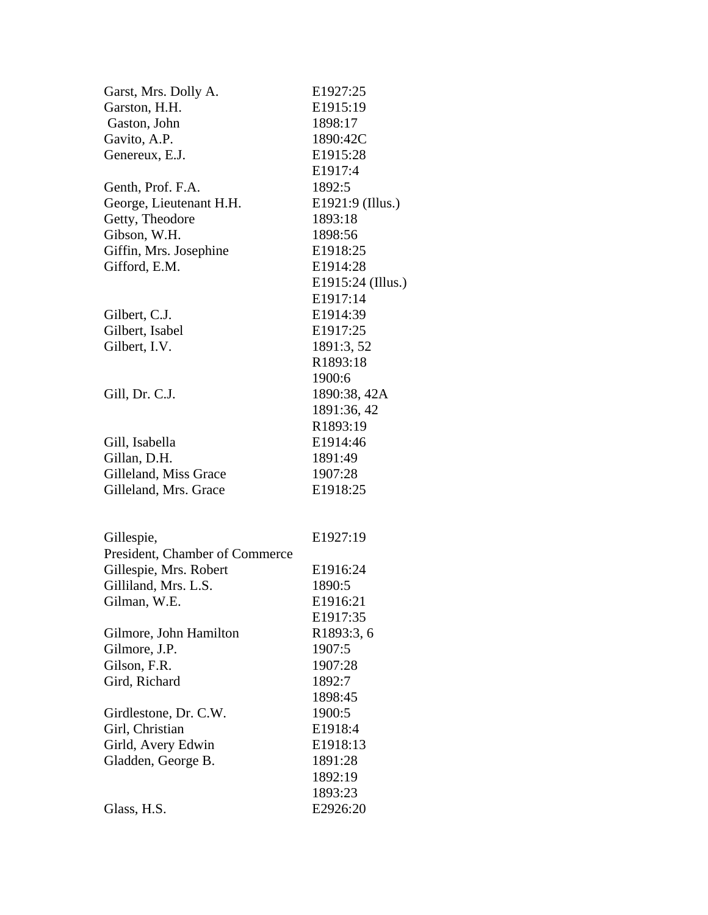| | |
|---|---|
| Garst, Mrs. Dolly A. | E1927:25 |
| Garston, H.H. | E1915:19 |
| Gaston, John | 1898:17 |
| Gavito, A.P. | 1890:42C |
| Genereux, E.J. | E1915:28 |
| | E1917:4 |
| Genth, Prof. F.A. | 1892:5 |
| George, Lieutenant H.H. | E1921:9 (Illus.) |
| Getty, Theodore | 1893:18 |
| Gibson, W.H. | 1898:56 |
| Giffin, Mrs. Josephine | E1918:25 |
| Gifford, E.M. | E1914:28 |
| | E1915:24 (Illus.) |
| | E1917:14 |
| Gilbert, C.J. | E1914:39 |
| Gilbert, Isabel | E1917:25 |
| Gilbert, I.V. | 1891:3, 52 |
| | R1893:18 |
| | 1900:6 |
| Gill, Dr. C.J. | 1890:38, 42A |
| | 1891:36, 42 |
| | R1893:19 |
| Gill, Isabella | E1914:46 |
| Gillan, D.H. | 1891:49 |
| Gilleland, Miss Grace | 1907:28 |
| Gilleland, Mrs. Grace | E1918:25 |
| Gillespie, President, Chamber of Commerce | E1927:19 |
| Gillespie, Mrs. Robert | E1916:24 |
| Gilliland, Mrs. L.S. | 1890:5 |
| Gilman, W.E. | E1916:21 |
| | E1917:35 |
| Gilmore, John Hamilton | R1893:3, 6 |
| Gilmore, J.P. | 1907:5 |
| Gilson, F.R. | 1907:28 |
| Gird, Richard | 1892:7 |
| | 1898:45 |
| Girdlestone, Dr. C.W. | 1900:5 |
| Girl, Christian | E1918:4 |
| Girld, Avery Edwin | E1918:13 |
| Gladden, George B. | 1891:28 |
| | 1892:19 |
| | 1893:23 |
| Glass, H.S. | E2926:20 |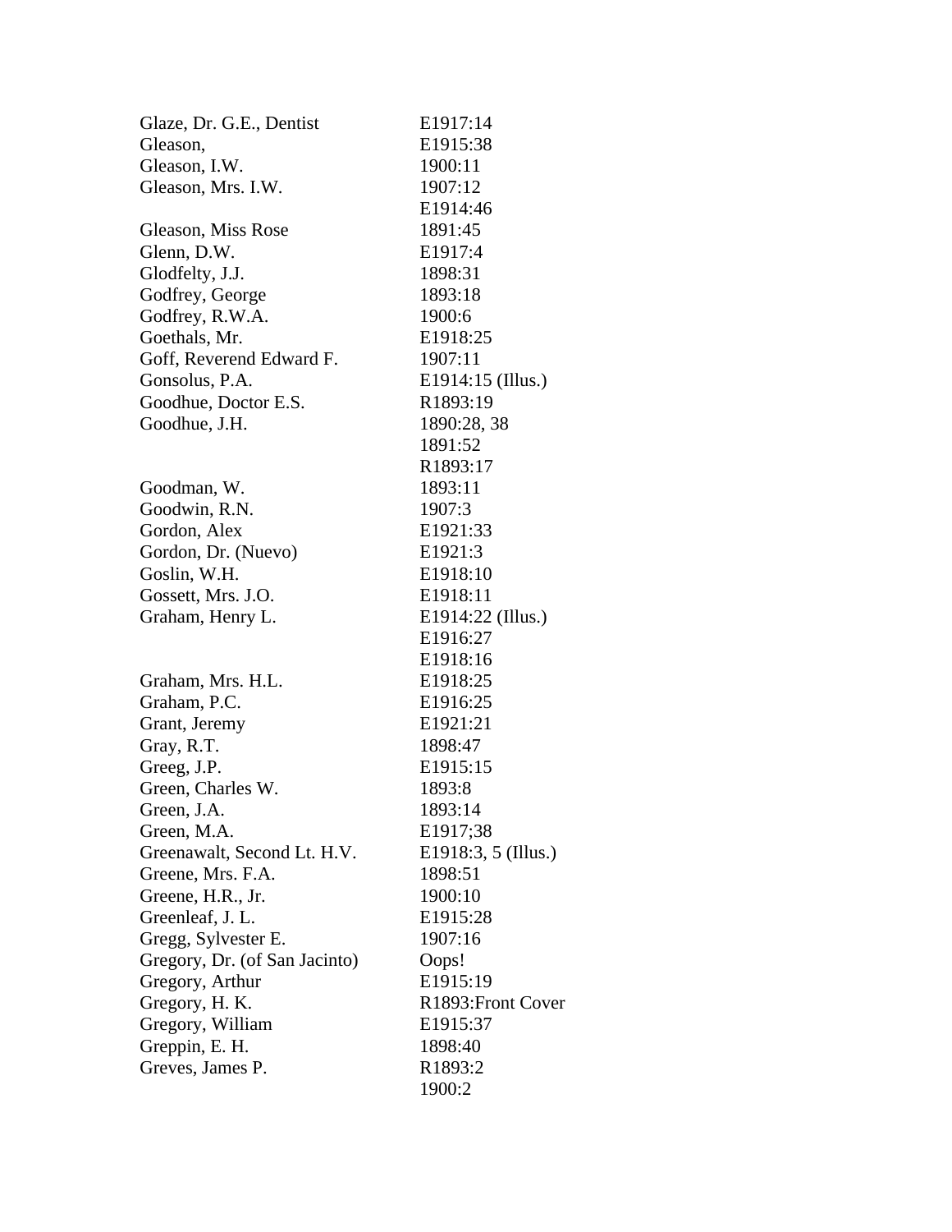| Name | Reference |
|---|---|
| Glaze, Dr. G.E., Dentist | E1917:14 |
| Gleason, | E1915:38 |
| Gleason, I.W. | 1900:11 |
| Gleason, Mrs. I.W. | 1907:12 |
| | E1914:46 |
| Gleason, Miss Rose | 1891:45 |
| Glenn, D.W. | E1917:4 |
| Glodfelty, J.J. | 1898:31 |
| Godfrey, George | 1893:18 |
| Godfrey, R.W.A. | 1900:6 |
| Goethals, Mr. | E1918:25 |
| Goff, Reverend Edward F. | 1907:11 |
| Gonsolus, P.A. | E1914:15 (Illus.) |
| Goodhue, Doctor E.S. | R1893:19 |
| Goodhue, J.H. | 1890:28, 38 |
| | 1891:52 |
| | R1893:17 |
| Goodman, W. | 1893:11 |
| Goodwin, R.N. | 1907:3 |
| Gordon, Alex | E1921:33 |
| Gordon, Dr. (Nuevo) | E1921:3 |
| Goslin, W.H. | E1918:10 |
| Gossett, Mrs. J.O. | E1918:11 |
| Graham, Henry L. | E1914:22 (Illus.) |
| | E1916:27 |
| | E1918:16 |
| Graham, Mrs. H.L. | E1918:25 |
| Graham, P.C. | E1916:25 |
| Grant, Jeremy | E1921:21 |
| Gray, R.T. | 1898:47 |
| Greeg, J.P. | E1915:15 |
| Green, Charles W. | 1893:8 |
| Green, J.A. | 1893:14 |
| Green, M.A. | E1917;38 |
| Greenawalt, Second Lt. H.V. | E1918:3, 5 (Illus.) |
| Greene, Mrs. F.A. | 1898:51 |
| Greene, H.R., Jr. | 1900:10 |
| Greenleaf, J. L. | E1915:28 |
| Gregg, Sylvester E. | 1907:16 |
| Gregory, Dr. (of San Jacinto) | Oops! |
| Gregory, Arthur | E1915:19 |
| Gregory, H. K. | R1893:Front Cover |
| Gregory, William | E1915:37 |
| Greppin, E. H. | 1898:40 |
| Greves, James P. | R1893:2 |
| | 1900:2 |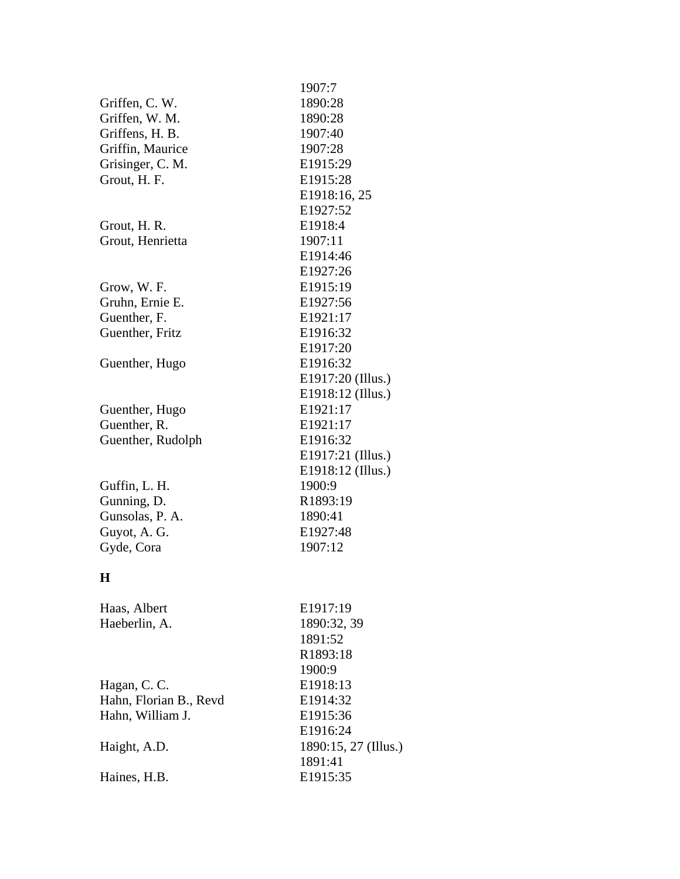| | |
|---|---|
| | 1907:7 |
| Griffen, C. W. | 1890:28 |
| Griffen, W. M. | 1890:28 |
| Griffens, H. B. | 1907:40 |
| Griffin, Maurice | 1907:28 |
| Grisinger, C. M. | E1915:29 |
| Grout, H. F. | E1915:28 |
| | E1918:16, 25 |
| | E1927:52 |
| Grout, H. R. | E1918:4 |
| Grout, Henrietta | 1907:11 |
| | E1914:46 |
| | E1927:26 |
| Grow, W. F. | E1915:19 |
| Gruhn, Ernie E. | E1927:56 |
| Guenther, F. | E1921:17 |
| Guenther, Fritz | E1916:32 |
| | E1917:20 |
| Guenther, Hugo | E1916:32 |
| | E1917:20 (Illus.) |
| | E1918:12 (Illus.) |
| Guenther, Hugo | E1921:17 |
| Guenther, R. | E1921:17 |
| Guenther, Rudolph | E1916:32 |
| | E1917:21 (Illus.) |
| | E1918:12 (Illus.) |
| Guffin, L. H. | 1900:9 |
| Gunning, D. | R1893:19 |
| Gunsolas, P. A. | 1890:41 |
| Guyot, A. G. | E1927:48 |
| Gyde, Cora | 1907:12 |

**H**

| | |
|---|---|
| Haas, Albert | E1917:19 |
| Haeberlin, A. | 1890:32, 39 |
| | 1891:52 |
| | R1893:18 |
| | 1900:9 |
| Hagan, C. C. | E1918:13 |
| Hahn, Florian B., Revd | E1914:32 |
| Hahn, William J. | E1915:36 |
| | E1916:24 |
| Haight, A.D. | 1890:15, 27 (Illus.) |
| | 1891:41 |
| Haines, H.B. | E1915:35 |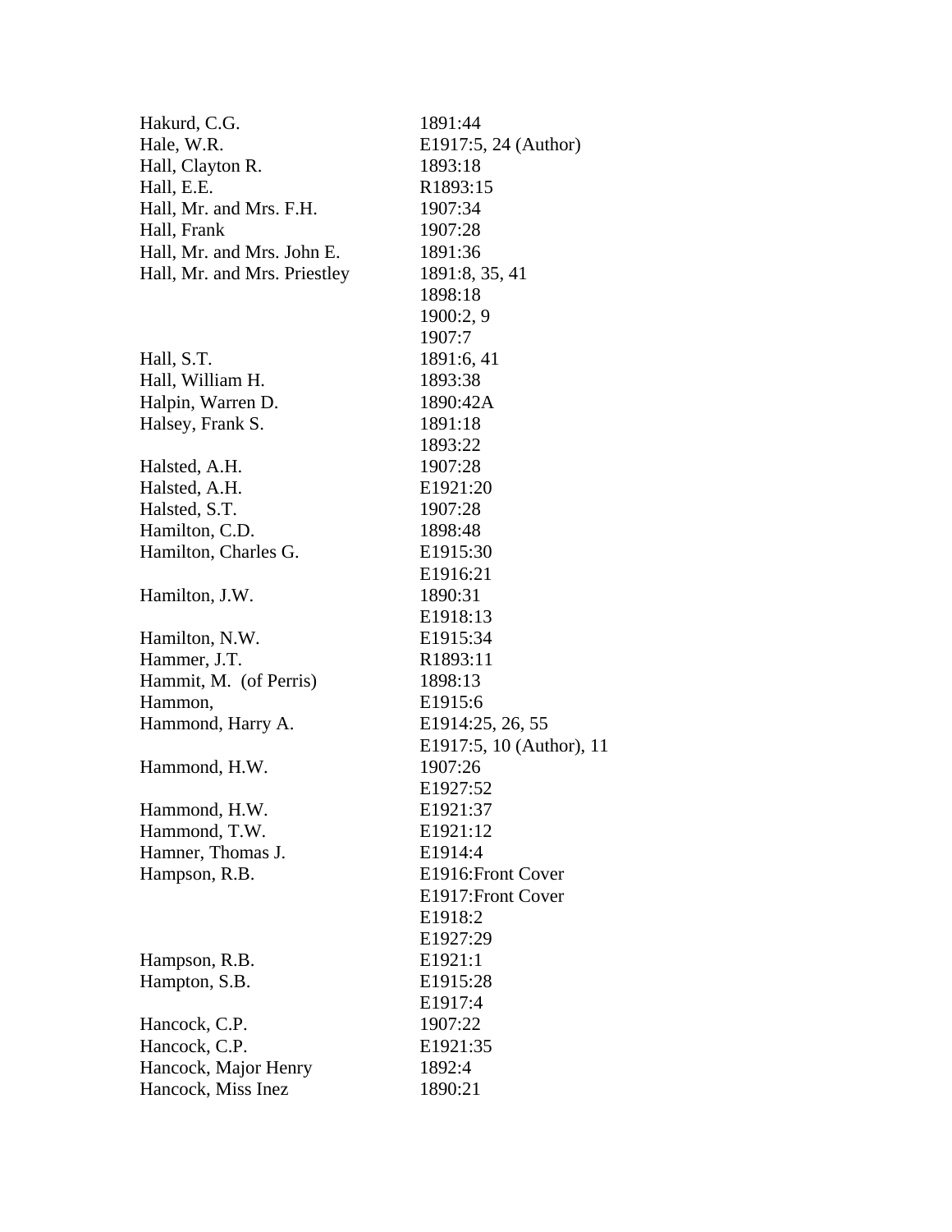| Name | Reference |
|---|---|
| Hakurd, C.G. | 1891:44 |
| Hale, W.R. | E1917:5, 24 (Author) |
| Hall, Clayton R. | 1893:18 |
| Hall, E.E. | R1893:15 |
| Hall, Mr. and Mrs. F.H. | 1907:34 |
| Hall, Frank | 1907:28 |
| Hall, Mr. and Mrs. John E. | 1891:36 |
| Hall, Mr. and Mrs. Priestley | 1891:8, 35, 41 |
| | 1898:18 |
| | 1900:2, 9 |
| | 1907:7 |
| Hall, S.T. | 1891:6, 41 |
| Hall, William H. | 1893:38 |
| Halpin, Warren D. | 1890:42A |
| Halsey, Frank S. | 1891:18 |
| | 1893:22 |
| Halsted, A.H. | 1907:28 |
| Halsted, A.H. | E1921:20 |
| Halsted, S.T. | 1907:28 |
| Hamilton, C.D. | 1898:48 |
| Hamilton, Charles G. | E1915:30 |
| | E1916:21 |
| Hamilton, J.W. | 1890:31 |
| | E1918:13 |
| Hamilton, N.W. | E1915:34 |
| Hammer, J.T. | R1893:11 |
| Hammit, M. (of Perris) | 1898:13 |
| Hammon, | E1915:6 |
| Hammond, Harry A. | E1914:25, 26, 55 |
| | E1917:5, 10 (Author), 11 |
| Hammond, H.W. | 1907:26 |
| | E1927:52 |
| Hammond, H.W. | E1921:37 |
| Hammond, T.W. | E1921:12 |
| Hamner, Thomas J. | E1914:4 |
| Hampson, R.B. | E1916:Front Cover |
| | E1917:Front Cover |
| | E1918:2 |
| | E1927:29 |
| Hampson, R.B. | E1921:1 |
| Hampton, S.B. | E1915:28 |
| | E1917:4 |
| Hancock, C.P. | 1907:22 |
| Hancock, C.P. | E1921:35 |
| Hancock, Major Henry | 1892:4 |
| Hancock, Miss Inez | 1890:21 |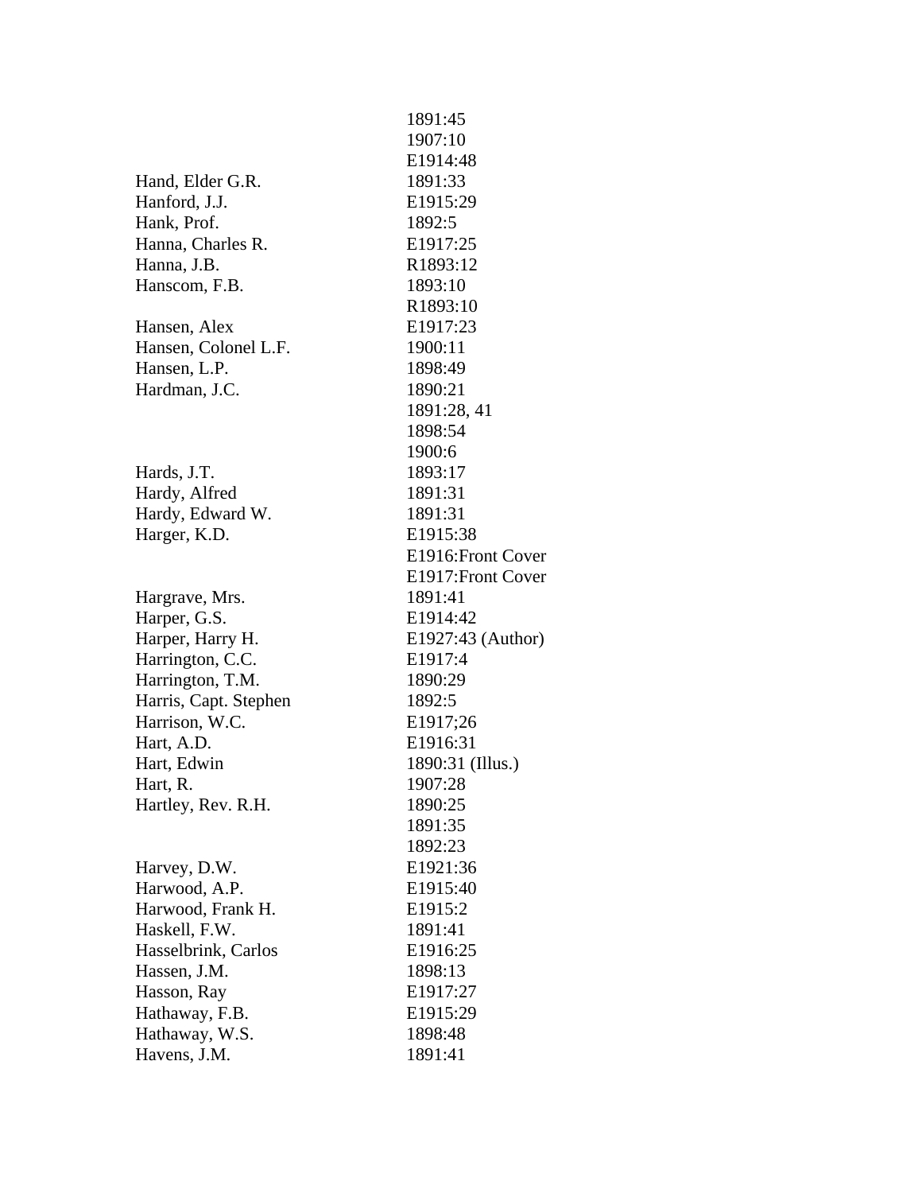| | |
|---|---|
| | 1891:45 |
| | 1907:10 |
| | E1914:48 |
| Hand, Elder G.R. | 1891:33 |
| Hanford, J.J. | E1915:29 |
| Hank, Prof. | 1892:5 |
| Hanna, Charles R. | E1917:25 |
| Hanna, J.B. | R1893:12 |
| Hanscom, F.B. | 1893:10 |
| | R1893:10 |
| Hansen, Alex | E1917:23 |
| Hansen, Colonel L.F. | 1900:11 |
| Hansen, L.P. | 1898:49 |
| Hardman, J.C. | 1890:21 |
| | 1891:28, 41 |
| | 1898:54 |
| | 1900:6 |
| Hards, J.T. | 1893:17 |
| Hardy, Alfred | 1891:31 |
| Hardy, Edward W. | 1891:31 |
| Harger, K.D. | E1915:38 |
| | E1916:Front Cover |
| | E1917:Front Cover |
| Hargrave, Mrs. | 1891:41 |
| Harper, G.S. | E1914:42 |
| Harper, Harry H. | E1927:43 (Author) |
| Harrington, C.C. | E1917:4 |
| Harrington, T.M. | 1890:29 |
| Harris, Capt. Stephen | 1892:5 |
| Harrison, W.C. | E1917;26 |
| Hart, A.D. | E1916:31 |
| Hart, Edwin | 1890:31 (Illus.) |
| Hart, R. | 1907:28 |
| Hartley, Rev. R.H. | 1890:25 |
| | 1891:35 |
| | 1892:23 |
| Harvey, D.W. | E1921:36 |
| Harwood, A.P. | E1915:40 |
| Harwood, Frank H. | E1915:2 |
| Haskell, F.W. | 1891:41 |
| Hasselbrink, Carlos | E1916:25 |
| Hassen, J.M. | 1898:13 |
| Hasson, Ray | E1917:27 |
| Hathaway, F.B. | E1915:29 |
| Hathaway, W.S. | 1898:48 |
| Havens, J.M. | 1891:41 |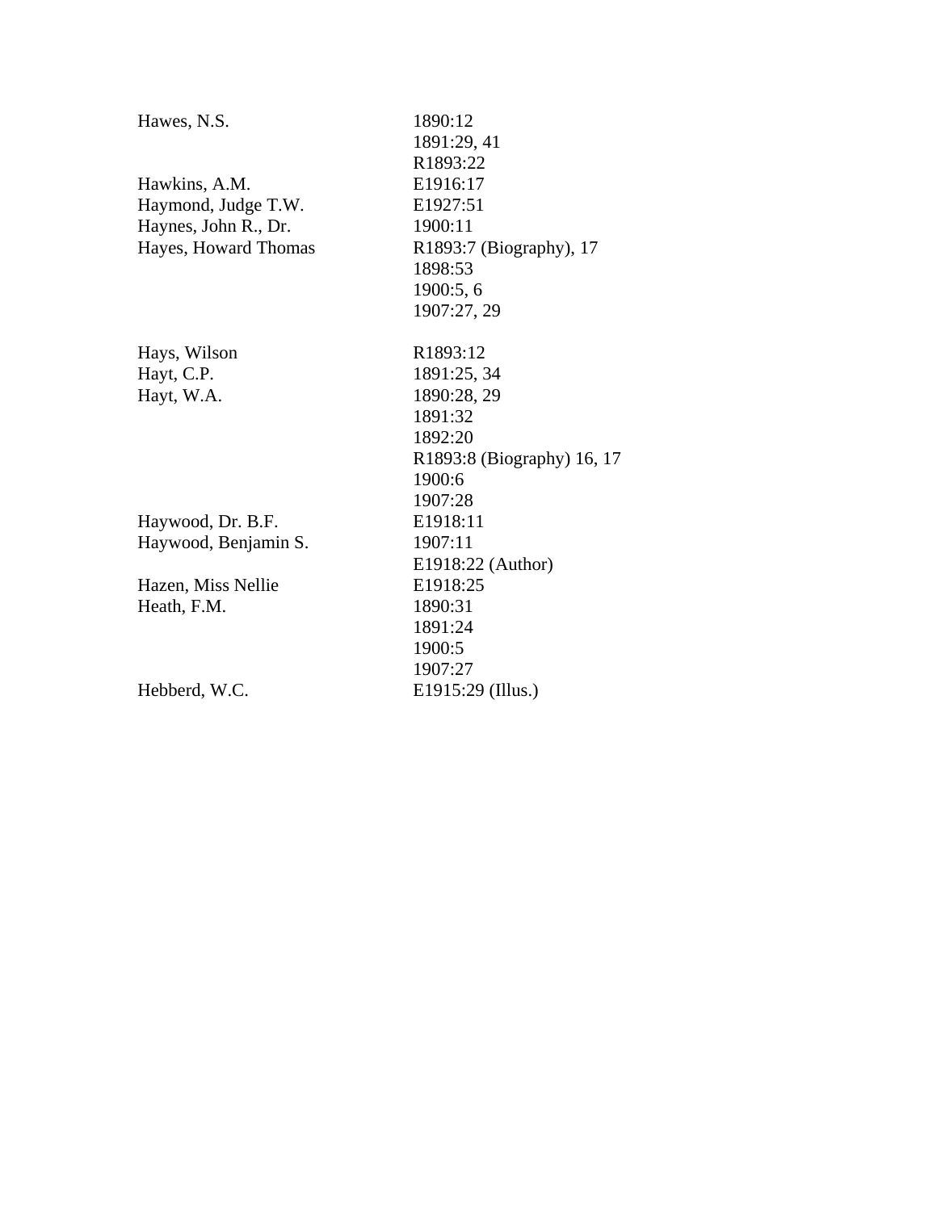| Name | References |
|---|---|
| Hawes, N.S. | 1890:12 |
| | 1891:29, 41 |
| | R1893:22 |
| Hawkins, A.M. | E1916:17 |
| Haymond, Judge T.W. | E1927:51 |
| Haynes, John R., Dr. | 1900:11 |
| Hayes, Howard Thomas | R1893:7 (Biography), 17 |
| | 1898:53 |
| | 1900:5, 6 |
| | 1907:27, 29 |
| Hays, Wilson | R1893:12 |
| Hayt, C.P. | 1891:25, 34 |
| Hayt, W.A. | 1890:28, 29 |
| | 1891:32 |
| | 1892:20 |
| | R1893:8 (Biography) 16, 17 |
| | 1900:6 |
| | 1907:28 |
| Haywood, Dr. B.F. | E1918:11 |
| Haywood, Benjamin S. | 1907:11 |
| | E1918:22 (Author) |
| Hazen, Miss Nellie | E1918:25 |
| Heath, F.M. | 1890:31 |
| | 1891:24 |
| | 1900:5 |
| | 1907:27 |
| Hebberd, W.C. | E1915:29 (Illus.) |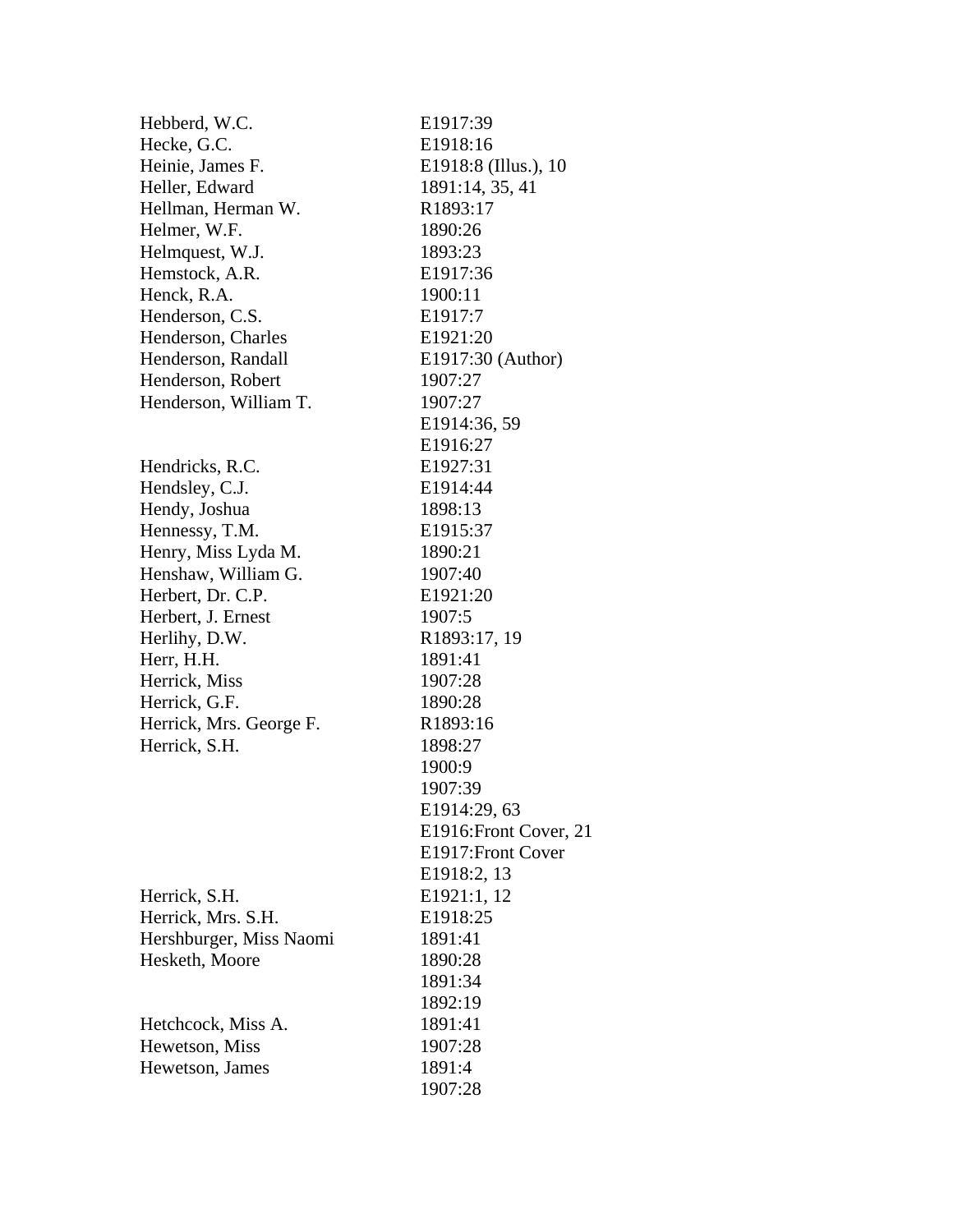| | |
|---|---|
| Hebberd, W.C. | E1917:39 |
| Hecke, G.C. | E1918:16 |
| Heinie, James F. | E1918:8 (Illus.), 10 |
| Heller, Edward | 1891:14, 35, 41 |
| Hellman, Herman W. | R1893:17 |
| Helmer, W.F. | 1890:26 |
| Helmquest, W.J. | 1893:23 |
| Hemstock, A.R. | E1917:36 |
| Henck, R.A. | 1900:11 |
| Henderson, C.S. | E1917:7 |
| Henderson, Charles | E1921:20 |
| Henderson, Randall | E1917:30 (Author) |
| Henderson, Robert | 1907:27 |
| Henderson, William T. | 1907:27 |
| | E1914:36, 59 |
| | E1916:27 |
| Hendricks, R.C. | E1927:31 |
| Hendsley, C.J. | E1914:44 |
| Hendy, Joshua | 1898:13 |
| Hennessy, T.M. | E1915:37 |
| Henry, Miss Lyda M. | 1890:21 |
| Henshaw, William G. | 1907:40 |
| Herbert, Dr. C.P. | E1921:20 |
| Herbert, J. Ernest | 1907:5 |
| Herlihy, D.W. | R1893:17, 19 |
| Herr, H.H. | 1891:41 |
| Herrick, Miss | 1907:28 |
| Herrick, G.F. | 1890:28 |
| Herrick, Mrs. George F. | R1893:16 |
| Herrick, S.H. | 1898:27 |
| | 1900:9 |
| | 1907:39 |
| | E1914:29, 63 |
| | E1916:Front Cover, 21 |
| | E1917:Front Cover |
| | E1918:2, 13 |
| Herrick, S.H. | E1921:1, 12 |
| Herrick, Mrs. S.H. | E1918:25 |
| Hershburger, Miss Naomi | 1891:41 |
| Hesketh, Moore | 1890:28 |
| | 1891:34 |
| | 1892:19 |
| Hetchcock, Miss A. | 1891:41 |
| Hewetson, Miss | 1907:28 |
| Hewetson, James | 1891:4 |
| | 1907:28 |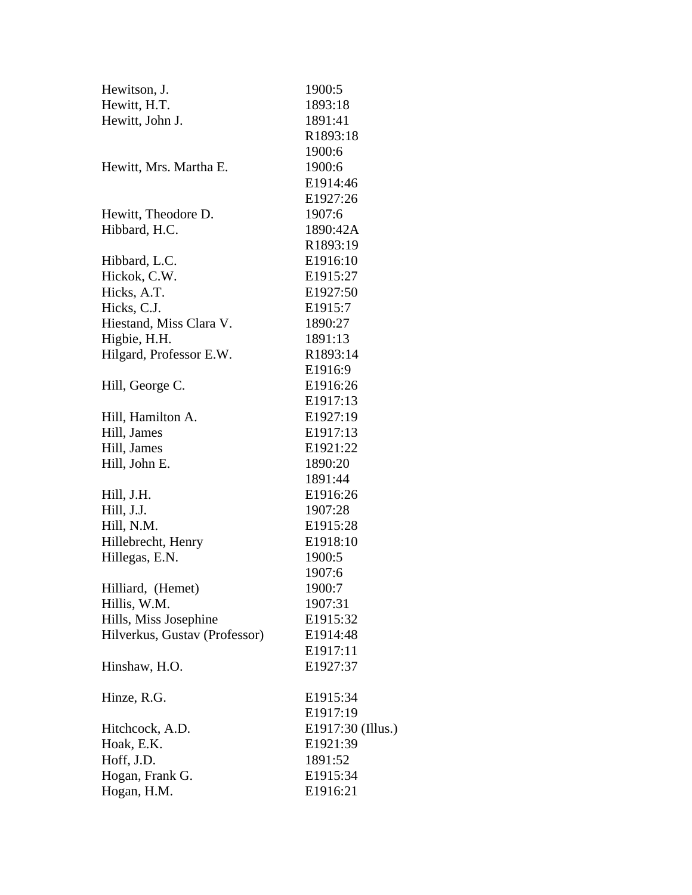| Name | Reference |
|---|---|
| Hewitson, J. | 1900:5 |
| Hewitt, H.T. | 1893:18 |
| Hewitt, John J. | 1891:41 |
| | R1893:18 |
| | 1900:6 |
| Hewitt, Mrs. Martha E. | 1900:6 |
| | E1914:46 |
| | E1927:26 |
| Hewitt, Theodore D. | 1907:6 |
| Hibbard, H.C. | 1890:42A |
| | R1893:19 |
| Hibbard, L.C. | E1916:10 |
| Hickok, C.W. | E1915:27 |
| Hicks, A.T. | E1927:50 |
| Hicks, C.J. | E1915:7 |
| Hiestand, Miss Clara V. | 1890:27 |
| Higbie, H.H. | 1891:13 |
| Hilgard, Professor E.W. | R1893:14 |
| | E1916:9 |
| Hill, George C. | E1916:26 |
| | E1917:13 |
| Hill, Hamilton A. | E1927:19 |
| Hill, James | E1917:13 |
| Hill, James | E1921:22 |
| Hill, John E. | 1890:20 |
| | 1891:44 |
| Hill, J.H. | E1916:26 |
| Hill, J.J. | 1907:28 |
| Hill, N.M. | E1915:28 |
| Hillebrecht, Henry | E1918:10 |
| Hillegas, E.N. | 1900:5 |
| | 1907:6 |
| Hilliard, (Hemet) | 1900:7 |
| Hillis, W.M. | 1907:31 |
| Hills, Miss Josephine | E1915:32 |
| Hilverkus, Gustav (Professor) | E1914:48 |
| | E1917:11 |
| Hinshaw, H.O. | E1927:37 |
| Hinze, R.G. | E1915:34 |
| | E1917:19 |
| Hitchcock, A.D. | E1917:30 (Illus.) |
| Hoak, E.K. | E1921:39 |
| Hoff, J.D. | 1891:52 |
| Hogan, Frank G. | E1915:34 |
| Hogan, H.M. | E1916:21 |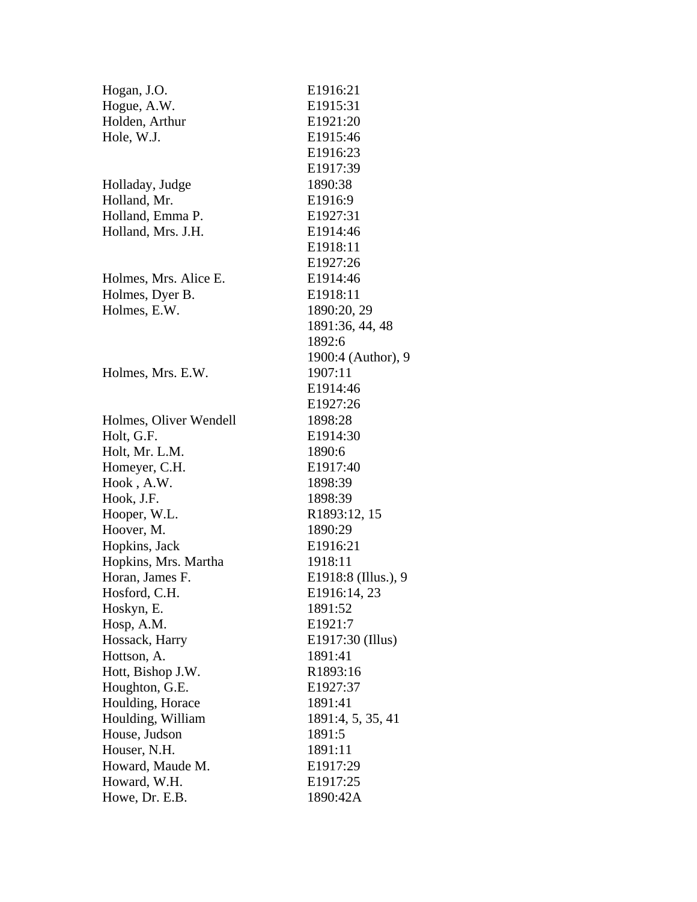| | |
|---|---|
| Hogan, J.O. | E1916:21 |
| Hogue, A.W. | E1915:31 |
| Holden, Arthur | E1921:20 |
| Hole, W.J. | E1915:46 |
| | E1916:23 |
| | E1917:39 |
| Holladay, Judge | 1890:38 |
| Holland, Mr. | E1916:9 |
| Holland, Emma P. | E1927:31 |
| Holland, Mrs. J.H. | E1914:46 |
| | E1918:11 |
| | E1927:26 |
| Holmes, Mrs. Alice E. | E1914:46 |
| Holmes, Dyer B. | E1918:11 |
| Holmes, E.W. | 1890:20, 29 |
| | 1891:36, 44, 48 |
| | 1892:6 |
| | 1900:4 (Author), 9 |
| Holmes, Mrs. E.W. | 1907:11 |
| | E1914:46 |
| | E1927:26 |
| Holmes, Oliver Wendell | 1898:28 |
| Holt, G.F. | E1914:30 |
| Holt, Mr. L.M. | 1890:6 |
| Homeyer, C.H. | E1917:40 |
| Hook , A.W. | 1898:39 |
| Hook, J.F. | 1898:39 |
| Hooper, W.L. | R1893:12, 15 |
| Hoover, M. | 1890:29 |
| Hopkins, Jack | E1916:21 |
| Hopkins, Mrs. Martha | 1918:11 |
| Horan, James F. | E1918:8 (Illus.), 9 |
| Hosford, C.H. | E1916:14, 23 |
| Hoskyn, E. | 1891:52 |
| Hosp, A.M. | E1921:7 |
| Hossack, Harry | E1917:30 (Illus) |
| Hottson, A. | 1891:41 |
| Hott, Bishop J.W. | R1893:16 |
| Houghton, G.E. | E1927:37 |
| Houlding, Horace | 1891:41 |
| Houlding, William | 1891:4, 5, 35, 41 |
| House, Judson | 1891:5 |
| Houser, N.H. | 1891:11 |
| Howard, Maude M. | E1917:29 |
| Howard, W.H. | E1917:25 |
| Howe, Dr. E.B. | 1890:42A |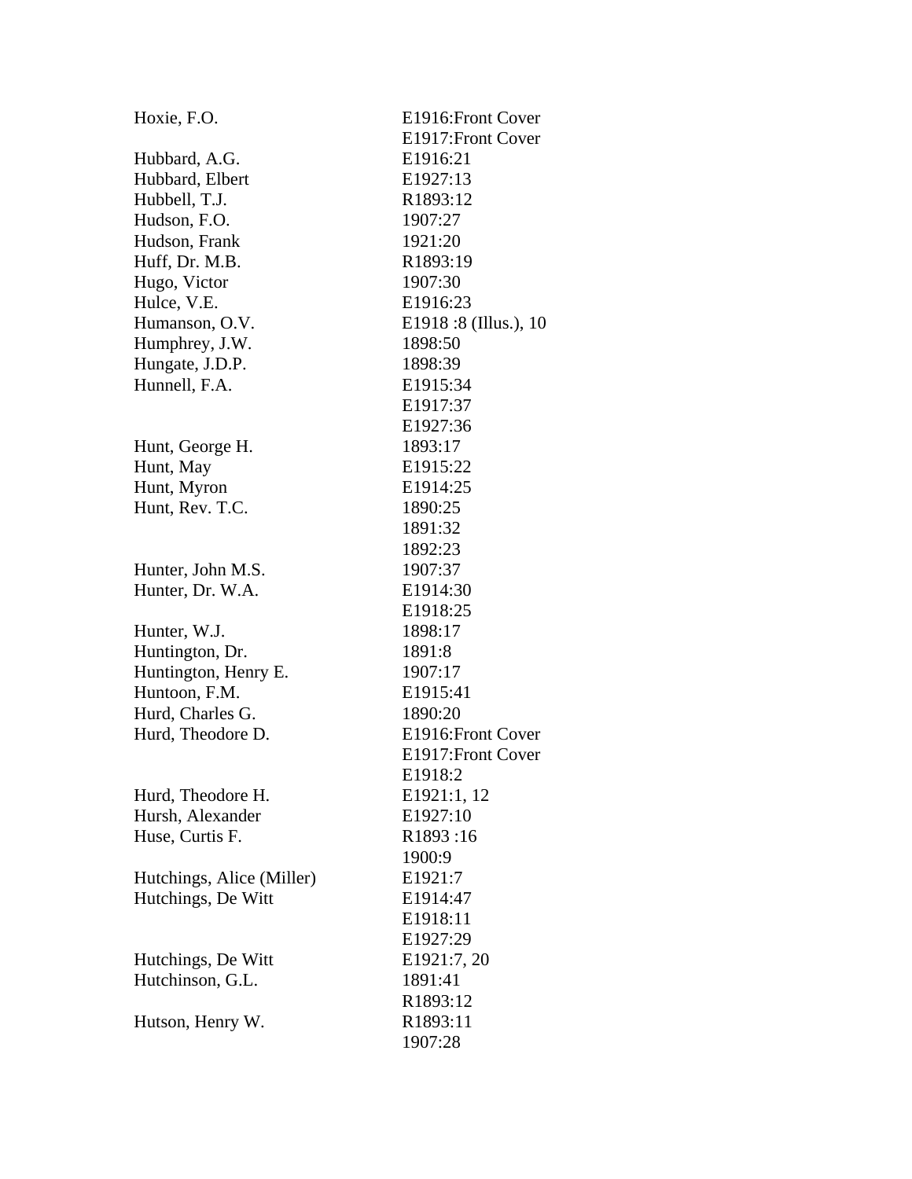| | |
|---|---|
| Hoxie, F.O. | E1916:Front Cover |
| | E1917:Front Cover |
| Hubbard, A.G. | E1916:21 |
| Hubbard, Elbert | E1927:13 |
| Hubbell, T.J. | R1893:12 |
| Hudson, F.O. | 1907:27 |
| Hudson, Frank | 1921:20 |
| Huff, Dr. M.B. | R1893:19 |
| Hugo, Victor | 1907:30 |
| Hulce, V.E. | E1916:23 |
| Humanson, O.V. | E1918 :8 (Illus.), 10 |
| Humphrey, J.W. | 1898:50 |
| Hungate, J.D.P. | 1898:39 |
| Hunnell, F.A. | E1915:34 |
| | E1917:37 |
| | E1927:36 |
| Hunt, George H. | 1893:17 |
| Hunt, May | E1915:22 |
| Hunt, Myron | E1914:25 |
| Hunt, Rev. T.C. | 1890:25 |
| | 1891:32 |
| | 1892:23 |
| Hunter, John M.S. | 1907:37 |
| Hunter, Dr. W.A. | E1914:30 |
| | E1918:25 |
| Hunter, W.J. | 1898:17 |
| Huntington, Dr. | 1891:8 |
| Huntington, Henry E. | 1907:17 |
| Huntoon, F.M. | E1915:41 |
| Hurd, Charles G. | 1890:20 |
| Hurd, Theodore D. | E1916:Front Cover |
| | E1917:Front Cover |
| | E1918:2 |
| Hurd, Theodore H. | E1921:1, 12 |
| Hursh, Alexander | E1927:10 |
| Huse, Curtis F. | R1893 :16 |
| | 1900:9 |
| Hutchings, Alice (Miller) | E1921:7 |
| Hutchings, De Witt | E1914:47 |
| | E1918:11 |
| | E1927:29 |
| Hutchings, De Witt | E1921:7, 20 |
| Hutchinson, G.L. | 1891:41 |
| | R1893:12 |
| Hutson, Henry W. | R1893:11 |
| | 1907:28 |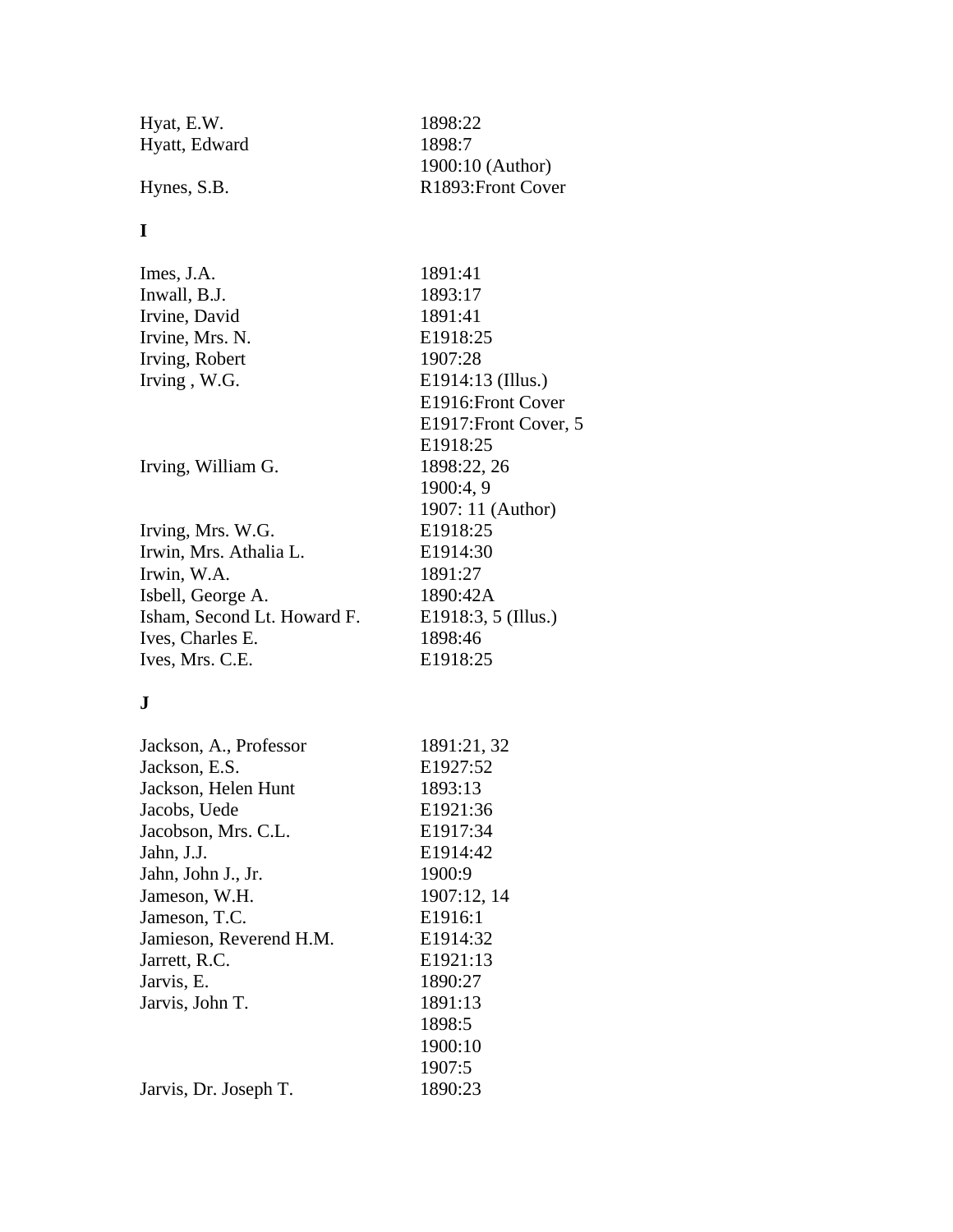| | |
|---|---|
| Hyat, E.W. | 1898:22 |
| Hyatt, Edward | 1898:7 |
| | 1900:10 (Author) |
| Hynes, S.B. | R1893:Front Cover |

**I**

| | |
|---|---|
| Imes, J.A. | 1891:41 |
| Inwall, B.J. | 1893:17 |
| Irvine, David | 1891:41 |
| Irvine, Mrs. N. | E1918:25 |
| Irving, Robert | 1907:28 |
| Irving , W.G. | E1914:13 (Illus.) |
| | E1916:Front Cover |
| | E1917:Front Cover, 5 |
| | E1918:25 |
| Irving, William G. | 1898:22, 26 |
| | 1900:4, 9 |
| | 1907: 11 (Author) |
| Irving, Mrs. W.G. | E1918:25 |
| Irwin, Mrs. Athalia L. | E1914:30 |
| Irwin, W.A. | 1891:27 |
| Isbell, George A. | 1890:42A |
| Isham, Second Lt. Howard F. | E1918:3, 5 (Illus.) |
| Ives, Charles E. | 1898:46 |
| Ives, Mrs. C.E. | E1918:25 |

**J**

| | |
|---|---|
| Jackson, A., Professor | 1891:21, 32 |
| Jackson, E.S. | E1927:52 |
| Jackson, Helen Hunt | 1893:13 |
| Jacobs, Uede | E1921:36 |
| Jacobson, Mrs. C.L. | E1917:34 |
| Jahn, J.J. | E1914:42 |
| Jahn, John J., Jr. | 1900:9 |
| Jameson, W.H. | 1907:12, 14 |
| Jameson, T.C. | E1916:1 |
| Jamieson, Reverend H.M. | E1914:32 |
| Jarrett, R.C. | E1921:13 |
| Jarvis, E. | 1890:27 |
| Jarvis, John T. | 1891:13 |
| | 1898:5 |
| | 1900:10 |
| | 1907:5 |
| Jarvis, Dr. Joseph T. | 1890:23 |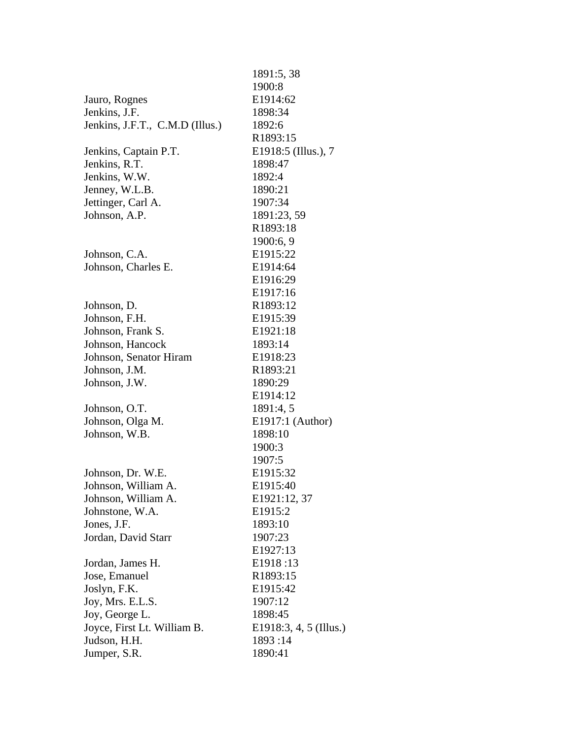| | |
|---|---|
| | 1891:5, 38 |
| | 1900:8 |
| Jauro, Rognes | E1914:62 |
| Jenkins, J.F. | 1898:34 |
| Jenkins, J.F.T., C.M.D (Illus.) | 1892:6 |
| | R1893:15 |
| Jenkins, Captain P.T. | E1918:5 (Illus.), 7 |
| Jenkins, R.T. | 1898:47 |
| Jenkins, W.W. | 1892:4 |
| Jenney, W.L.B. | 1890:21 |
| Jettinger, Carl A. | 1907:34 |
| Johnson, A.P. | 1891:23, 59 |
| | R1893:18 |
| | 1900:6, 9 |
| Johnson, C.A. | E1915:22 |
| Johnson, Charles E. | E1914:64 |
| | E1916:29 |
| | E1917:16 |
| Johnson, D. | R1893:12 |
| Johnson, F.H. | E1915:39 |
| Johnson, Frank S. | E1921:18 |
| Johnson, Hancock | 1893:14 |
| Johnson, Senator Hiram | E1918:23 |
| Johnson, J.M. | R1893:21 |
| Johnson, J.W. | 1890:29 |
| | E1914:12 |
| Johnson, O.T. | 1891:4, 5 |
| Johnson, Olga M. | E1917:1 (Author) |
| Johnson, W.B. | 1898:10 |
| | 1900:3 |
| | 1907:5 |
| Johnson, Dr. W.E. | E1915:32 |
| Johnson, William A. | E1915:40 |
| Johnson, William A. | E1921:12, 37 |
| Johnstone, W.A. | E1915:2 |
| Jones, J.F. | 1893:10 |
| Jordan, David Starr | 1907:23 |
| | E1927:13 |
| Jordan, James H. | E1918 :13 |
| Jose, Emanuel | R1893:15 |
| Joslyn, F.K. | E1915:42 |
| Joy, Mrs. E.L.S. | 1907:12 |
| Joy, George L. | 1898:45 |
| Joyce, First Lt. William B. | E1918:3, 4, 5 (Illus.) |
| Judson, H.H. | 1893 :14 |
| Jumper, S.R. | 1890:41 |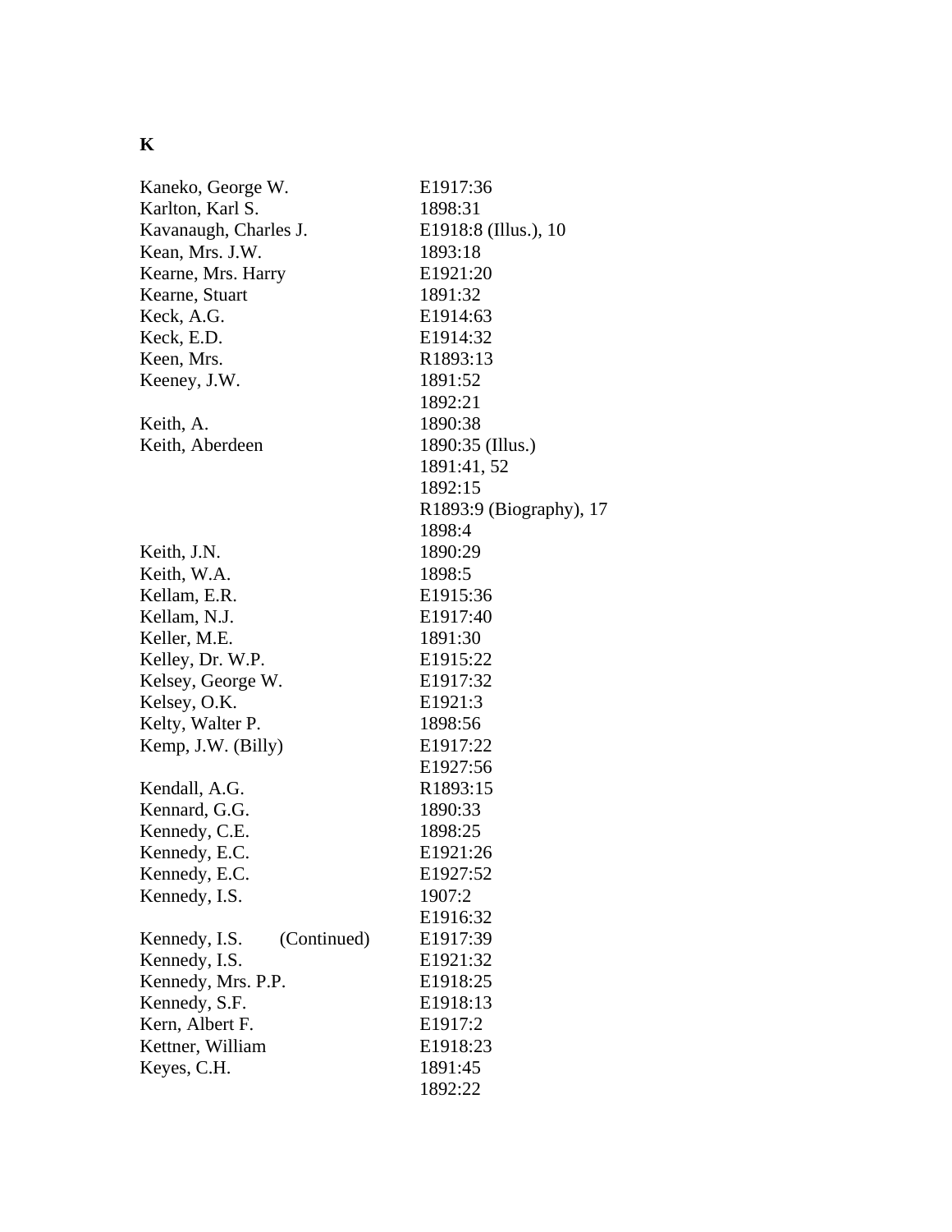**K**

| Name | Reference |
|---|---|
| Kaneko, George W. | E1917:36 |
| Karlton, Karl S. | 1898:31 |
| Kavanaugh, Charles J. | E1918:8 (Illus.), 10 |
| Kean, Mrs. J.W. | 1893:18 |
| Kearne, Mrs. Harry | E1921:20 |
| Kearne, Stuart | 1891:32 |
| Keck, A.G. | E1914:63 |
| Keck, E.D. | E1914:32 |
| Keen, Mrs. | R1893:13 |
| Keeney, J.W. | 1891:52 |
| | 1892:21 |
| Keith, A. | 1890:38 |
| Keith, Aberdeen | 1890:35 (Illus.) |
| | 1891:41, 52 |
| | 1892:15 |
| | R1893:9 (Biography), 17 |
| | 1898:4 |
| Keith, J.N. | 1890:29 |
| Keith, W.A. | 1898:5 |
| Kellam, E.R. | E1915:36 |
| Kellam, N.J. | E1917:40 |
| Keller, M.E. | 1891:30 |
| Kelley, Dr. W.P. | E1915:22 |
| Kelsey, George W. | E1917:32 |
| Kelsey, O.K. | E1921:3 |
| Kelty, Walter P. | 1898:56 |
| Kemp, J.W. (Billy) | E1917:22 |
| | E1927:56 |
| Kendall, A.G. | R1893:15 |
| Kennard, G.G. | 1890:33 |
| Kennedy, C.E. | 1898:25 |
| Kennedy, E.C. | E1921:26 |
| Kennedy, E.C. | E1927:52 |
| Kennedy, I.S. | 1907:2 |
| | E1916:32 |
| Kennedy, I.S. (Continued) | E1917:39 |
| Kennedy, I.S. | E1921:32 |
| Kennedy, Mrs. P.P. | E1918:25 |
| Kennedy, S.F. | E1918:13 |
| Kern, Albert F. | E1917:2 |
| Kettner, William | E1918:23 |
| Keyes, C.H. | 1891:45 |
| | 1892:22 |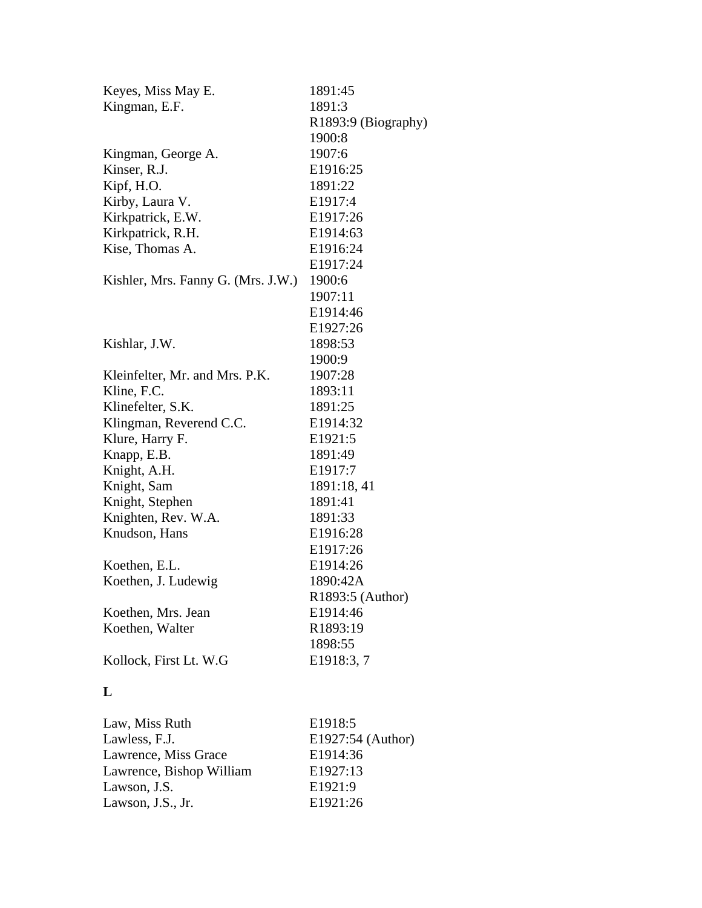| | |
|---|---|
| Keyes, Miss May E. | 1891:45 |
| Kingman, E.F. | 1891:3 |
| | R1893:9 (Biography) |
| | 1900:8 |
| Kingman, George A. | 1907:6 |
| Kinser, R.J. | E1916:25 |
| Kipf, H.O. | 1891:22 |
| Kirby, Laura V. | E1917:4 |
| Kirkpatrick, E.W. | E1917:26 |
| Kirkpatrick, R.H. | E1914:63 |
| Kise, Thomas A. | E1916:24 |
| | E1917:24 |
| Kishler, Mrs. Fanny G. (Mrs. J.W.) | 1900:6 |
| | 1907:11 |
| | E1914:46 |
| | E1927:26 |
| Kishlar, J.W. | 1898:53 |
| | 1900:9 |
| Kleinfelter, Mr. and Mrs. P.K. | 1907:28 |
| Kline, F.C. | 1893:11 |
| Klinefelter, S.K. | 1891:25 |
| Klingman, Reverend C.C. | E1914:32 |
| Klure, Harry F. | E1921:5 |
| Knapp, E.B. | 1891:49 |
| Knight, A.H. | E1917:7 |
| Knight, Sam | 1891:18, 41 |
| Knight, Stephen | 1891:41 |
| Knighten, Rev. W.A. | 1891:33 |
| Knudson, Hans | E1916:28 |
| | E1917:26 |
| Koethen, E.L. | E1914:26 |
| Koethen, J. Ludewig | 1890:42A |
| | R1893:5 (Author) |
| Koethen, Mrs. Jean | E1914:46 |
| Koethen, Walter | R1893:19 |
| | 1898:55 |
| Kollock, First Lt. W.G | E1918:3, 7 |

**L**

| | |
|---|---|
| Law, Miss Ruth | E1918:5 |
| Lawless, F.J. | E1927:54 (Author) |
| Lawrence, Miss Grace | E1914:36 |
| Lawrence, Bishop William | E1927:13 |
| Lawson, J.S. | E1921:9 |
| Lawson, J.S., Jr. | E1921:26 |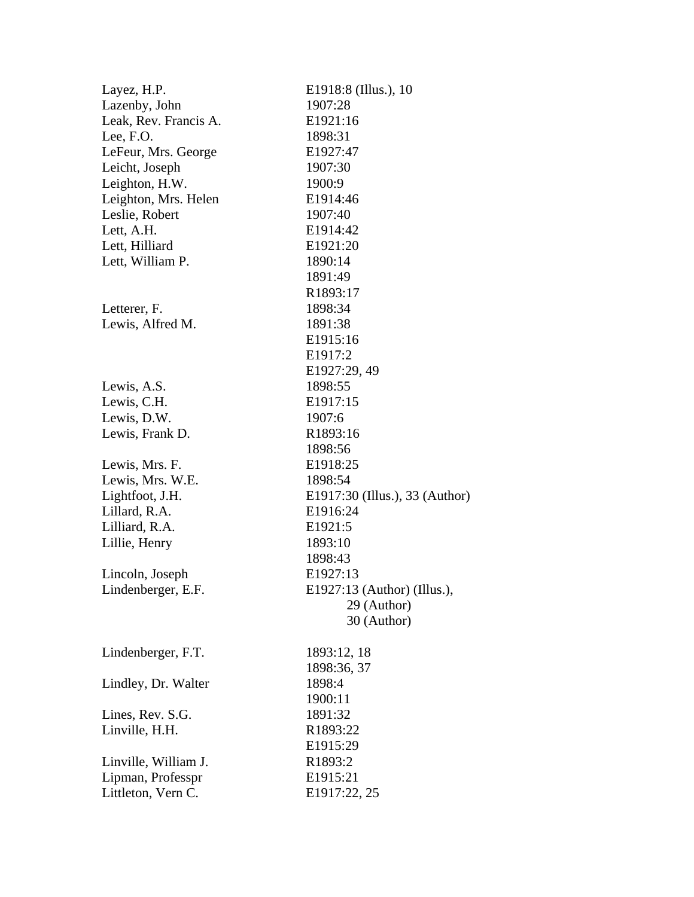| | |
|---|---|
| Layez, H.P. | E1918:8 (Illus.), 10 |
| Lazenby, John | 1907:28 |
| Leak, Rev. Francis A. | E1921:16 |
| Lee, F.O. | 1898:31 |
| LeFeur, Mrs. George | E1927:47 |
| Leicht, Joseph | 1907:30 |
| Leighton, H.W. | 1900:9 |
| Leighton, Mrs. Helen | E1914:46 |
| Leslie, Robert | 1907:40 |
| Lett, A.H. | E1914:42 |
| Lett, Hilliard | E1921:20 |
| Lett, William P. | 1890:14 |
| | 1891:49 |
| | R1893:17 |
| Letterer, F. | 1898:34 |
| Lewis, Alfred M. | 1891:38 |
| | E1915:16 |
| | E1917:2 |
| | E1927:29, 49 |
| Lewis, A.S. | 1898:55 |
| Lewis, C.H. | E1917:15 |
| Lewis, D.W. | 1907:6 |
| Lewis, Frank D. | R1893:16 |
| | 1898:56 |
| Lewis, Mrs. F. | E1918:25 |
| Lewis, Mrs. W.E. | 1898:54 |
| Lightfoot, J.H. | E1917:30 (Illus.), 33 (Author) |
| Lillard, R.A. | E1916:24 |
| Lilliard, R.A. | E1921:5 |
| Lillie, Henry | 1893:10 |
| | 1898:43 |
| Lincoln, Joseph | E1927:13 |
| Lindenberger, E.F. | E1927:13 (Author) (Illus.), 29 (Author) 30 (Author) |
| Lindenberger, F.T. | 1893:12, 18 |
| | 1898:36, 37 |
| Lindley, Dr. Walter | 1898:4 |
| | 1900:11 |
| Lines, Rev. S.G. | 1891:32 |
| Linville, H.H. | R1893:22 |
| | E1915:29 |
| Linville, William J. | R1893:2 |
| Lipman, Professpr | E1915:21 |
| Littleton, Vern C. | E1917:22, 25 |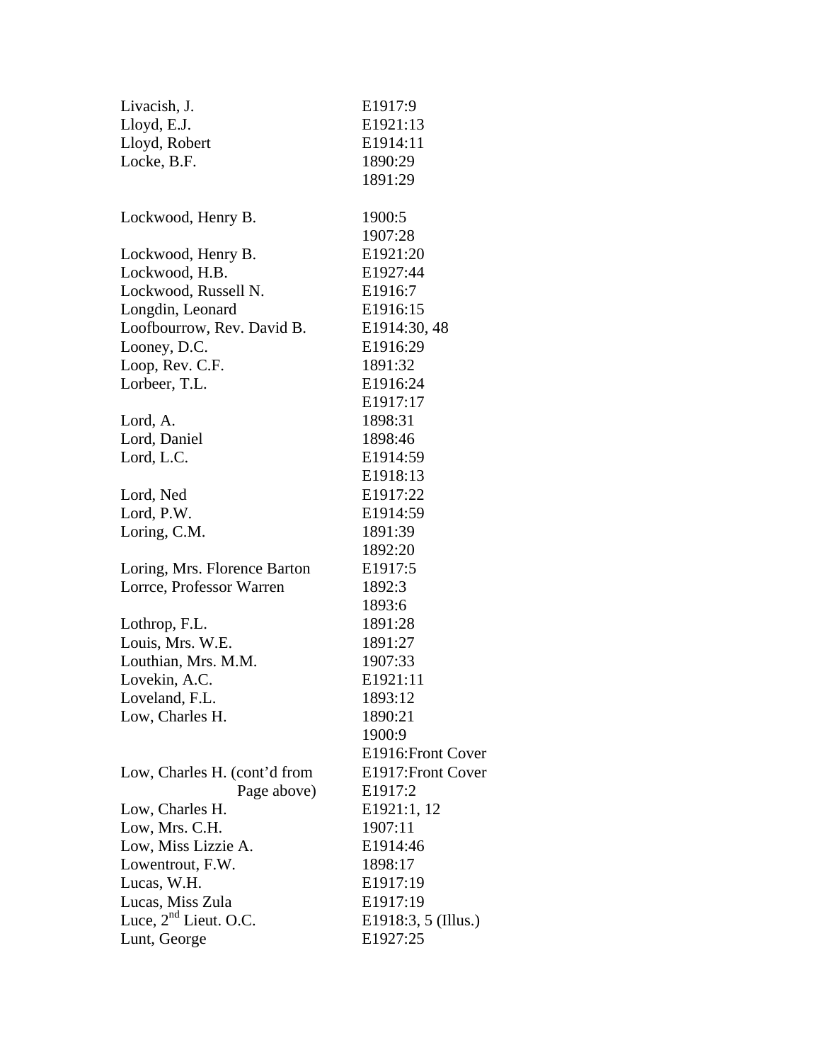| | |
|---|---|
| Livacish, J. | E1917:9 |
| Lloyd, E.J. | E1921:13 |
| Lloyd, Robert | E1914:11 |
| Locke, B.F. | 1890:29 |
| | 1891:29 |
| | |
| Lockwood, Henry B. | 1900:5 |
| | 1907:28 |
| Lockwood, Henry B. | E1921:20 |
| Lockwood, H.B. | E1927:44 |
| Lockwood, Russell N. | E1916:7 |
| Longdin, Leonard | E1916:15 |
| Loofbourrow, Rev. David B. | E1914:30, 48 |
| Looney, D.C. | E1916:29 |
| Loop, Rev. C.F. | 1891:32 |
| Lorbeer, T.L. | E1916:24 |
| | E1917:17 |
| Lord, A. | 1898:31 |
| Lord, Daniel | 1898:46 |
| Lord, L.C. | E1914:59 |
| | E1918:13 |
| Lord, Ned | E1917:22 |
| Lord, P.W. | E1914:59 |
| Loring, C.M. | 1891:39 |
| | 1892:20 |
| Loring, Mrs. Florence Barton | E1917:5 |
| Lorrce, Professor Warren | 1892:3 |
| | 1893:6 |
| Lothrop, F.L. | 1891:28 |
| Louis, Mrs. W.E. | 1891:27 |
| Louthian, Mrs. M.M. | 1907:33 |
| Lovekin, A.C. | E1921:11 |
| Loveland, F.L. | 1893:12 |
| Low, Charles H. | 1890:21 |
| | 1900:9 |
| | E1916:Front Cover |
| Low, Charles H. (cont'd from Page above) | E1917:Front Cover |
| | E1917:2 |
| Low, Charles H. | E1921:1, 12 |
| Low, Mrs. C.H. | 1907:11 |
| Low, Miss Lizzie A. | E1914:46 |
| Lowentrout, F.W. | 1898:17 |
| Lucas, W.H. | E1917:19 |
| Lucas, Miss Zula | E1917:19 |
| Luce, 2nd Lieut. O.C. | E1918:3, 5 (Illus.) |
| Lunt, George | E1927:25 |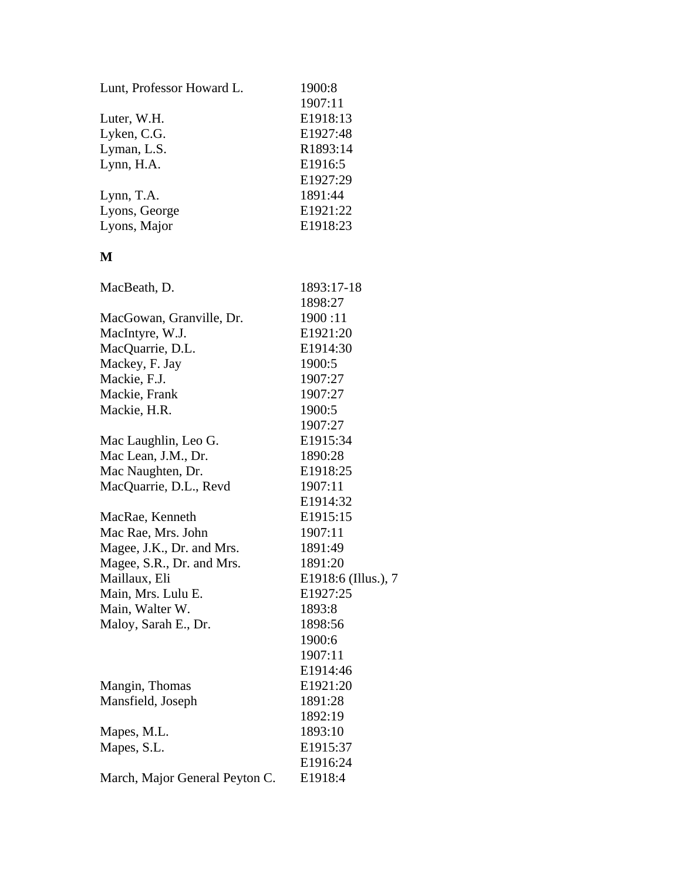| | |
|---|---|
| Lunt, Professor Howard L. | 1900:8 |
| | 1907:11 |
| Luter, W.H. | E1918:13 |
| Lyken, C.G. | E1927:48 |
| Lyman, L.S. | R1893:14 |
| Lynn, H.A. | E1916:5 |
| | E1927:29 |
| Lynn, T.A. | 1891:44 |
| Lyons, George | E1921:22 |
| Lyons, Major | E1918:23 |

**M**

| | |
|---|---|
| MacBeath, D. | 1893:17-18 |
| | 1898:27 |
| MacGowan, Granville, Dr. | 1900 :11 |
| MacIntyre, W.J. | E1921:20 |
| MacQuarrie, D.L. | E1914:30 |
| Mackey, F. Jay | 1900:5 |
| Mackie, F.J. | 1907:27 |
| Mackie, Frank | 1907:27 |
| Mackie, H.R. | 1900:5 |
| | 1907:27 |
| Mac Laughlin, Leo G. | E1915:34 |
| Mac Lean, J.M., Dr. | 1890:28 |
| Mac Naughten, Dr. | E1918:25 |
| MacQuarrie, D.L., Revd | 1907:11 |
| | E1914:32 |
| MacRae, Kenneth | E1915:15 |
| Mac Rae, Mrs. John | 1907:11 |
| Magee, J.K., Dr. and Mrs. | 1891:49 |
| Magee, S.R., Dr. and Mrs. | 1891:20 |
| Maillaux, Eli | E1918:6 (Illus.), 7 |
| Main, Mrs. Lulu E. | E1927:25 |
| Main, Walter W. | 1893:8 |
| Maloy, Sarah E., Dr. | 1898:56 |
| | 1900:6 |
| | 1907:11 |
| | E1914:46 |
| Mangin, Thomas | E1921:20 |
| Mansfield, Joseph | 1891:28 |
| | 1892:19 |
| Mapes, M.L. | 1893:10 |
| Mapes, S.L. | E1915:37 |
| | E1916:24 |
| March, Major General Peyton C. | E1918:4 |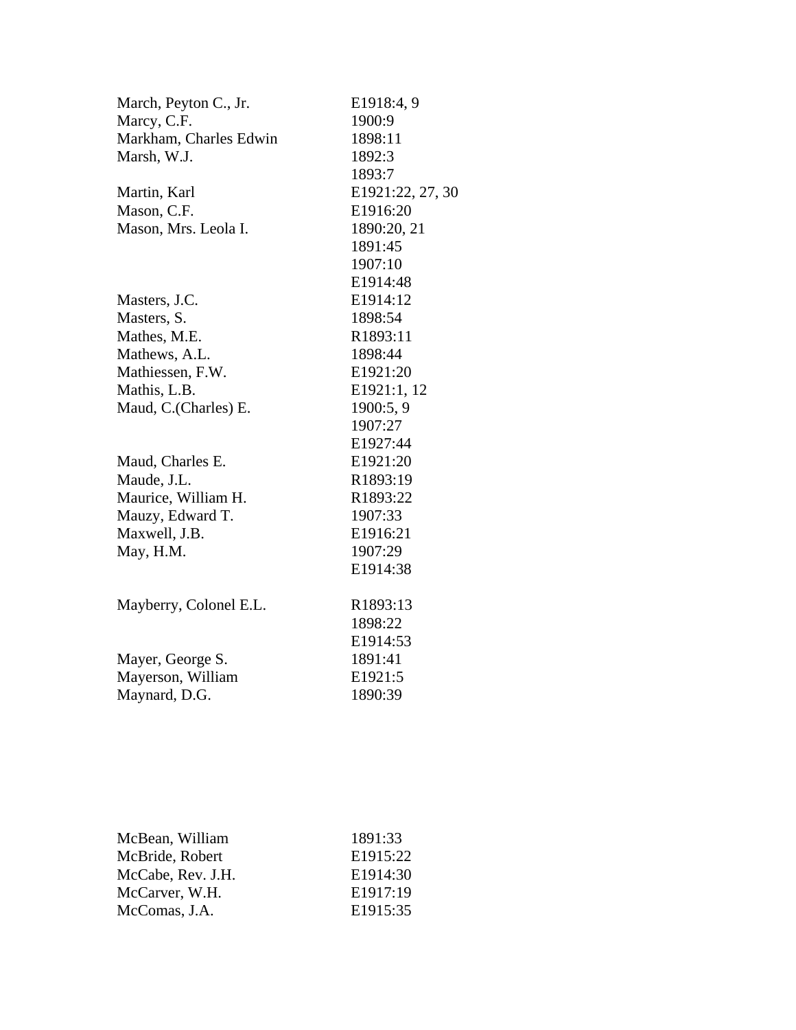| | |
|---|---|
| March, Peyton C., Jr. | E1918:4, 9 |
| Marcy, C.F. | 1900:9 |
| Markham, Charles Edwin | 1898:11 |
| Marsh, W.J. | 1892:3 |
| | 1893:7 |
| Martin, Karl | E1921:22, 27, 30 |
| Mason, C.F. | E1916:20 |
| Mason, Mrs. Leola I. | 1890:20, 21 |
| | 1891:45 |
| | 1907:10 |
| | E1914:48 |
| Masters, J.C. | E1914:12 |
| Masters, S. | 1898:54 |
| Mathes, M.E. | R1893:11 |
| Mathews, A.L. | 1898:44 |
| Mathiessen, F.W. | E1921:20 |
| Mathis, L.B. | E1921:1, 12 |
| Maud, C.(Charles) E. | 1900:5, 9 |
| | 1907:27 |
| | E1927:44 |
| Maud, Charles E. | E1921:20 |
| Maude, J.L. | R1893:19 |
| Maurice, William H. | R1893:22 |
| Mauzy, Edward T. | 1907:33 |
| Maxwell, J.B. | E1916:21 |
| May, H.M. | 1907:29 |
| | E1914:38 |
| Mayberry, Colonel E.L. | R1893:13 |
| | 1898:22 |
| | E1914:53 |
| Mayer, George S. | 1891:41 |
| Mayerson, William | E1921:5 |
| Maynard, D.G. | 1890:39 |

| | |
|---|---|
| McBean, William | 1891:33 |
| McBride, Robert | E1915:22 |
| McCabe, Rev. J.H. | E1914:30 |
| McCarver, W.H. | E1917:19 |
| McComas, J.A. | E1915:35 |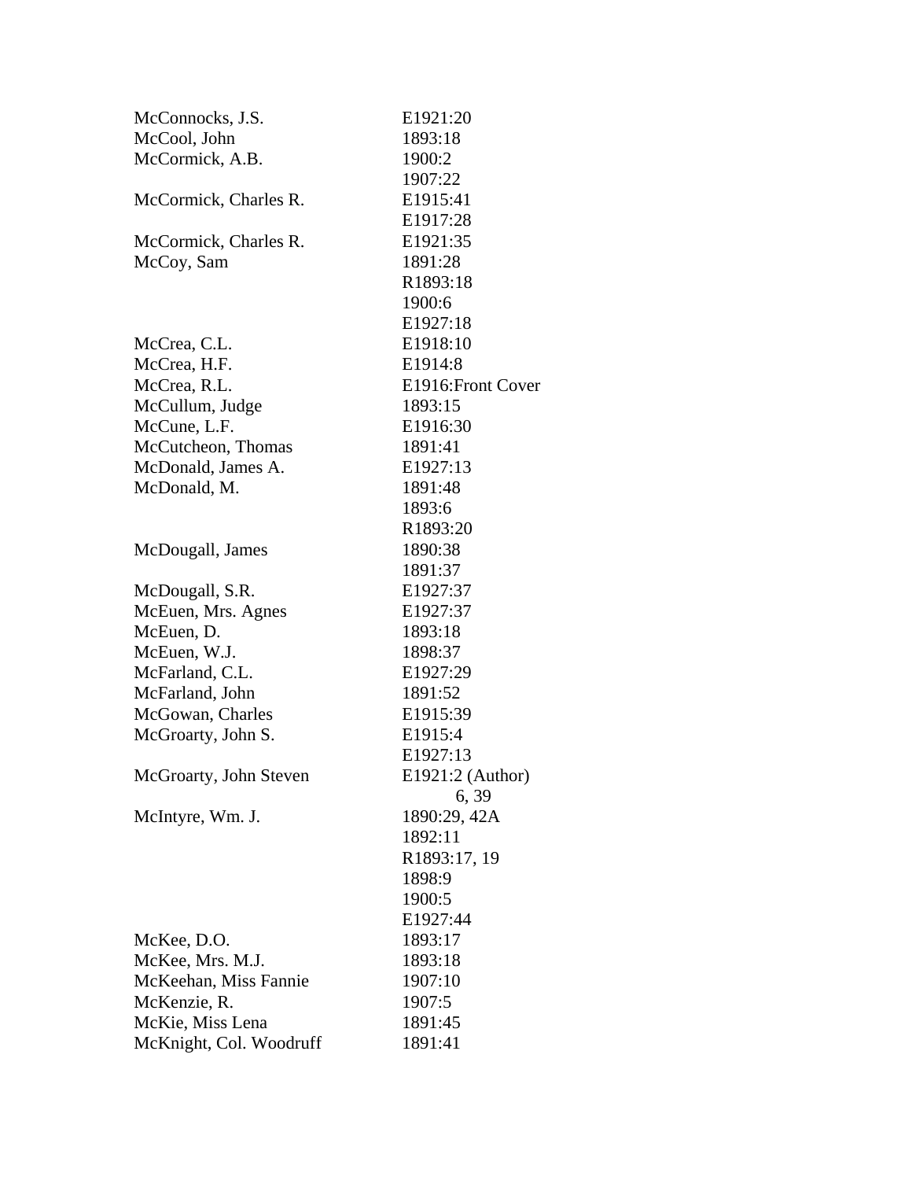| | |
|---|---|
| McConnocks, J.S. | E1921:20 |
| McCool, John | 1893:18 |
| McCormick, A.B. | 1900:2 |
| | 1907:22 |
| McCormick, Charles R. | E1915:41 |
| | E1917:28 |
| McCormick, Charles R. | E1921:35 |
| McCoy, Sam | 1891:28 |
| | R1893:18 |
| | 1900:6 |
| | E1927:18 |
| McCrea, C.L. | E1918:10 |
| McCrea, H.F. | E1914:8 |
| McCrea, R.L. | E1916:Front Cover |
| McCullum, Judge | 1893:15 |
| McCune, L.F. | E1916:30 |
| McCutcheon, Thomas | 1891:41 |
| McDonald, James A. | E1927:13 |
| McDonald, M. | 1891:48 |
| | 1893:6 |
| | R1893:20 |
| McDougall, James | 1890:38 |
| | 1891:37 |
| McDougall, S.R. | E1927:37 |
| McEuen, Mrs. Agnes | E1927:37 |
| McEuen, D. | 1893:18 |
| McEuen, W.J. | 1898:37 |
| McFarland, C.L. | E1927:29 |
| McFarland, John | 1891:52 |
| McGowan, Charles | E1915:39 |
| McGroarty, John S. | E1915:4 |
| | E1927:13 |
| McGroarty, John Steven | E1921:2 (Author) |
| | 6, 39 |
| McIntyre, Wm. J. | 1890:29, 42A |
| | 1892:11 |
| | R1893:17, 19 |
| | 1898:9 |
| | 1900:5 |
| | E1927:44 |
| McKee, D.O. | 1893:17 |
| McKee, Mrs. M.J. | 1893:18 |
| McKeehan, Miss Fannie | 1907:10 |
| McKenzie, R. | 1907:5 |
| McKie, Miss Lena | 1891:45 |
| McKnight, Col. Woodruff | 1891:41 |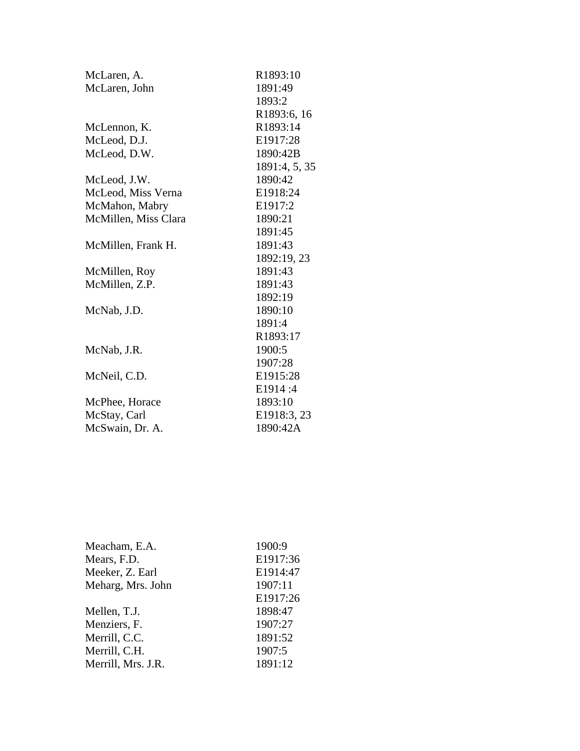| | |
|---|---|
| McLaren, A. | R1893:10 |
| McLaren, John | 1891:49 |
| | 1893:2 |
| | R1893:6, 16 |
| McLennon, K. | R1893:14 |
| McLeod, D.J. | E1917:28 |
| McLeod, D.W. | 1890:42B |
| | 1891:4, 5, 35 |
| McLeod, J.W. | 1890:42 |
| McLeod, Miss Verna | E1918:24 |
| McMahon, Mabry | E1917:2 |
| McMillen, Miss Clara | 1890:21 |
| | 1891:45 |
| McMillen, Frank H. | 1891:43 |
| | 1892:19, 23 |
| McMillen, Roy | 1891:43 |
| McMillen, Z.P. | 1891:43 |
| | 1892:19 |
| McNab, J.D. | 1890:10 |
| | 1891:4 |
| | R1893:17 |
| McNab, J.R. | 1900:5 |
| | 1907:28 |
| McNeil, C.D. | E1915:28 |
| | E1914 :4 |
| McPhee, Horace | 1893:10 |
| McStay, Carl | E1918:3, 23 |
| McSwain, Dr. A. | 1890:42A |

| | |
|---|---|
| Meacham, E.A. | 1900:9 |
| Mears, F.D. | E1917:36 |
| Meeker, Z. Earl | E1914:47 |
| Meharg, Mrs. John | 1907:11 |
| | E1917:26 |
| Mellen, T.J. | 1898:47 |
| Menziers, F. | 1907:27 |
| Merrill, C.C. | 1891:52 |
| Merrill, C.H. | 1907:5 |
| Merrill, Mrs. J.R. | 1891:12 |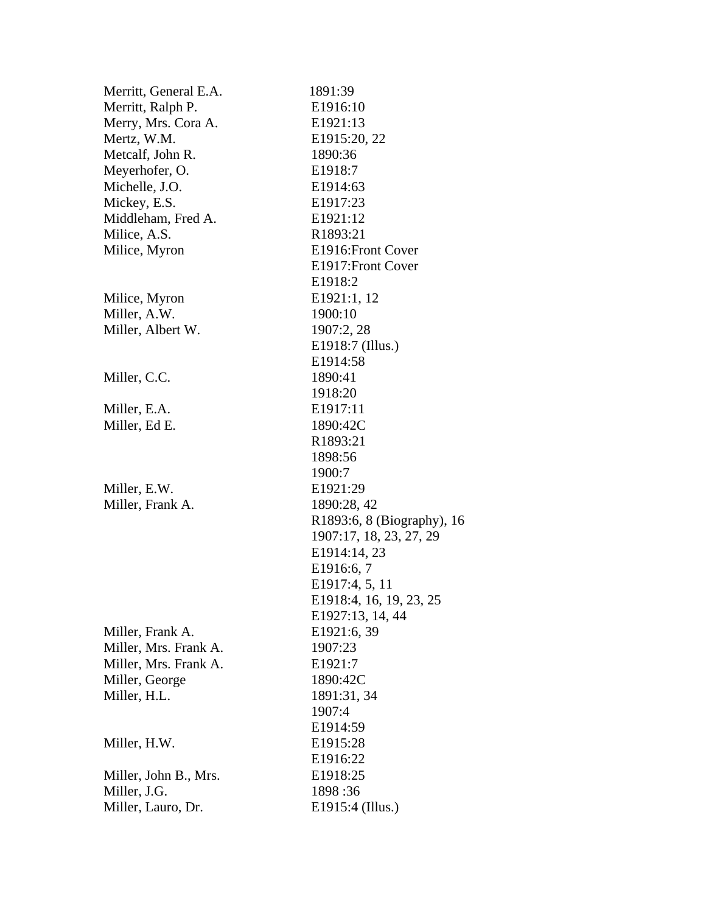| | |
|---|---|
| Merritt, General E.A. | 1891:39 |
| Merritt, Ralph P. | E1916:10 |
| Merry, Mrs. Cora A. | E1921:13 |
| Mertz, W.M. | E1915:20, 22 |
| Metcalf, John R. | 1890:36 |
| Meyerhofer, O. | E1918:7 |
| Michelle, J.O. | E1914:63 |
| Mickey, E.S. | E1917:23 |
| Middleham, Fred A. | E1921:12 |
| Milice, A.S. | R1893:21 |
| Milice, Myron | E1916:Front Cover |
| | E1917:Front Cover |
| | E1918:2 |
| Milice, Myron | E1921:1, 12 |
| Miller, A.W. | 1900:10 |
| Miller, Albert W. | 1907:2, 28 |
| | E1918:7 (Illus.) |
| | E1914:58 |
| Miller, C.C. | 1890:41 |
| | 1918:20 |
| Miller, E.A. | E1917:11 |
| Miller, Ed E. | 1890:42C |
| | R1893:21 |
| | 1898:56 |
| | 1900:7 |
| Miller, E.W. | E1921:29 |
| Miller, Frank A. | 1890:28, 42 |
| | R1893:6, 8 (Biography), 16 |
| | 1907:17, 18, 23, 27, 29 |
| | E1914:14, 23 |
| | E1916:6, 7 |
| | E1917:4, 5, 11 |
| | E1918:4, 16, 19, 23, 25 |
| | E1927:13, 14, 44 |
| Miller, Frank A. | E1921:6, 39 |
| Miller, Mrs. Frank A. | 1907:23 |
| Miller, Mrs. Frank A. | E1921:7 |
| Miller, George | 1890:42C |
| Miller, H.L. | 1891:31, 34 |
| | 1907:4 |
| | E1914:59 |
| Miller, H.W. | E1915:28 |
| | E1916:22 |
| Miller, John B., Mrs. | E1918:25 |
| Miller, J.G. | 1898 :36 |
| Miller, Lauro, Dr. | E1915:4 (Illus.) |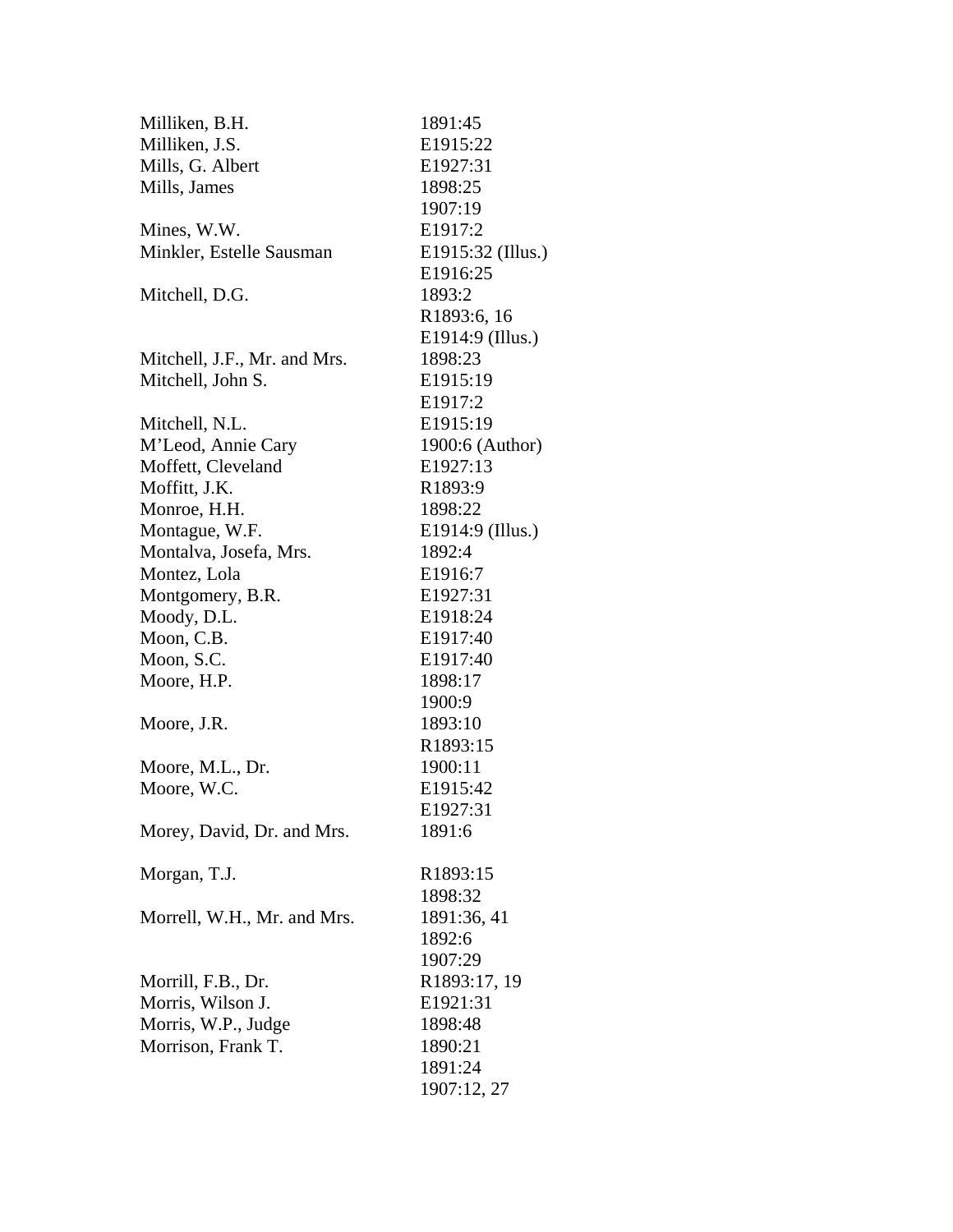| | |
|---|---|
| Milliken, B.H. | 1891:45 |
| Milliken, J.S. | E1915:22 |
| Mills, G. Albert | E1927:31 |
| Mills, James | 1898:25 |
| | 1907:19 |
| Mines, W.W. | E1917:2 |
| Minkler, Estelle Sausman | E1915:32 (Illus.) |
| | E1916:25 |
| Mitchell, D.G. | 1893:2 |
| | R1893:6, 16 |
| | E1914:9 (Illus.) |
| Mitchell, J.F., Mr. and Mrs. | 1898:23 |
| Mitchell, John S. | E1915:19 |
| | E1917:2 |
| Mitchell, N.L. | E1915:19 |
| M'Leod, Annie Cary | 1900:6 (Author) |
| Moffett, Cleveland | E1927:13 |
| Moffitt, J.K. | R1893:9 |
| Monroe, H.H. | 1898:22 |
| Montague, W.F. | E1914:9 (Illus.) |
| Montalva, Josefa, Mrs. | 1892:4 |
| Montez, Lola | E1916:7 |
| Montgomery, B.R. | E1927:31 |
| Moody, D.L. | E1918:24 |
| Moon, C.B. | E1917:40 |
| Moon, S.C. | E1917:40 |
| Moore, H.P. | 1898:17 |
| | 1900:9 |
| Moore, J.R. | 1893:10 |
| | R1893:15 |
| Moore, M.L., Dr. | 1900:11 |
| Moore, W.C. | E1915:42 |
| | E1927:31 |
| Morey, David, Dr. and Mrs. | 1891:6 |
| Morgan, T.J. | R1893:15 |
| | 1898:32 |
| Morrell, W.H., Mr. and Mrs. | 1891:36, 41 |
| | 1892:6 |
| | 1907:29 |
| Morrill, F.B., Dr. | R1893:17, 19 |
| Morris, Wilson J. | E1921:31 |
| Morris, W.P., Judge | 1898:48 |
| Morrison, Frank T. | 1890:21 |
| | 1891:24 |
| | 1907:12, 27 |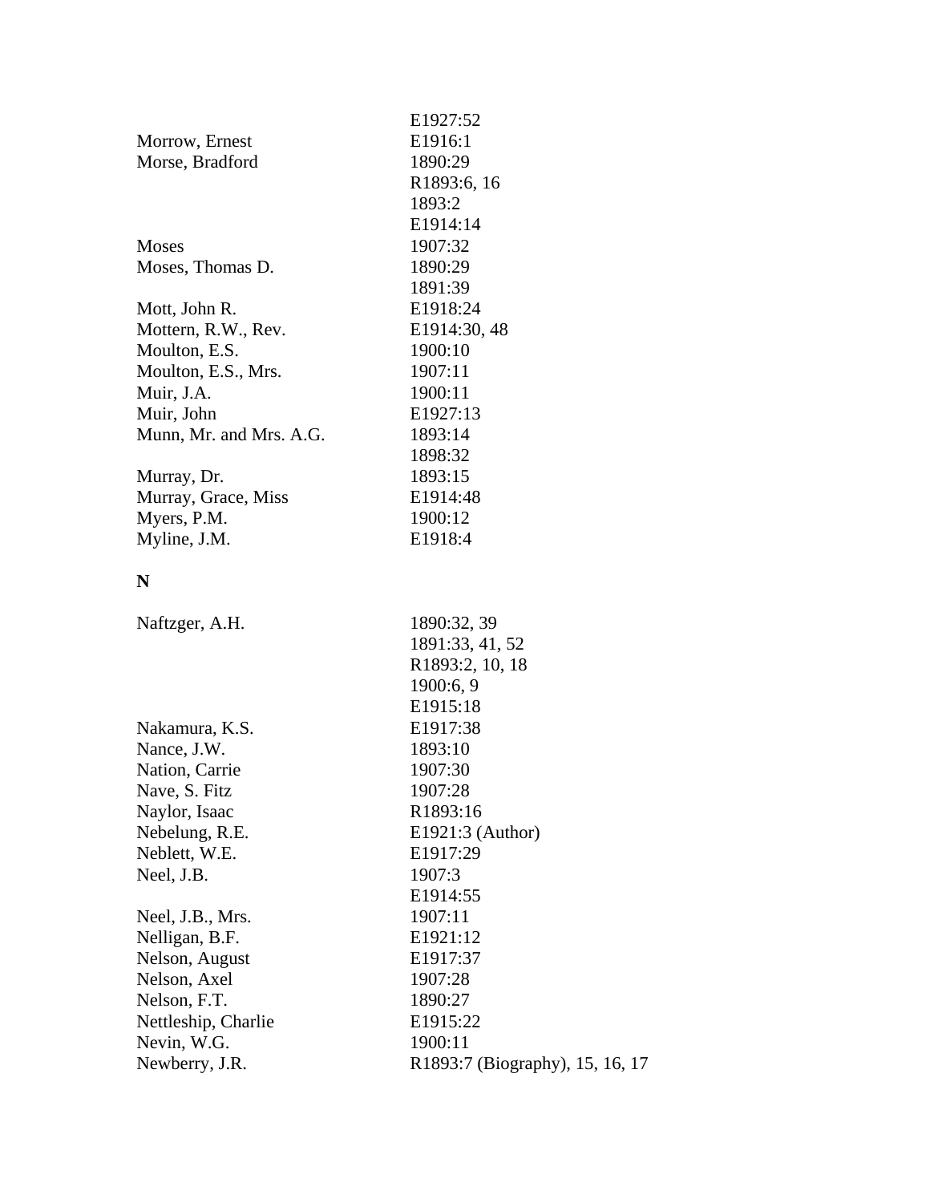| | |
|---|---|
| | E1927:52 |
| Morrow, Ernest | E1916:1 |
| Morse, Bradford | 1890:29 |
| | R1893:6, 16 |
| | 1893:2 |
| | E1914:14 |
| Moses | 1907:32 |
| Moses, Thomas D. | 1890:29 |
| | 1891:39 |
| Mott, John R. | E1918:24 |
| Mottern, R.W., Rev. | E1914:30, 48 |
| Moulton, E.S. | 1900:10 |
| Moulton, E.S., Mrs. | 1907:11 |
| Muir, J.A. | 1900:11 |
| Muir, John | E1927:13 |
| Munn, Mr. and Mrs. A.G. | 1893:14 |
| | 1898:32 |
| Murray, Dr. | 1893:15 |
| Murray, Grace, Miss | E1914:48 |
| Myers, P.M. | 1900:12 |
| Myline, J.M. | E1918:4 |

**N**

| | |
|---|---|
| Naftzger, A.H. | 1890:32, 39 |
| | 1891:33, 41, 52 |
| | R1893:2, 10, 18 |
| | 1900:6, 9 |
| | E1915:18 |
| Nakamura, K.S. | E1917:38 |
| Nance, J.W. | 1893:10 |
| Nation, Carrie | 1907:30 |
| Nave, S. Fitz | 1907:28 |
| Naylor, Isaac | R1893:16 |
| Nebelung, R.E. | E1921:3 (Author) |
| Neblett, W.E. | E1917:29 |
| Neel, J.B. | 1907:3 |
| | E1914:55 |
| Neel, J.B., Mrs. | 1907:11 |
| Nelligan, B.F. | E1921:12 |
| Nelson, August | E1917:37 |
| Nelson, Axel | 1907:28 |
| Nelson, F.T. | 1890:27 |
| Nettleship, Charlie | E1915:22 |
| Nevin, W.G. | 1900:11 |
| Newberry, J.R. | R1893:7 (Biography), 15, 16, 17 |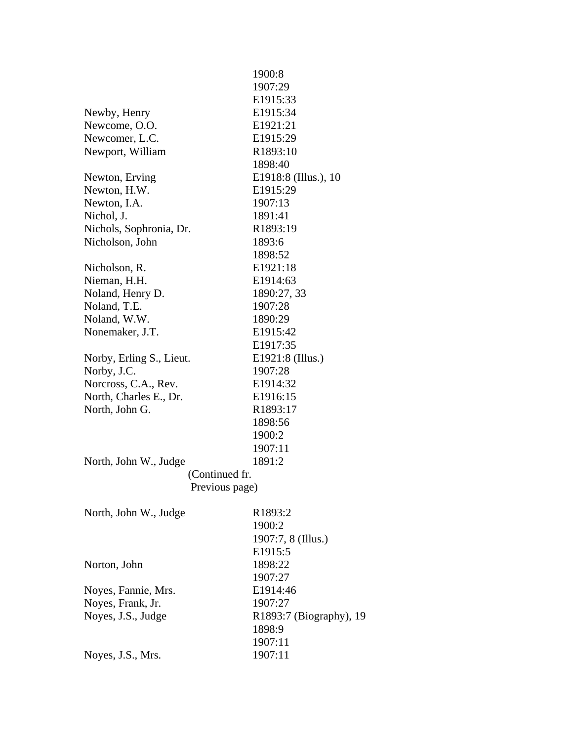| | |
|---|---|
| | 1900:8 |
| | 1907:29 |
| | E1915:33 |
| Newby, Henry | E1915:34 |
| Newcome, O.O. | E1921:21 |
| Newcomer, L.C. | E1915:29 |
| Newport, William | R1893:10 |
| | 1898:40 |
| Newton, Erving | E1918:8 (Illus.), 10 |
| Newton, H.W. | E1915:29 |
| Newton, I.A. | 1907:13 |
| Nichol, J. | 1891:41 |
| Nichols, Sophronia, Dr. | R1893:19 |
| Nicholson, John | 1893:6 |
| | 1898:52 |
| Nicholson, R. | E1921:18 |
| Nieman, H.H. | E1914:63 |
| Noland, Henry D. | 1890:27, 33 |
| Noland, T.E. | 1907:28 |
| Noland, W.W. | 1890:29 |
| Nonemaker, J.T. | E1915:42 |
| | E1917:35 |
| Norby, Erling S., Lieut. | E1921:8 (Illus.) |
| Norby, J.C. | 1907:28 |
| Norcross, C.A., Rev. | E1914:32 |
| North, Charles E., Dr. | E1916:15 |
| North, John G. | R1893:17 |
| | 1898:56 |
| | 1900:2 |
| | 1907:11 |
| North, John W., Judge | 1891:2 |

(Continued fr. Previous page)

| | |
|---|---|
| North, John W., Judge | R1893:2 |
| | 1900:2 |
| | 1907:7, 8 (Illus.) |
| | E1915:5 |
| Norton, John | 1898:22 |
| | 1907:27 |
| Noyes, Fannie, Mrs. | E1914:46 |
| Noyes, Frank, Jr. | 1907:27 |
| Noyes, J.S., Judge | R1893:7 (Biography), 19 |
| | 1898:9 |
| | 1907:11 |
| Noyes, J.S., Mrs. | 1907:11 |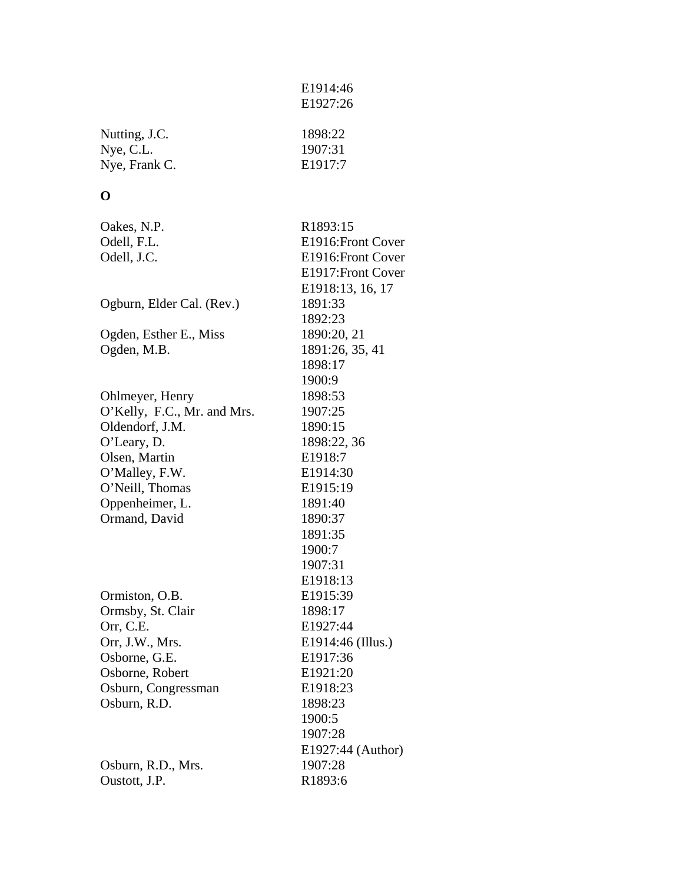| | |
|---|---|
| | E1914:46 |
| | E1927:26 |
| Nutting, J.C. | 1898:22 |
| Nye, C.L. | 1907:31 |
| Nye, Frank C. | E1917:7 |

**O**

| | |
|---|---|
| Oakes, N.P. | R1893:15 |
| Odell, F.L. | E1916:Front Cover |
| Odell, J.C. | E1916:Front Cover |
| | E1917:Front Cover |
| | E1918:13, 16, 17 |
| Ogburn, Elder Cal. (Rev.) | 1891:33 |
| | 1892:23 |
| Ogden, Esther E., Miss | 1890:20, 21 |
| Ogden, M.B. | 1891:26, 35, 41 |
| | 1898:17 |
| | 1900:9 |
| Ohlmeyer, Henry | 1898:53 |
| O'Kelly, F.C., Mr. and Mrs. | 1907:25 |
| Oldendorf, J.M. | 1890:15 |
| O'Leary, D. | 1898:22, 36 |
| Olsen, Martin | E1918:7 |
| O'Malley, F.W. | E1914:30 |
| O'Neill, Thomas | E1915:19 |
| Oppenheimer, L. | 1891:40 |
| Ormand, David | 1890:37 |
| | 1891:35 |
| | 1900:7 |
| | 1907:31 |
| | E1918:13 |
| Ormiston, O.B. | E1915:39 |
| Ormsby, St. Clair | 1898:17 |
| Orr, C.E. | E1927:44 |
| Orr, J.W., Mrs. | E1914:46 (Illus.) |
| Osborne, G.E. | E1917:36 |
| Osborne, Robert | E1921:20 |
| Osburn, Congressman | E1918:23 |
| Osburn, R.D. | 1898:23 |
| | 1900:5 |
| | 1907:28 |
| | E1927:44 (Author) |
| Osburn, R.D., Mrs. | 1907:28 |
| Oustott, J.P. | R1893:6 |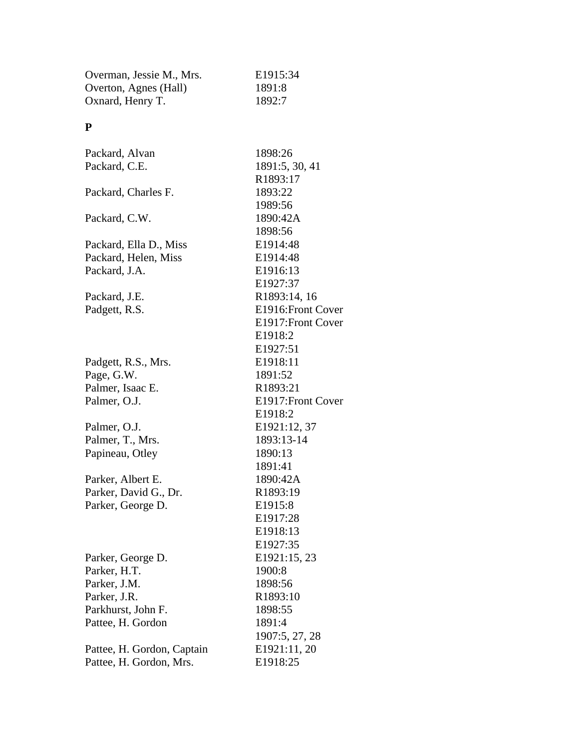| | |
|---|---|
| Overman, Jessie M., Mrs. | E1915:34 |
| Overton, Agnes (Hall) | 1891:8 |
| Oxnard, Henry T. | 1892:7 |

**P**

| | |
|---|---|
| Packard, Alvan | 1898:26 |
| Packard, C.E. | 1891:5, 30, 41 |
| | R1893:17 |
| Packard, Charles F. | 1893:22 |
| | 1989:56 |
| Packard, C.W. | 1890:42A |
| | 1898:56 |
| Packard, Ella D., Miss | E1914:48 |
| Packard, Helen, Miss | E1914:48 |
| Packard, J.A. | E1916:13 |
| | E1927:37 |
| Packard, J.E. | R1893:14, 16 |
| Padgett, R.S. | E1916:Front Cover |
| | E1917:Front Cover |
| | E1918:2 |
| | E1927:51 |
| Padgett, R.S., Mrs. | E1918:11 |
| Page, G.W. | 1891:52 |
| Palmer, Isaac E. | R1893:21 |
| Palmer, O.J. | E1917:Front Cover |
| | E1918:2 |
| Palmer, O.J. | E1921:12, 37 |
| Palmer, T., Mrs. | 1893:13-14 |
| Papineau, Otley | 1890:13 |
| | 1891:41 |
| Parker, Albert E. | 1890:42A |
| Parker, David G., Dr. | R1893:19 |
| Parker, George D. | E1915:8 |
| | E1917:28 |
| | E1918:13 |
| | E1927:35 |
| Parker, George D. | E1921:15, 23 |
| Parker, H.T. | 1900:8 |
| Parker, J.M. | 1898:56 |
| Parker, J.R. | R1893:10 |
| Parkhurst, John F. | 1898:55 |
| Pattee, H. Gordon | 1891:4 |
| | 1907:5, 27, 28 |
| Pattee, H. Gordon, Captain | E1921:11, 20 |
| Pattee, H. Gordon, Mrs. | E1918:25 |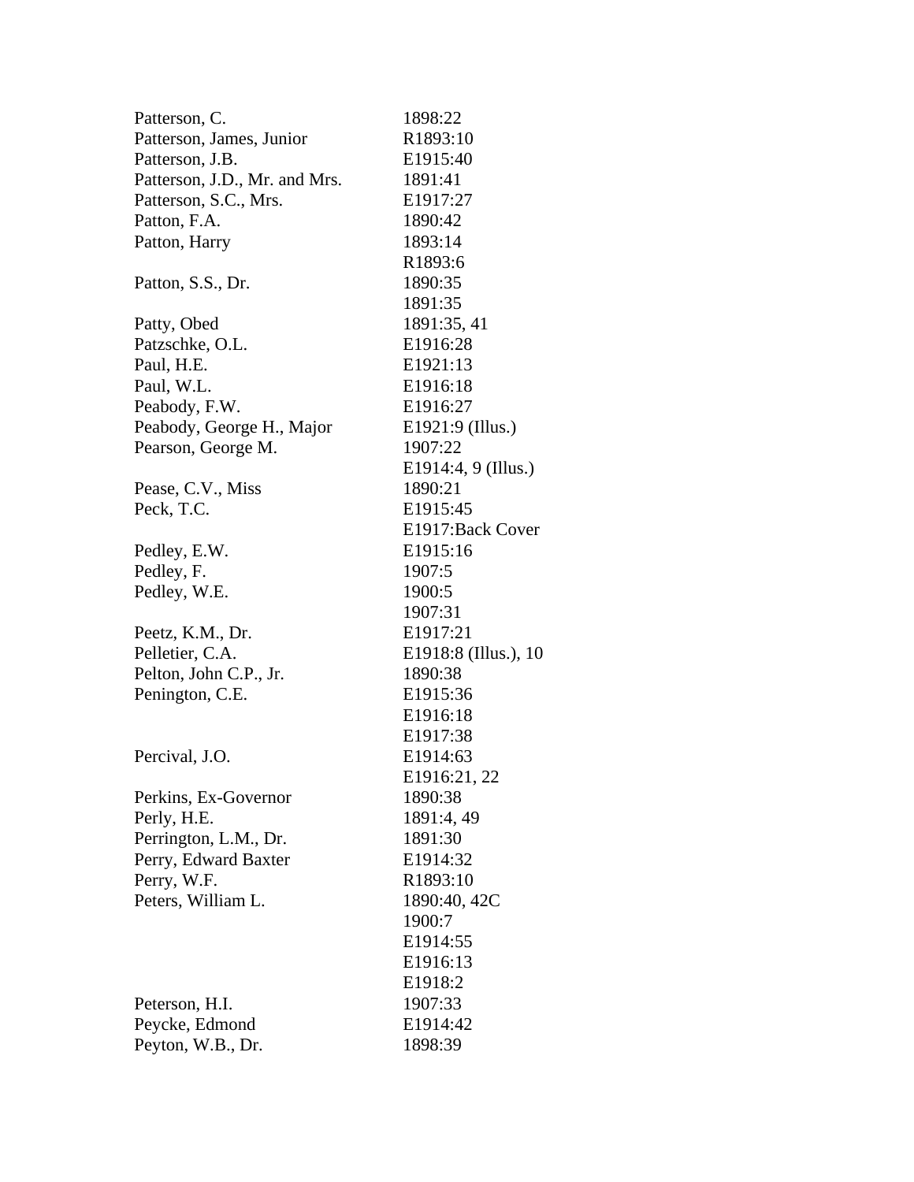| | |
|---|---|
| Patterson, C. | 1898:22 |
| Patterson, James, Junior | R1893:10 |
| Patterson, J.B. | E1915:40 |
| Patterson, J.D., Mr. and Mrs. | 1891:41 |
| Patterson, S.C., Mrs. | E1917:27 |
| Patton, F.A. | 1890:42 |
| Patton, Harry | 1893:14 |
| | R1893:6 |
| Patton, S.S., Dr. | 1890:35 |
| | 1891:35 |
| Patty, Obed | 1891:35, 41 |
| Patzschke, O.L. | E1916:28 |
| Paul, H.E. | E1921:13 |
| Paul, W.L. | E1916:18 |
| Peabody, F.W. | E1916:27 |
| Peabody, George H., Major | E1921:9 (Illus.) |
| Pearson, George M. | 1907:22 |
| | E1914:4, 9 (Illus.) |
| Pease, C.V., Miss | 1890:21 |
| Peck, T.C. | E1915:45 |
| | E1917:Back Cover |
| Pedley, E.W. | E1915:16 |
| Pedley, F. | 1907:5 |
| Pedley, W.E. | 1900:5 |
| | 1907:31 |
| Peetz, K.M., Dr. | E1917:21 |
| Pelletier, C.A. | E1918:8 (Illus.), 10 |
| Pelton, John C.P., Jr. | 1890:38 |
| Penington, C.E. | E1915:36 |
| | E1916:18 |
| | E1917:38 |
| Percival, J.O. | E1914:63 |
| | E1916:21, 22 |
| Perkins, Ex-Governor | 1890:38 |
| Perly, H.E. | 1891:4, 49 |
| Perrington, L.M., Dr. | 1891:30 |
| Perry, Edward Baxter | E1914:32 |
| Perry, W.F. | R1893:10 |
| Peters, William L. | 1890:40, 42C |
| | 1900:7 |
| | E1914:55 |
| | E1916:13 |
| | E1918:2 |
| Peterson, H.I. | 1907:33 |
| Peycke, Edmond | E1914:42 |
| Peyton, W.B., Dr. | 1898:39 |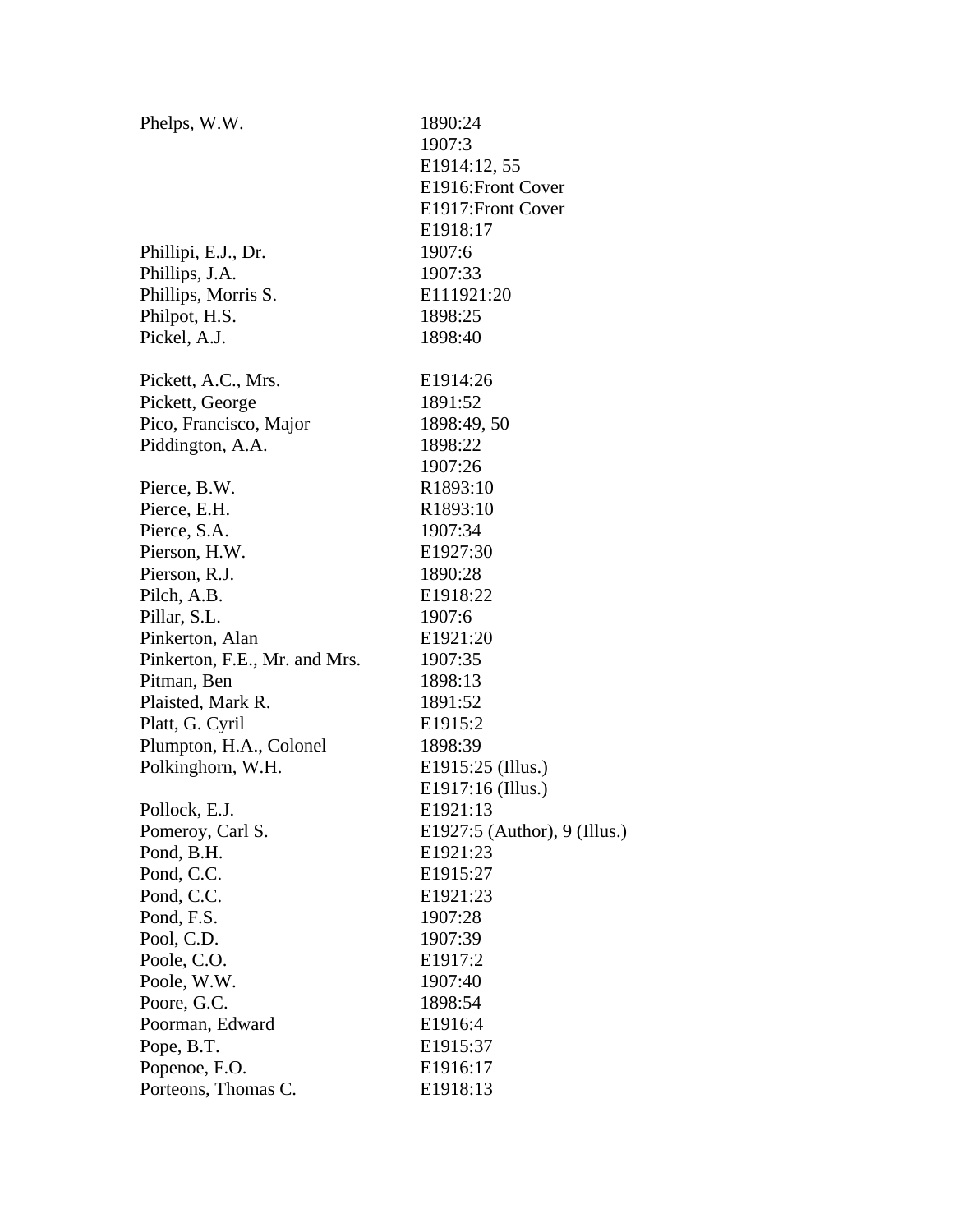| | |
|---|---|
| Phelps, W.W. | 1890:24 |
| | 1907:3 |
| | E1914:12, 55 |
| | E1916:Front Cover |
| | E1917:Front Cover |
| | E1918:17 |
| Phillipi, E.J., Dr. | 1907:6 |
| Phillips, J.A. | 1907:33 |
| Phillips, Morris S. | E111921:20 |
| Philpot, H.S. | 1898:25 |
| Pickel, A.J. | 1898:40 |
| Pickett, A.C., Mrs. | E1914:26 |
| Pickett, George | 1891:52 |
| Pico, Francisco, Major | 1898:49, 50 |
| Piddington, A.A. | 1898:22 |
| | 1907:26 |
| Pierce, B.W. | R1893:10 |
| Pierce, E.H. | R1893:10 |
| Pierce, S.A. | 1907:34 |
| Pierson, H.W. | E1927:30 |
| Pierson, R.J. | 1890:28 |
| Pilch, A.B. | E1918:22 |
| Pillar, S.L. | 1907:6 |
| Pinkerton, Alan | E1921:20 |
| Pinkerton, F.E., Mr. and Mrs. | 1907:35 |
| Pitman, Ben | 1898:13 |
| Plaisted, Mark R. | 1891:52 |
| Platt, G. Cyril | E1915:2 |
| Plumpton, H.A., Colonel | 1898:39 |
| Polkinghorn, W.H. | E1915:25 (Illus.) |
| | E1917:16 (Illus.) |
| Pollock, E.J. | E1921:13 |
| Pomeroy, Carl S. | E1927:5 (Author), 9 (Illus.) |
| Pond, B.H. | E1921:23 |
| Pond, C.C. | E1915:27 |
| Pond, C.C. | E1921:23 |
| Pond, F.S. | 1907:28 |
| Pool, C.D. | 1907:39 |
| Poole, C.O. | E1917:2 |
| Poole, W.W. | 1907:40 |
| Poore, G.C. | 1898:54 |
| Poorman, Edward | E1916:4 |
| Pope, B.T. | E1915:37 |
| Popenoe, F.O. | E1916:17 |
| Porteons, Thomas C. | E1918:13 |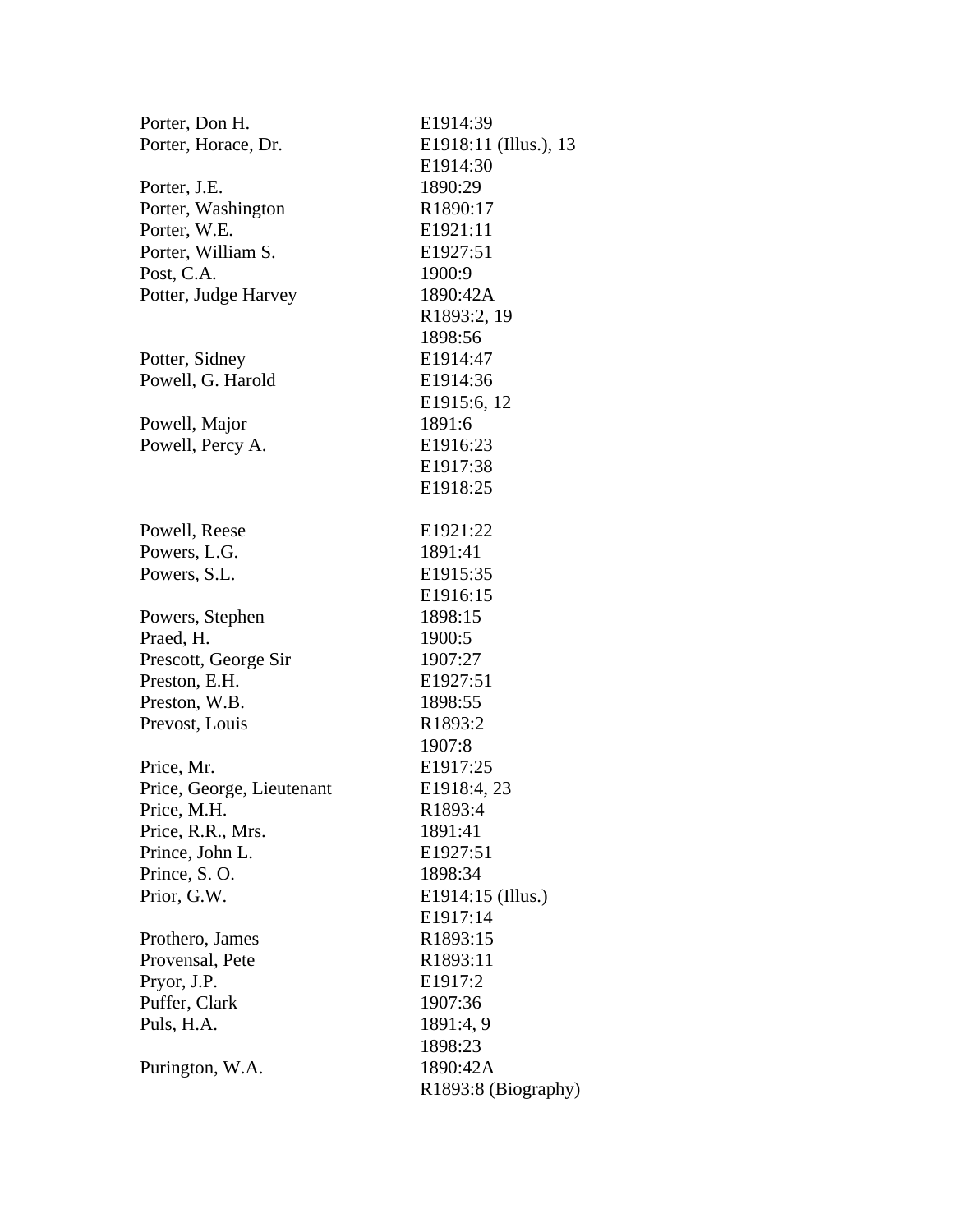| | |
|---|---|
| Porter, Don H. | E1914:39 |
| Porter, Horace, Dr. | E1918:11 (Illus.), 13 |
| | E1914:30 |
| Porter, J.E. | 1890:29 |
| Porter, Washington | R1890:17 |
| Porter, W.E. | E1921:11 |
| Porter, William S. | E1927:51 |
| Post, C.A. | 1900:9 |
| Potter, Judge Harvey | 1890:42A |
| | R1893:2, 19 |
| | 1898:56 |
| Potter, Sidney | E1914:47 |
| Powell, G. Harold | E1914:36 |
| | E1915:6, 12 |
| Powell, Major | 1891:6 |
| Powell, Percy A. | E1916:23 |
| | E1917:38 |
| | E1918:25 |
| Powell, Reese | E1921:22 |
| Powers, L.G. | 1891:41 |
| Powers, S.L. | E1915:35 |
| | E1916:15 |
| Powers, Stephen | 1898:15 |
| Praed, H. | 1900:5 |
| Prescott, George Sir | 1907:27 |
| Preston, E.H. | E1927:51 |
| Preston, W.B. | 1898:55 |
| Prevost, Louis | R1893:2 |
| | 1907:8 |
| Price, Mr. | E1917:25 |
| Price, George, Lieutenant | E1918:4, 23 |
| Price, M.H. | R1893:4 |
| Price, R.R., Mrs. | 1891:41 |
| Prince, John L. | E1927:51 |
| Prince, S. O. | 1898:34 |
| Prior, G.W. | E1914:15 (Illus.) |
| | E1917:14 |
| Prothero, James | R1893:15 |
| Provensal, Pete | R1893:11 |
| Pryor, J.P. | E1917:2 |
| Puffer, Clark | 1907:36 |
| Puls, H.A. | 1891:4, 9 |
| | 1898:23 |
| Purington, W.A. | 1890:42A |
| | R1893:8 (Biography) |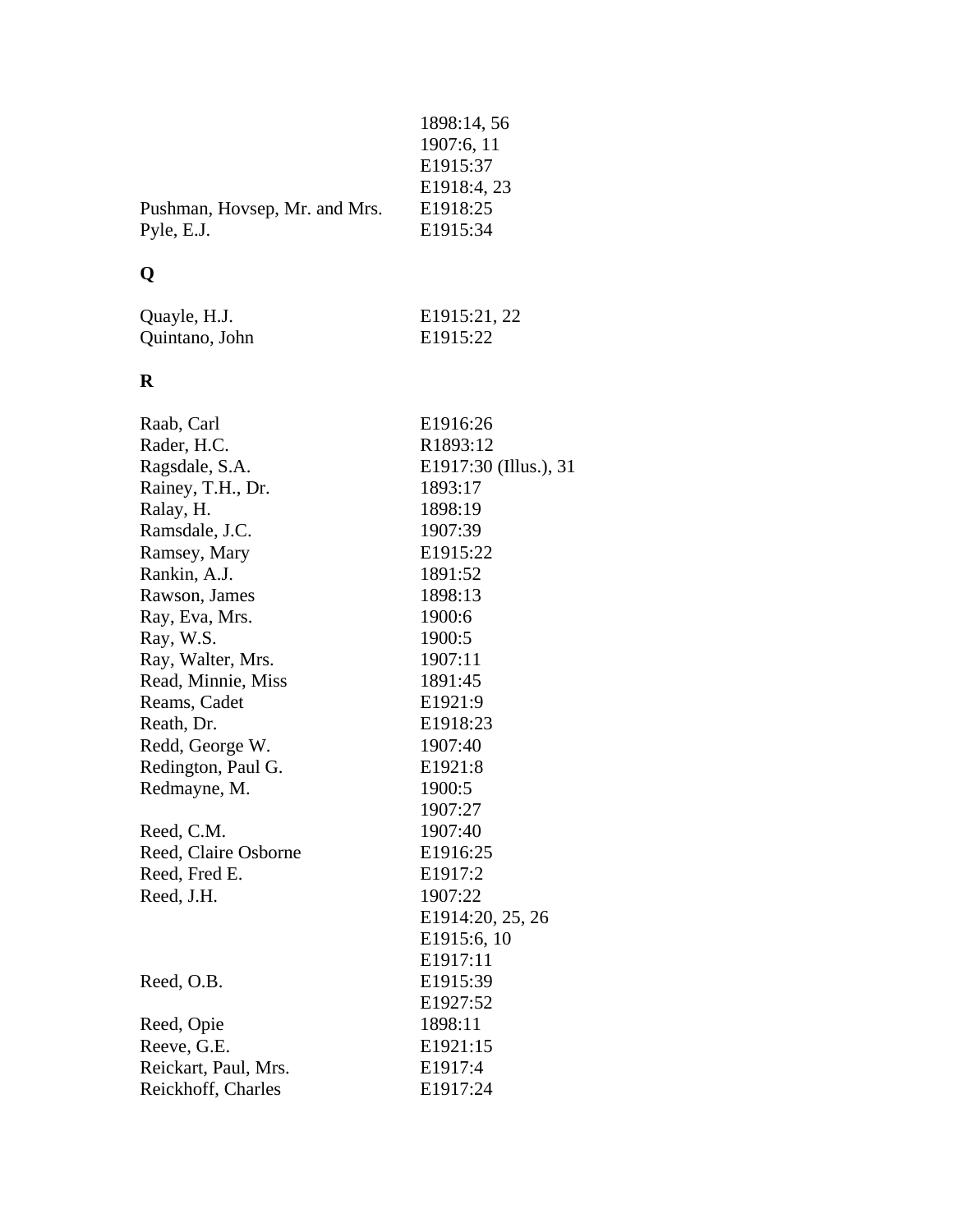| | |
|---|---|
| | 1898:14, 56 |
| | 1907:6, 11 |
| | E1915:37 |
| | E1918:4, 23 |
| Pushman, Hovsep, Mr. and Mrs. | E1918:25 |
| Pyle, E.J. | E1915:34 |

## Q

| | |
|---|---|
| Quayle, H.J. | E1915:21, 22 |
| Quintano, John | E1915:22 |

## R

| | |
|---|---|
| Raab, Carl | E1916:26 |
| Rader, H.C. | R1893:12 |
| Ragsdale, S.A. | E1917:30 (Illus.), 31 |
| Rainey, T.H., Dr. | 1893:17 |
| Ralay, H. | 1898:19 |
| Ramsdale, J.C. | 1907:39 |
| Ramsey, Mary | E1915:22 |
| Rankin, A.J. | 1891:52 |
| Rawson, James | 1898:13 |
| Ray, Eva, Mrs. | 1900:6 |
| Ray, W.S. | 1900:5 |
| Ray, Walter, Mrs. | 1907:11 |
| Read, Minnie, Miss | 1891:45 |
| Reams, Cadet | E1921:9 |
| Reath, Dr. | E1918:23 |
| Redd, George W. | 1907:40 |
| Redington, Paul G. | E1921:8 |
| Redmayne, M. | 1900:5 |
| | 1907:27 |
| Reed, C.M. | 1907:40 |
| Reed, Claire Osborne | E1916:25 |
| Reed, Fred E. | E1917:2 |
| Reed, J.H. | 1907:22 |
| | E1914:20, 25, 26 |
| | E1915:6, 10 |
| | E1917:11 |
| Reed, O.B. | E1915:39 |
| | E1927:52 |
| Reed, Opie | 1898:11 |
| Reeve, G.E. | E1921:15 |
| Reickart, Paul, Mrs. | E1917:4 |
| Reickhoff, Charles | E1917:24 |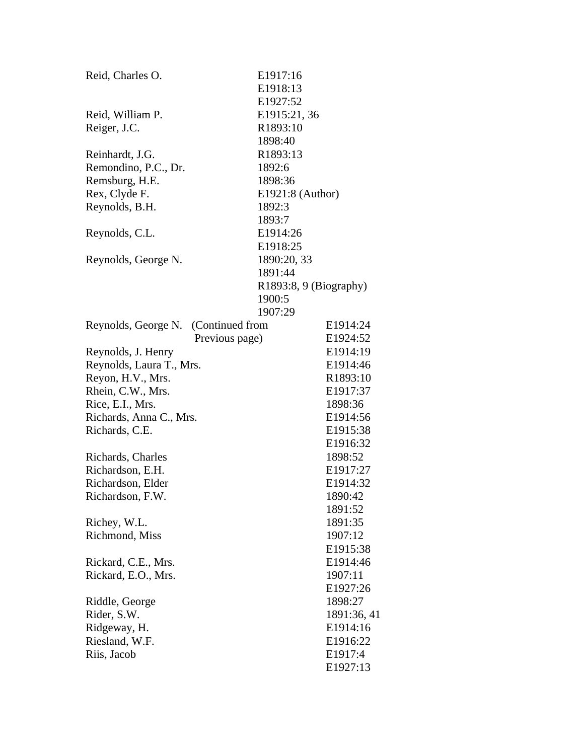| | |
|---|---|
| Reid, Charles O. | E1917:16 |
| | E1918:13 |
| | E1927:52 |
| Reid, William P. | E1915:21, 36 |
| Reiger, J.C. | R1893:10 |
| | 1898:40 |
| Reinhardt, J.G. | R1893:13 |
| Remondino, P.C., Dr. | 1892:6 |
| Remsburg, H.E. | 1898:36 |
| Rex, Clyde F. | E1921:8 (Author) |
| Reynolds, B.H. | 1892:3 |
| | 1893:7 |
| Reynolds, C.L. | E1914:26 |
| | E1918:25 |
| Reynolds, George N. | 1890:20, 33 |
| | 1891:44 |
| | R1893:8, 9 (Biography) |
| | 1900:5 |
| | 1907:29 |
| Reynolds, George N. (Continued from Previous page) | E1914:24 |
| | E1924:52 |
| Reynolds, J. Henry | E1914:19 |
| Reynolds, Laura T., Mrs. | E1914:46 |
| Reyon, H.V., Mrs. | R1893:10 |
| Rhein, C.W., Mrs. | E1917:37 |
| Rice, E.I., Mrs. | 1898:36 |
| Richards, Anna C., Mrs. | E1914:56 |
| Richards, C.E. | E1915:38 |
| | E1916:32 |
| Richards, Charles | 1898:52 |
| Richardson, E.H. | E1917:27 |
| Richardson, Elder | E1914:32 |
| Richardson, F.W. | 1890:42 |
| | 1891:52 |
| Richey, W.L. | 1891:35 |
| Richmond, Miss | 1907:12 |
| | E1915:38 |
| Rickard, C.E., Mrs. | E1914:46 |
| Rickard, E.O., Mrs. | 1907:11 |
| | E1927:26 |
| Riddle, George | 1898:27 |
| Rider, S.W. | 1891:36, 41 |
| Ridgeway, H. | E1914:16 |
| Riesland, W.F. | E1916:22 |
| Riis, Jacob | E1917:4 |
| | E1927:13 |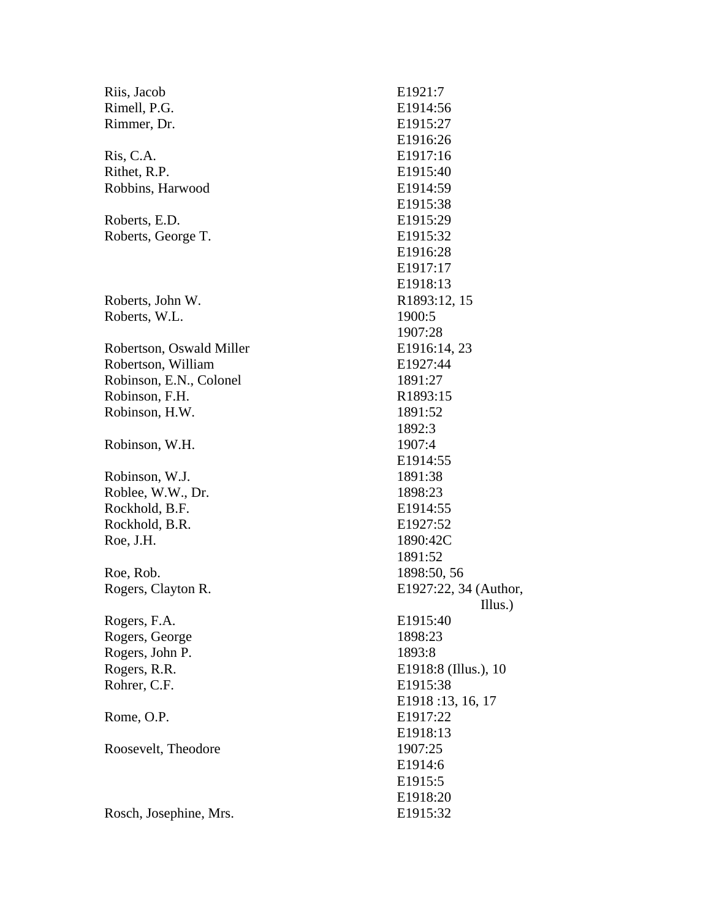| Name | Reference |
|---|---|
| Riis, Jacob | E1921:7 |
| Rimell, P.G. | E1914:56 |
| Rimmer, Dr. | E1915:27 |
| | E1916:26 |
| Ris, C.A. | E1917:16 |
| Rithet, R.P. | E1915:40 |
| Robbins, Harwood | E1914:59 |
| | E1915:38 |
| Roberts, E.D. | E1915:29 |
| Roberts, George T. | E1915:32 |
| | E1916:28 |
| | E1917:17 |
| | E1918:13 |
| Roberts, John W. | R1893:12, 15 |
| Roberts, W.L. | 1900:5 |
| | 1907:28 |
| Robertson, Oswald Miller | E1916:14, 23 |
| Robertson, William | E1927:44 |
| Robinson, E.N., Colonel | 1891:27 |
| Robinson, F.H. | R1893:15 |
| Robinson, H.W. | 1891:52 |
| | 1892:3 |
| Robinson, W.H. | 1907:4 |
| | E1914:55 |
| Robinson, W.J. | 1891:38 |
| Roblee, W.W., Dr. | 1898:23 |
| Rockhold, B.F. | E1914:55 |
| Rockhold, B.R. | E1927:52 |
| Roe, J.H. | 1890:42C |
| | 1891:52 |
| Roe, Rob. | 1898:50, 56 |
| Rogers, Clayton R. | E1927:22, 34 (Author, Illus.) |
| Rogers, F.A. | E1915:40 |
| Rogers, George | 1898:23 |
| Rogers, John P. | 1893:8 |
| Rogers, R.R. | E1918:8 (Illus.), 10 |
| Rohrer, C.F. | E1915:38 |
| | E1918 :13, 16, 17 |
| Rome, O.P. | E1917:22 |
| | E1918:13 |
| Roosevelt, Theodore | 1907:25 |
| | E1914:6 |
| | E1915:5 |
| | E1918:20 |
| Rosch, Josephine, Mrs. | E1915:32 |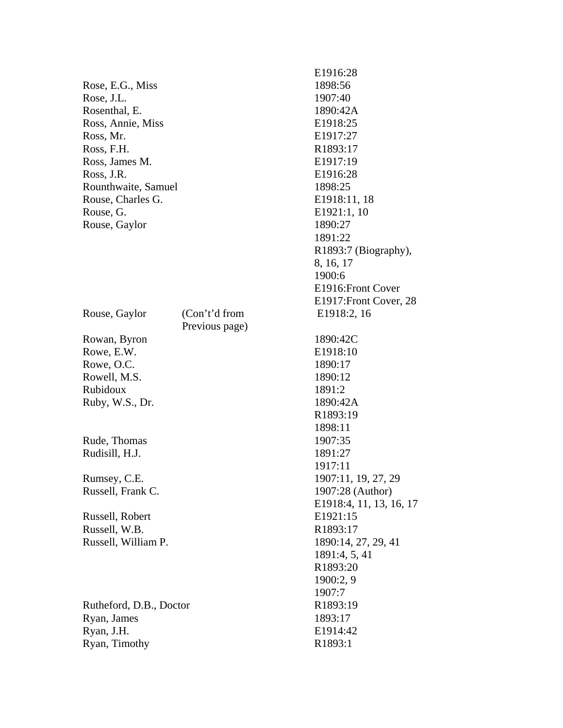| | | |
|---|---|---|
| | | E1916:28 |
| Rose, E.G., Miss | | 1898:56 |
| Rose, J.L. | | 1907:40 |
| Rosenthal, E. | | 1890:42A |
| Ross, Annie, Miss | | E1918:25 |
| Ross, Mr. | | E1917:27 |
| Ross, F.H. | | R1893:17 |
| Ross, James M. | | E1917:19 |
| Ross, J.R. | | E1916:28 |
| Rounthwaite, Samuel | | 1898:25 |
| Rouse, Charles G. | | E1918:11, 18 |
| Rouse, G. | | E1921:1, 10 |
| Rouse, Gaylor | | 1890:27<br>1891:22<br>R1893:7 (Biography), 8, 16, 17<br>1900:6<br>E1916:Front Cover<br>E1917:Front Cover, 28 |
| Rouse, Gaylor | (Con't'd from Previous page) | E1918:2, 16 |
| Rowan, Byron | | 1890:42C |
| Rowe, E.W. | | E1918:10 |
| Rowe, O.C. | | 1890:17 |
| Rowell, M.S. | | 1890:12 |
| Rubidoux | | 1891:2 |
| Ruby, W.S., Dr. | | 1890:42A<br>R1893:19<br>1898:11 |
| Rude, Thomas | | 1907:35 |
| Rudisill, H.J. | | 1891:27<br>1917:11 |
| Rumsey, C.E. | | 1907:11, 19, 27, 29 |
| Russell, Frank C. | | 1907:28 (Author)<br>E1918:4, 11, 13, 16, 17 |
| Russell, Robert | | E1921:15 |
| Russell, W.B. | | R1893:17 |
| Russell, William P. | | 1890:14, 27, 29, 41<br>1891:4, 5, 41<br>R1893:20<br>1900:2, 9<br>1907:7 |
| Rutheford, D.B., Doctor | | R1893:19 |
| Ryan, James | | 1893:17 |
| Ryan, J.H. | | E1914:42 |
| Ryan, Timothy | | R1893:1 |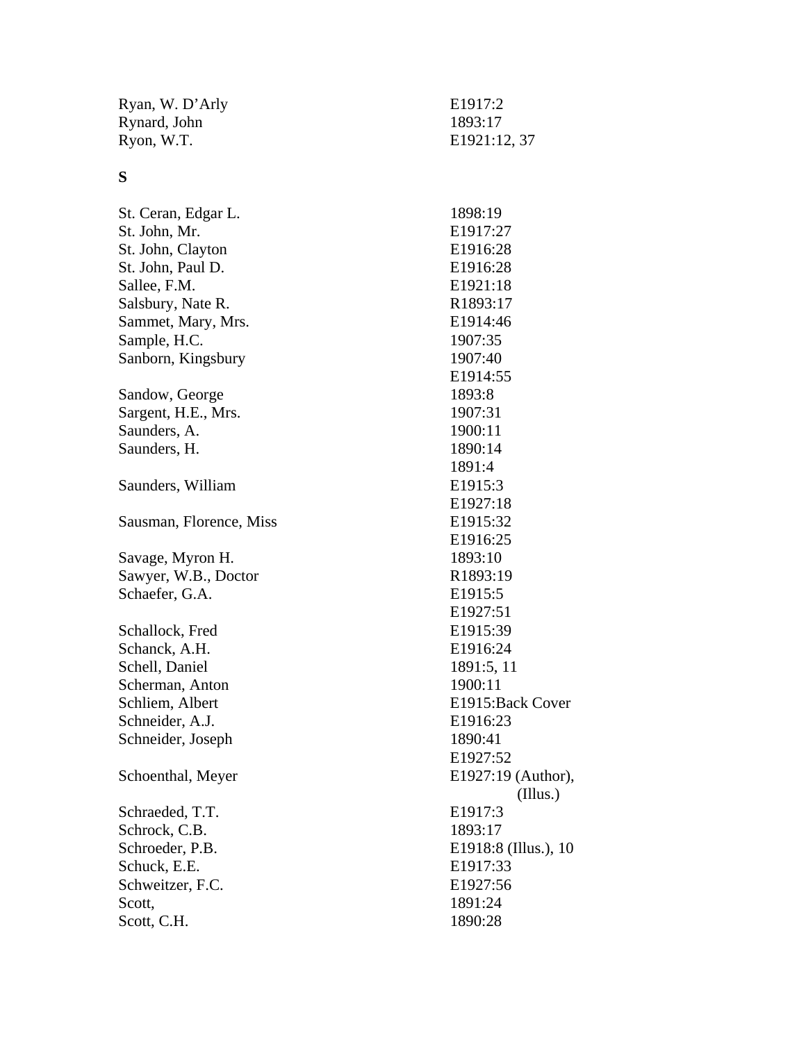| | |
|---|---|
| Ryan, W. D'Arly | E1917:2 |
| Rynard, John | 1893:17 |
| Ryon, W.T. | E1921:12, 37 |

**S**

| | |
|---|---|
| St. Ceran, Edgar L. | 1898:19 |
| St. John, Mr. | E1917:27 |
| St. John, Clayton | E1916:28 |
| St. John, Paul D. | E1916:28 |
| Sallee, F.M. | E1921:18 |
| Salsbury, Nate R. | R1893:17 |
| Sammet, Mary, Mrs. | E1914:46 |
| Sample, H.C. | 1907:35 |
| Sanborn, Kingsbury | 1907:40 |
| | E1914:55 |
| Sandow, George | 1893:8 |
| Sargent, H.E., Mrs. | 1907:31 |
| Saunders, A. | 1900:11 |
| Saunders, H. | 1890:14 |
| | 1891:4 |
| Saunders, William | E1915:3 |
| | E1927:18 |
| Sausman, Florence, Miss | E1915:32 |
| | E1916:25 |
| Savage, Myron H. | 1893:10 |
| Sawyer, W.B., Doctor | R1893:19 |
| Schaefer, G.A. | E1915:5 |
| | E1927:51 |
| Schallock, Fred | E1915:39 |
| Schanck, A.H. | E1916:24 |
| Schell, Daniel | 1891:5, 11 |
| Scherman, Anton | 1900:11 |
| Schliem, Albert | E1915:Back Cover |
| Schneider, A.J. | E1916:23 |
| Schneider, Joseph | 1890:41 |
| | E1927:52 |
| Schoenthal, Meyer | E1927:19 (Author), (Illus.) |
| Schraeded, T.T. | E1917:3 |
| Schrock, C.B. | 1893:17 |
| Schroeder, P.B. | E1918:8 (Illus.), 10 |
| Schuck, E.E. | E1917:33 |
| Schweitzer, F.C. | E1927:56 |
| Scott, | 1891:24 |
| Scott, C.H. | 1890:28 |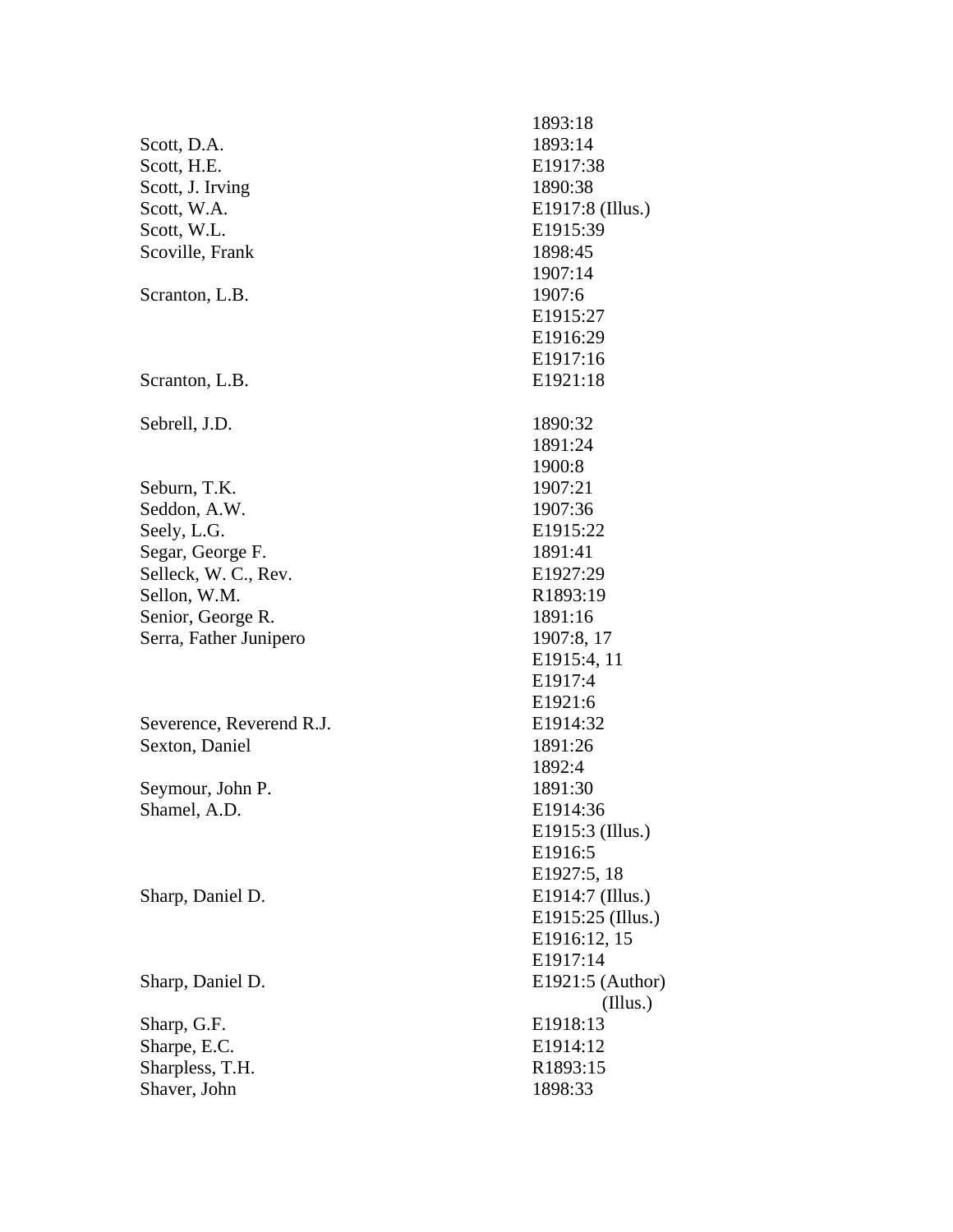| | |
|---|---|
| | 1893:18 |
| Scott, D.A. | 1893:14 |
| Scott, H.E. | E1917:38 |
| Scott, J. Irving | 1890:38 |
| Scott, W.A. | E1917:8 (Illus.) |
| Scott, W.L. | E1915:39 |
| Scoville, Frank | 1898:45 |
| | 1907:14 |
| Scranton, L.B. | 1907:6 |
| | E1915:27 |
| | E1916:29 |
| | E1917:16 |
| Scranton, L.B. | E1921:18 |
| | |
| Sebrell, J.D. | 1890:32 |
| | 1891:24 |
| | 1900:8 |
| Seburn, T.K. | 1907:21 |
| Seddon, A.W. | 1907:36 |
| Seely, L.G. | E1915:22 |
| Segar, George F. | 1891:41 |
| Selleck, W. C., Rev. | E1927:29 |
| Sellon, W.M. | R1893:19 |
| Senior, George R. | 1891:16 |
| Serra, Father Junipero | 1907:8, 17 |
| | E1915:4, 11 |
| | E1917:4 |
| | E1921:6 |
| Severence, Reverend R.J. | E1914:32 |
| Sexton, Daniel | 1891:26 |
| | 1892:4 |
| Seymour, John P. | 1891:30 |
| Shamel, A.D. | E1914:36 |
| | E1915:3 (Illus.) |
| | E1916:5 |
| | E1927:5, 18 |
| Sharp, Daniel D. | E1914:7 (Illus.) |
| | E1915:25 (Illus.) |
| | E1916:12, 15 |
| | E1917:14 |
| Sharp, Daniel D. | E1921:5 (Author) (Illus.) |
| Sharp, G.F. | E1918:13 |
| Sharpe, E.C. | E1914:12 |
| Sharpless, T.H. | R1893:15 |
| Shaver, John | 1898:33 |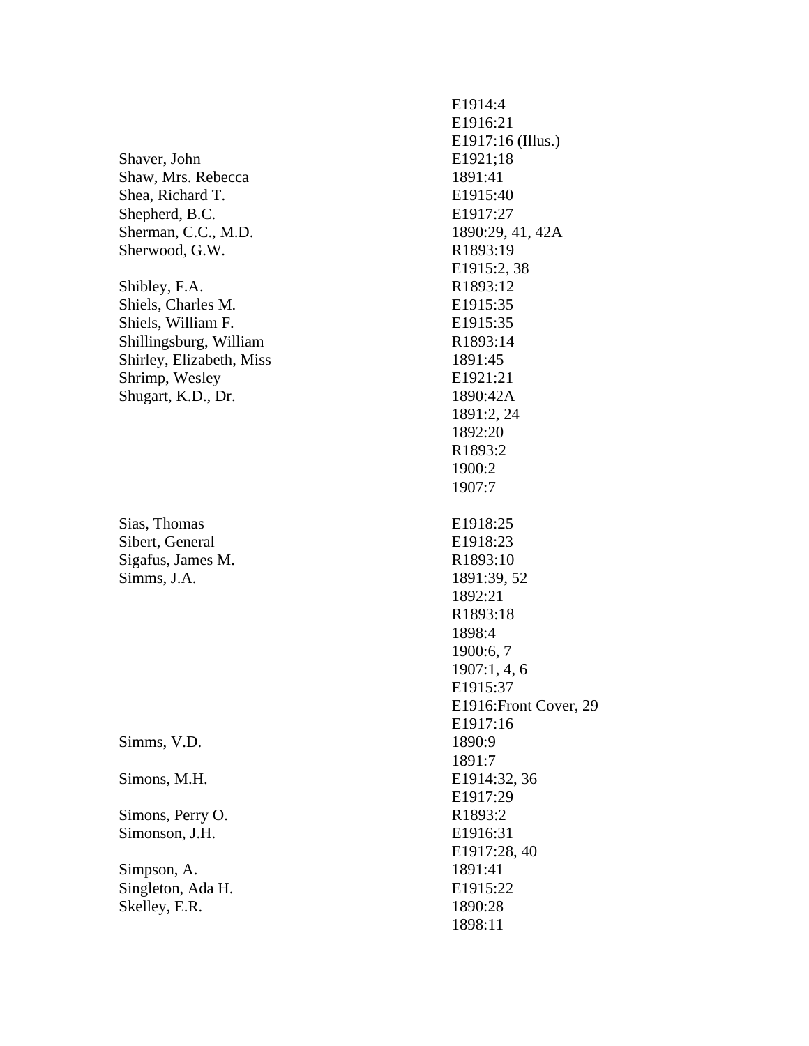| | |
|---|---|
| | E1914:4 |
| | E1916:21 |
| | E1917:16 (Illus.) |
| Shaver, John | E1921;18 |
| Shaw, Mrs. Rebecca | 1891:41 |
| Shea, Richard T. | E1915:40 |
| Shepherd, B.C. | E1917:27 |
| Sherman, C.C., M.D. | 1890:29, 41, 42A |
| Sherwood, G.W. | R1893:19 |
| | E1915:2, 38 |
| Shibley, F.A. | R1893:12 |
| Shiels, Charles M. | E1915:35 |
| Shiels, William F. | E1915:35 |
| Shillingsburg, William | R1893:14 |
| Shirley, Elizabeth, Miss | 1891:45 |
| Shrimp, Wesley | E1921:21 |
| Shugart, K.D., Dr. | 1890:42A |
| | 1891:2, 24 |
| | 1892:20 |
| | R1893:2 |
| | 1900:2 |
| | 1907:7 |
| Sias, Thomas | E1918:25 |
| Sibert, General | E1918:23 |
| Sigafus, James M. | R1893:10 |
| Simms, J.A. | 1891:39, 52 |
| | 1892:21 |
| | R1893:18 |
| | 1898:4 |
| | 1900:6, 7 |
| | 1907:1, 4, 6 |
| | E1915:37 |
| | E1916:Front Cover, 29 |
| | E1917:16 |
| Simms, V.D. | 1890:9 |
| | 1891:7 |
| Simons, M.H. | E1914:32, 36 |
| | E1917:29 |
| Simons, Perry O. | R1893:2 |
| Simonson, J.H. | E1916:31 |
| | E1917:28, 40 |
| Simpson, A. | 1891:41 |
| Singleton, Ada H. | E1915:22 |
| Skelley, E.R. | 1890:28 |
| | 1898:11 |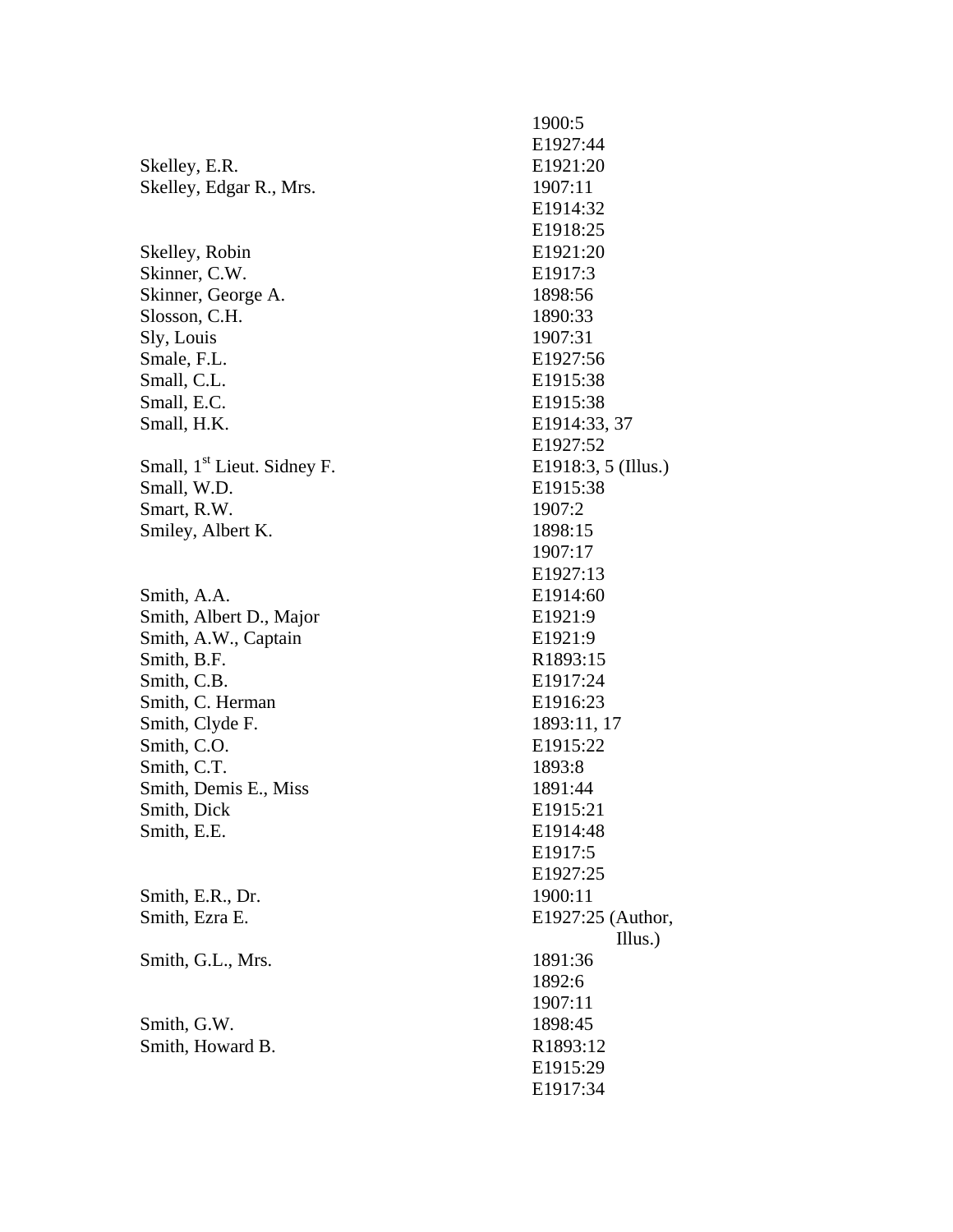| | |
|---|---|
| | 1900:5 |
| | E1927:44 |
| Skelley, E.R. | E1921:20 |
| Skelley, Edgar R., Mrs. | 1907:11 |
| | E1914:32 |
| | E1918:25 |
| Skelley, Robin | E1921:20 |
| Skinner, C.W. | E1917:3 |
| Skinner, George A. | 1898:56 |
| Slosson, C.H. | 1890:33 |
| Sly, Louis | 1907:31 |
| Smale, F.L. | E1927:56 |
| Small, C.L. | E1915:38 |
| Small, E.C. | E1915:38 |
| Small, H.K. | E1914:33, 37 |
| | E1927:52 |
| Small, 1st Lieut. Sidney F. | E1918:3, 5 (Illus.) |
| Small, W.D. | E1915:38 |
| Smart, R.W. | 1907:2 |
| Smiley, Albert K. | 1898:15 |
| | 1907:17 |
| | E1927:13 |
| Smith, A.A. | E1914:60 |
| Smith, Albert D., Major | E1921:9 |
| Smith, A.W., Captain | E1921:9 |
| Smith, B.F. | R1893:15 |
| Smith, C.B. | E1917:24 |
| Smith, C. Herman | E1916:23 |
| Smith, Clyde F. | 1893:11, 17 |
| Smith, C.O. | E1915:22 |
| Smith, C.T. | 1893:8 |
| Smith, Demis E., Miss | 1891:44 |
| Smith, Dick | E1915:21 |
| Smith, E.E. | E1914:48 |
| | E1917:5 |
| | E1927:25 |
| Smith, E.R., Dr. | 1900:11 |
| Smith, Ezra E. | E1927:25 (Author, Illus.) |
| Smith, G.L., Mrs. | 1891:36 |
| | 1892:6 |
| | 1907:11 |
| Smith, G.W. | 1898:45 |
| Smith, Howard B. | R1893:12 |
| | E1915:29 |
| | E1917:34 |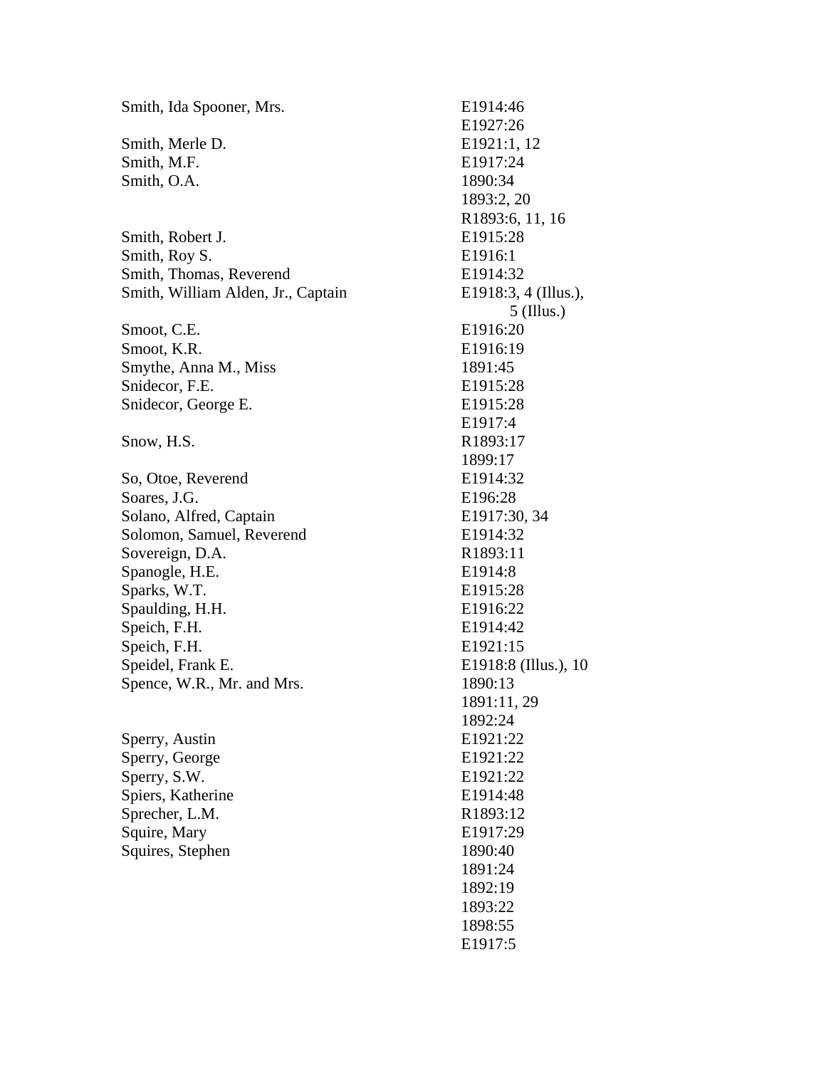| | |
|---|---|
| Smith, Ida Spooner, Mrs. | E1914:46<br>E1927:26 |
| Smith, Merle D. | E1921:1, 12 |
| Smith, M.F. | E1917:24 |
| Smith, O.A. | 1890:34<br>1893:2, 20<br>R1893:6, 11, 16 |
| Smith, Robert J. | E1915:28 |
| Smith, Roy S. | E1916:1 |
| Smith, Thomas, Reverend | E1914:32 |
| Smith, William Alden, Jr., Captain | E1918:3, 4 (Illus.), 5 (Illus.) |
| Smoot, C.E. | E1916:20 |
| Smoot, K.R. | E1916:19 |
| Smythe, Anna M., Miss | 1891:45 |
| Snidecor, F.E. | E1915:28 |
| Snidecor, George E. | E1915:28<br>E1917:4 |
| Snow, H.S. | R1893:17<br>1899:17 |
| So, Otoe, Reverend | E1914:32 |
| Soares, J.G. | E196:28 |
| Solano, Alfred, Captain | E1917:30, 34 |
| Solomon, Samuel, Reverend | E1914:32 |
| Sovereign, D.A. | R1893:11 |
| Spanogle, H.E. | E1914:8 |
| Sparks, W.T. | E1915:28 |
| Spaulding, H.H. | E1916:22 |
| Speich, F.H. | E1914:42 |
| Speich, F.H. | E1921:15 |
| Speidel, Frank E. | E1918:8 (Illus.), 10 |
| Spence, W.R., Mr. and Mrs. | 1890:13<br>1891:11, 29<br>1892:24 |
| Sperry, Austin | E1921:22 |
| Sperry, George | E1921:22 |
| Sperry, S.W. | E1921:22 |
| Spiers, Katherine | E1914:48 |
| Sprecher, L.M. | R1893:12 |
| Squire, Mary | E1917:29 |
| Squires, Stephen | 1890:40<br>1891:24<br>1892:19<br>1893:22<br>1898:55<br>E1917:5 |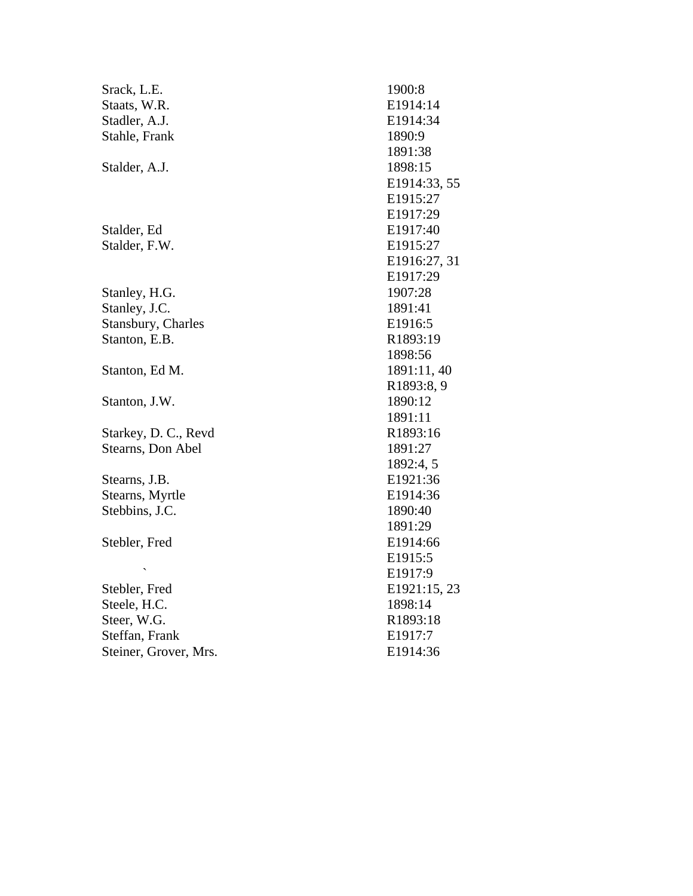| | |
|---|---|
| Srack, L.E. | 1900:8 |
| Staats, W.R. | E1914:14 |
| Stadler, A.J. | E1914:34 |
| Stahle, Frank | 1890:9 |
| | 1891:38 |
| Stalder, A.J. | 1898:15 |
| | E1914:33, 55 |
| | E1915:27 |
| | E1917:29 |
| Stalder, Ed | E1917:40 |
| Stalder, F.W. | E1915:27 |
| | E1916:27, 31 |
| | E1917:29 |
| Stanley, H.G. | 1907:28 |
| Stanley, J.C. | 1891:41 |
| Stansbury, Charles | E1916:5 |
| Stanton, E.B. | R1893:19 |
| | 1898:56 |
| Stanton, Ed M. | 1891:11, 40 |
| | R1893:8, 9 |
| Stanton, J.W. | 1890:12 |
| | 1891:11 |
| Starkey, D. C., Revd | R1893:16 |
| Stearns, Don Abel | 1891:27 |
| | 1892:4, 5 |
| Stearns, J.B. | E1921:36 |
| Stearns, Myrtle | E1914:36 |
| Stebbins, J.C. | 1890:40 |
| | 1891:29 |
| Stebler, Fred | E1914:66 |
| | E1915:5 |
| ` | E1917:9 |
| Stebler, Fred | E1921:15, 23 |
| Steele, H.C. | 1898:14 |
| Steer, W.G. | R1893:18 |
| Steffan, Frank | E1917:7 |
| Steiner, Grover, Mrs. | E1914:36 |